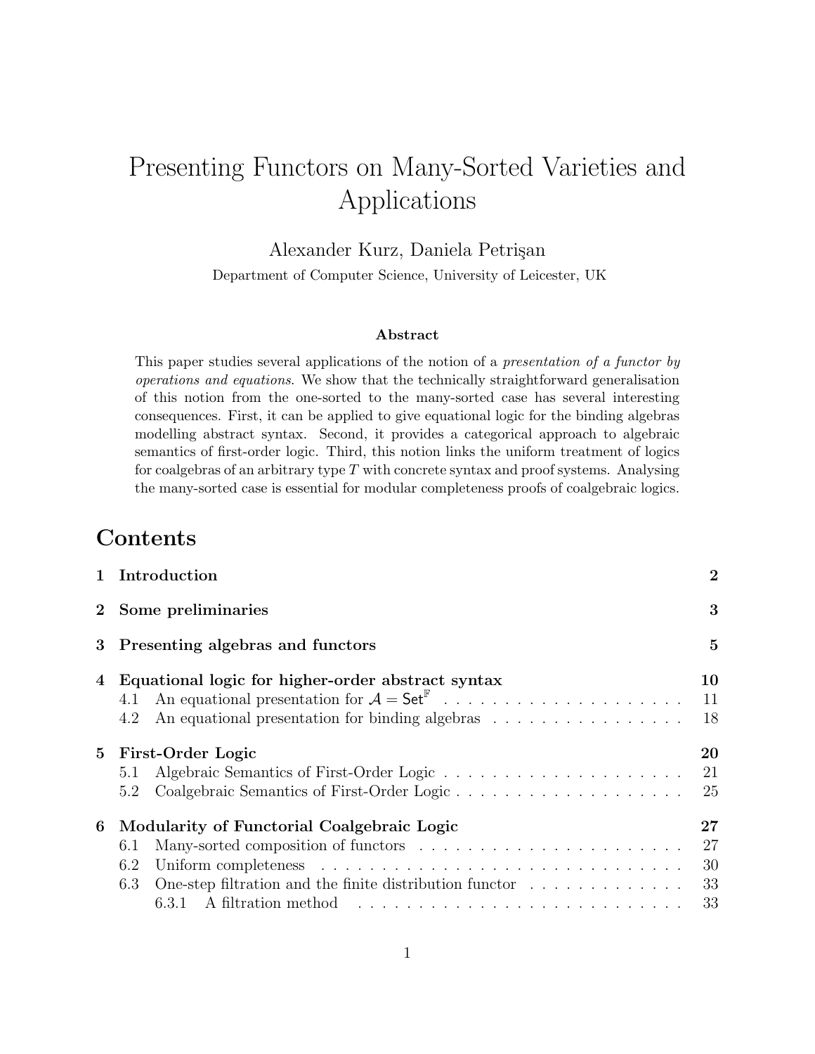# Presenting Functors on Many-Sorted Varieties and Applications

Alexander Kurz, Daniela Petrişan

Department of Computer Science, University of Leicester, UK

### Abstract

This paper studies several applications of the notion of a *presentation of a functor by operations and equations*. We show that the technically straightforward generalisation of this notion from the one-sorted to the many-sorted case has several interesting consequences. First, it can be applied to give equational logic for the binding algebras modelling abstract syntax. Second, it provides a categorical approach to algebraic semantics of first-order logic. Third, this notion links the uniform treatment of logics for coalgebras of an arbitrary type $T$ with concrete syntax and proof systems. Analysing the many-sorted case is essential for modular completeness proofs of coalgebraic logics.

## Contents

**1 Introduction** — 2

**2 Some preliminaries** — 3

**3 Presenting algebras and functors** — 5

**4 Equational logic for higher-order abstract syntax** — 10
- 4.1 An equational presentation for $\mathcal{A} = \mathsf{Set}^{\mathbb{F}}$ — 11
- 4.2 An equational presentation for binding algebras — 18

**5 First-Order Logic** — 20
- 5.1 Algebraic Semantics of First-Order Logic — 21
- 5.2 Coalgebraic Semantics of First-Order Logic — 25

**6 Modularity of Functorial Coalgebraic Logic** — 27
- 6.1 Many-sorted composition of functors — 27
- 6.2 Uniform completeness — 30
- 6.3 One-step filtration and the finite distribution functor — 33
  - 6.3.1 A filtration method — 33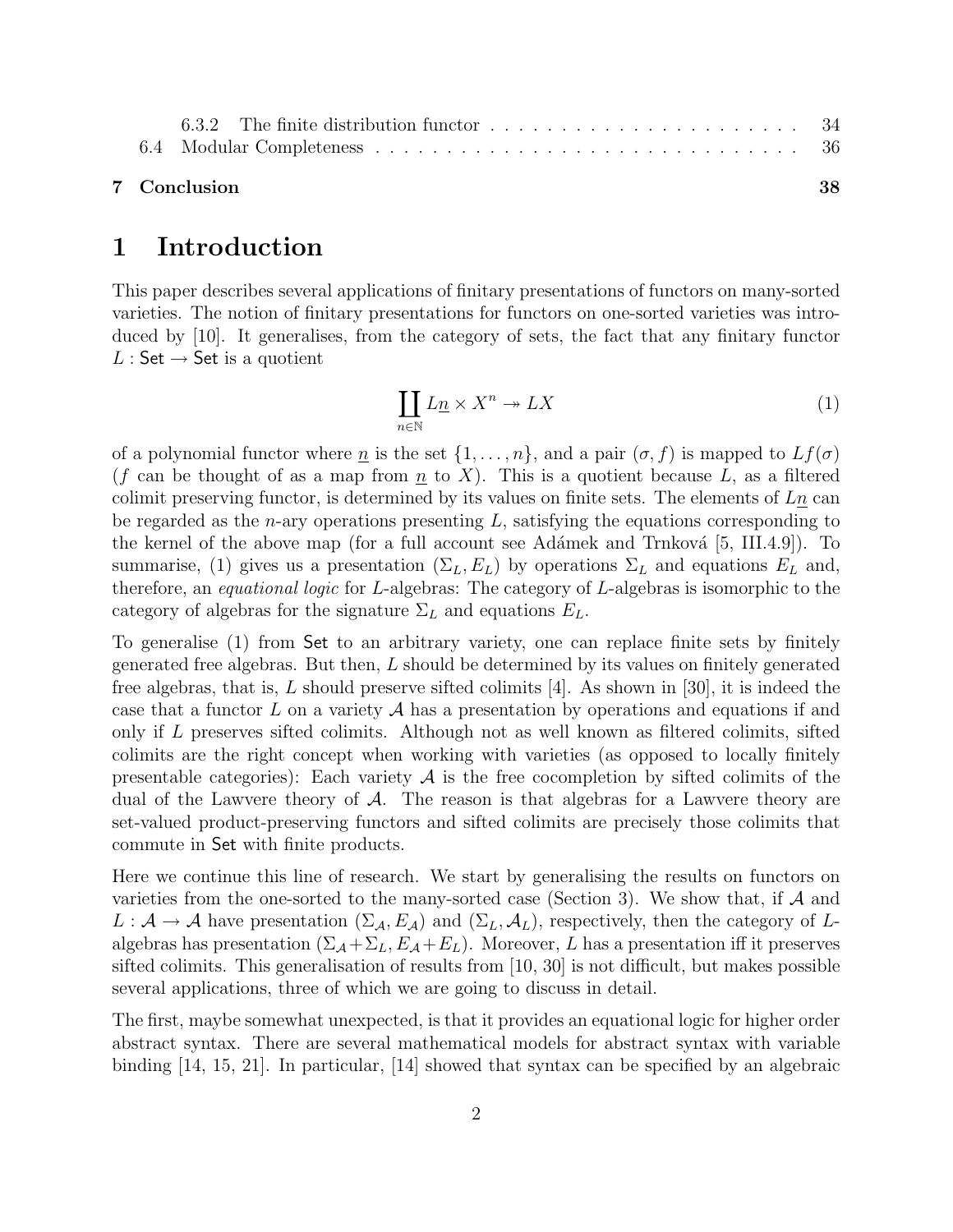6.3.2 The finite distribution functor . . . . . . . . . . . . . . . . . . . . . . 34
6.4 Modular Completeness . . . . . . . . . . . . . . . . . . . . . . . . . . . . . 36

**7 Conclusion** **38**

# 1 Introduction

This paper describes several applications of finitary presentations of functors on many-sorted varieties. The notion of finitary presentations for functors on one-sorted varieties was introduced by [10]. It generalises, from the category of sets, the fact that any finitary functor $L : \mathsf{Set} \to \mathsf{Set}$ is a quotient

$$\coprod_{n \in \mathbb{N}} L\underline{n} \times X^n \twoheadrightarrow LX \tag{1}$$

of a polynomial functor where $\underline{n}$ is the set $\{1, \ldots, n\}$, and a pair $(\sigma, f)$ is mapped to $Lf(\sigma)$ ($f$ can be thought of as a map from $\underline{n}$ to $X$). This is a quotient because $L$, as a filtered colimit preserving functor, is determined by its values on finite sets. The elements of $L\underline{n}$ can be regarded as the $n$-ary operations presenting $L$, satisfying the equations corresponding to the kernel of the above map (for a full account see Adámek and Trnková [5, III.4.9]). To summarise, (1) gives us a presentation $(\Sigma_L, E_L)$ by operations $\Sigma_L$ and equations $E_L$ and, therefore, an *equational logic* for $L$-algebras: The category of $L$-algebras is isomorphic to the category of algebras for the signature $\Sigma_L$ and equations $E_L$.

To generalise (1) from $\mathsf{Set}$ to an arbitrary variety, one can replace finite sets by finitely generated free algebras. But then, $L$ should be determined by its values on finitely generated free algebras, that is, $L$ should preserve sifted colimits [4]. As shown in [30], it is indeed the case that a functor $L$ on a variety $\mathcal{A}$ has a presentation by operations and equations if and only if $L$ preserves sifted colimits. Although not as well known as filtered colimits, sifted colimits are the right concept when working with varieties (as opposed to locally finitely presentable categories): Each variety $\mathcal{A}$ is the free cocompletion by sifted colimits of the dual of the Lawvere theory of $\mathcal{A}$. The reason is that algebras for a Lawvere theory are set-valued product-preserving functors and sifted colimits are precisely those colimits that commute in $\mathsf{Set}$ with finite products.

Here we continue this line of research. We start by generalising the results on functors on varieties from the one-sorted to the many-sorted case (Section 3). We show that, if $\mathcal{A}$ and $L : \mathcal{A} \to \mathcal{A}$ have presentation $(\Sigma_\mathcal{A}, E_\mathcal{A})$ and $(\Sigma_L, \mathcal{A}_L)$, respectively, then the category of $L$-algebras has presentation $(\Sigma_\mathcal{A} + \Sigma_L, E_\mathcal{A} + E_L)$. Moreover, $L$ has a presentation iff it preserves sifted colimits. This generalisation of results from [10, 30] is not difficult, but makes possible several applications, three of which we are going to discuss in detail.

The first, maybe somewhat unexpected, is that it provides an equational logic for higher order abstract syntax. There are several mathematical models for abstract syntax with variable binding [14, 15, 21]. In particular, [14] showed that syntax can be specified by an algebraic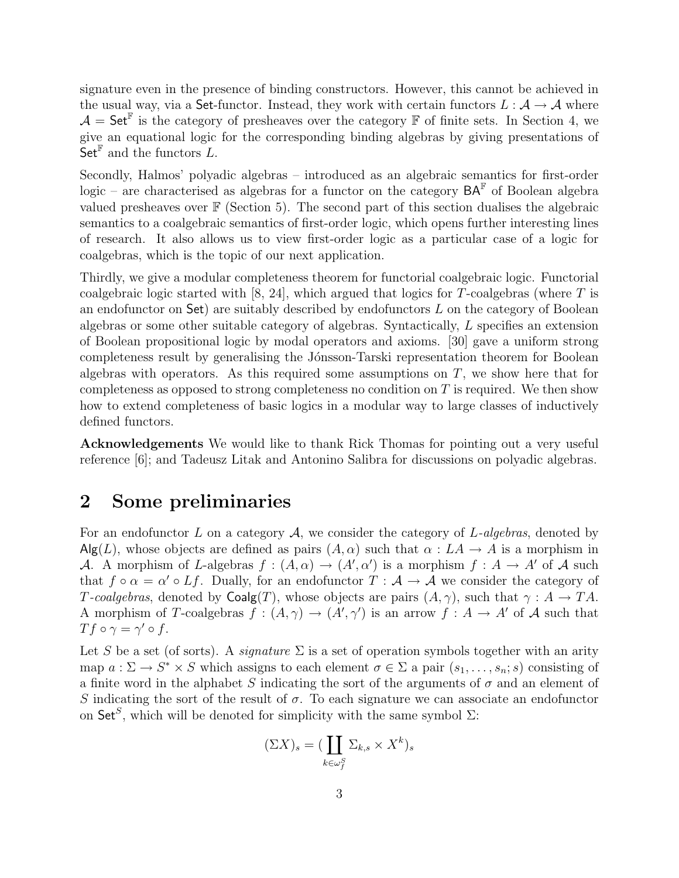signature even in the presence of binding constructors. However, this cannot be achieved in the usual way, via a $\mathsf{Set}$-functor. Instead, they work with certain functors $L : \mathcal{A} \to \mathcal{A}$ where $\mathcal{A} = \mathsf{Set}^{\mathbb{F}}$ is the category of presheaves over the category $\mathbb{F}$ of finite sets. In Section 4, we give an equational logic for the corresponding binding algebras by giving presentations of $\mathsf{Set}^{\mathbb{F}}$ and the functors $L$.

Secondly, Halmos' polyadic algebras – introduced as an algebraic semantics for first-order logic – are characterised as algebras for a functor on the category $\mathsf{BA}^{\mathbb{F}}$ of Boolean algebra valued presheaves over $\mathbb{F}$ (Section 5). The second part of this section dualises the algebraic semantics to a coalgebraic semantics of first-order logic, which opens further interesting lines of research. It also allows us to view first-order logic as a particular case of a logic for coalgebras, which is the topic of our next application.

Thirdly, we give a modular completeness theorem for functorial coalgebraic logic. Functorial coalgebraic logic started with [8, 24], which argued that logics for $T$-coalgebras (where $T$ is an endofunctor on $\mathsf{Set}$) are suitably described by endofunctors $L$ on the category of Boolean algebras or some other suitable category of algebras. Syntactically, $L$ specifies an extension of Boolean propositional logic by modal operators and axioms. [30] gave a uniform strong completeness result by generalising the Jónsson-Tarski representation theorem for Boolean algebras with operators. As this required some assumptions on $T$, we show here that for completeness as opposed to strong completeness no condition on $T$ is required. We then show how to extend completeness of basic logics in a modular way to large classes of inductively defined functors.

**Acknowledgements** We would like to thank Rick Thomas for pointing out a very useful reference [6]; and Tadeusz Litak and Antonino Salibra for discussions on polyadic algebras.

## 2 Some preliminaries

For an endofunctor $L$ on a category $\mathcal{A}$, we consider the category of *$L$-algebras*, denoted by $\mathsf{Alg}(L)$, whose objects are defined as pairs $(A, \alpha)$ such that $\alpha : LA \to A$ is a morphism in $\mathcal{A}$. A morphism of $L$-algebras $f : (A, \alpha) \to (A', \alpha')$ is a morphism $f : A \to A'$ of $\mathcal{A}$ such that $f \circ \alpha = \alpha' \circ Lf$. Dually, for an endofunctor $T : \mathcal{A} \to \mathcal{A}$ we consider the category of *$T$-coalgebras*, denoted by $\mathsf{Coalg}(T)$, whose objects are pairs $(A, \gamma)$, such that $\gamma : A \to TA$. A morphism of $T$-coalgebras $f : (A, \gamma) \to (A', \gamma')$ is an arrow $f : A \to A'$ of $\mathcal{A}$ such that $Tf \circ \gamma = \gamma' \circ f$.

Let $S$ be a set (of sorts). A *signature* $\Sigma$ is a set of operation symbols together with an arity map $a : \Sigma \to S^* \times S$ which assigns to each element $\sigma \in \Sigma$ a pair $(s_1, \ldots, s_n; s)$ consisting of a finite word in the alphabet $S$ indicating the sort of the arguments of $\sigma$ and an element of $S$ indicating the sort of the result of $\sigma$. To each signature we can associate an endofunctor on $\mathsf{Set}^S$, which will be denoted for simplicity with the same symbol $\Sigma$:

$$(\Sigma X)_s = (\coprod_{k \in \omega_f^S} \Sigma_{k,s} \times X^k)_s$$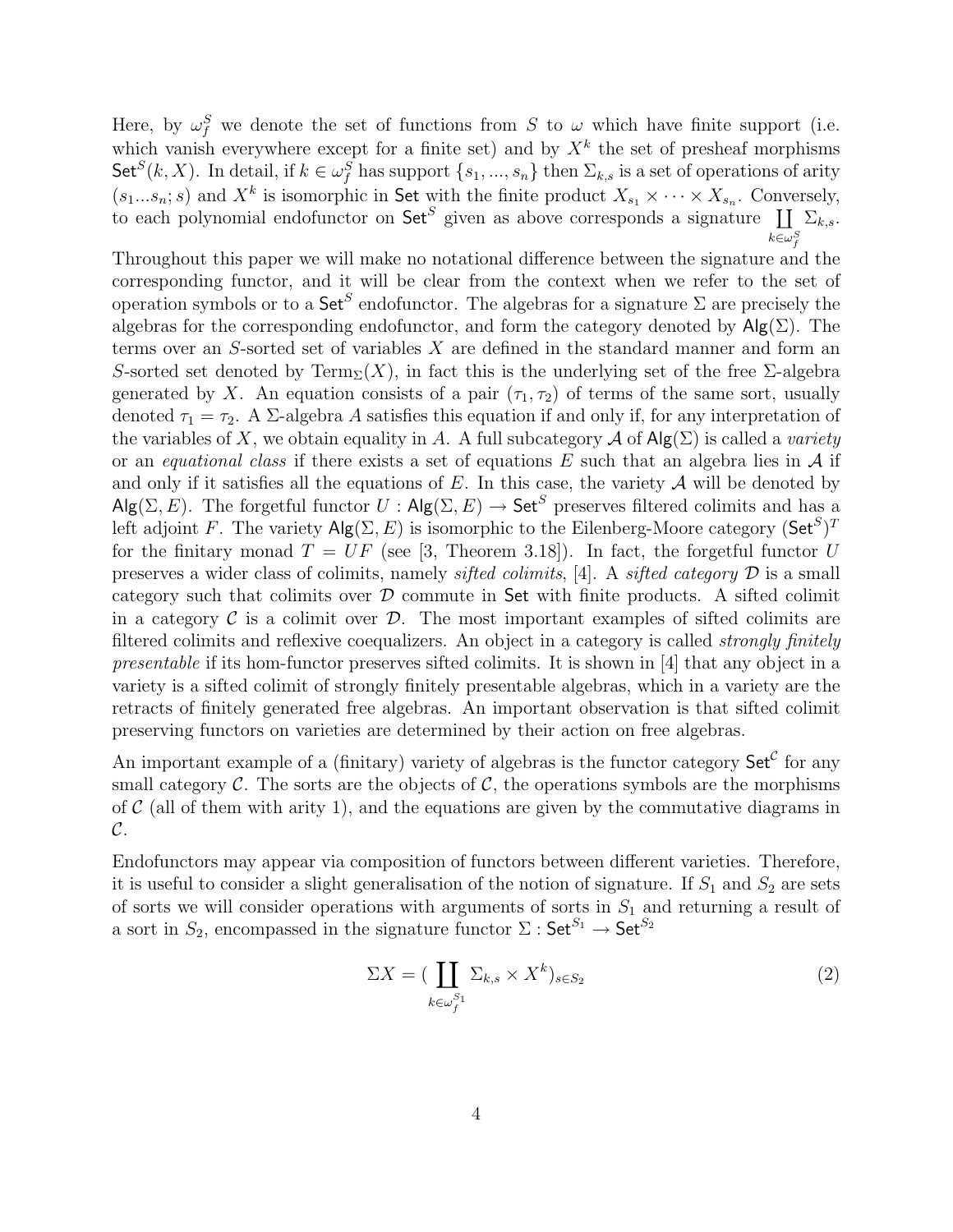Here, by $\omega_f^S$ we denote the set of functions from $S$ to $\omega$ which have finite support (i.e. which vanish everywhere except for a finite set) and by $X^k$ the set of presheaf morphisms $\mathsf{Set}^S(k, X)$. In detail, if $k \in \omega_f^S$ has support $\{s_1, ..., s_n\}$ then $\Sigma_{k,s}$ is a set of operations of arity $(s_1...s_n; s)$ and $X^k$ is isomorphic in $\mathsf{Set}$ with the finite product $X_{s_1} \times \cdots \times X_{s_n}$. Conversely, to each polynomial endofunctor on $\mathsf{Set}^S$ given as above corresponds a signature $\coprod_{k \in \omega_f^S} \Sigma_{k,s}$.

Throughout this paper we will make no notational difference between the signature and the corresponding functor, and it will be clear from the context when we refer to the set of operation symbols or to a $\mathsf{Set}^S$ endofunctor. The algebras for a signature $\Sigma$ are precisely the algebras for the corresponding endofunctor, and form the category denoted by $\mathsf{Alg}(\Sigma)$. The terms over an $S$-sorted set of variables $X$ are defined in the standard manner and form an $S$-sorted set denoted by $\mathrm{Term}_\Sigma(X)$, in fact this is the underlying set of the free $\Sigma$-algebra generated by $X$. An equation consists of a pair $(\tau_1, \tau_2)$ of terms of the same sort, usually denoted $\tau_1 = \tau_2$. A $\Sigma$-algebra $A$ satisfies this equation if and only if, for any interpretation of the variables of $X$, we obtain equality in $A$. A full subcategory $\mathcal{A}$ of $\mathsf{Alg}(\Sigma)$ is called a *variety* or an *equational class* if there exists a set of equations $E$ such that an algebra lies in $\mathcal{A}$ if and only if it satisfies all the equations of $E$. In this case, the variety $\mathcal{A}$ will be denoted by $\mathsf{Alg}(\Sigma, E)$. The forgetful functor $U : \mathsf{Alg}(\Sigma, E) \to \mathsf{Set}^S$ preserves filtered colimits and has a left adjoint $F$. The variety $\mathsf{Alg}(\Sigma, E)$ is isomorphic to the Eilenberg-Moore category $(\mathsf{Set}^S)^T$ for the finitary monad $T = UF$ (see [3, Theorem 3.18]). In fact, the forgetful functor $U$ preserves a wider class of colimits, namely *sifted colimits*, [4]. A *sifted category* $\mathcal{D}$ is a small category such that colimits over $\mathcal{D}$ commute in $\mathsf{Set}$ with finite products. A sifted colimit in a category $\mathcal{C}$ is a colimit over $\mathcal{D}$. The most important examples of sifted colimits are filtered colimits and reflexive coequalizers. An object in a category is called *strongly finitely presentable* if its hom-functor preserves sifted colimits. It is shown in [4] that any object in a variety is a sifted colimit of strongly finitely presentable algebras, which in a variety are the retracts of finitely generated free algebras. An important observation is that sifted colimit preserving functors on varieties are determined by their action on free algebras.

An important example of a (finitary) variety of algebras is the functor category $\mathsf{Set}^{\mathcal{C}}$ for any small category $\mathcal{C}$. The sorts are the objects of $\mathcal{C}$, the operations symbols are the morphisms of $\mathcal{C}$ (all of them with arity 1), and the equations are given by the commutative diagrams in $\mathcal{C}$.

Endofunctors may appear via composition of functors between different varieties. Therefore, it is useful to consider a slight generalisation of the notion of signature. If $S_1$ and $S_2$ are sets of sorts we will consider operations with arguments of sorts in $S_1$ and returning a result of a sort in $S_2$, encompassed in the signature functor $\Sigma : \mathsf{Set}^{S_1} \to \mathsf{Set}^{S_2}$

$$\Sigma X = \left(\coprod_{k \in \omega_f^{S_1}} \Sigma_{k,s} \times X^k\right)_{s \in S_2} \tag{2}$$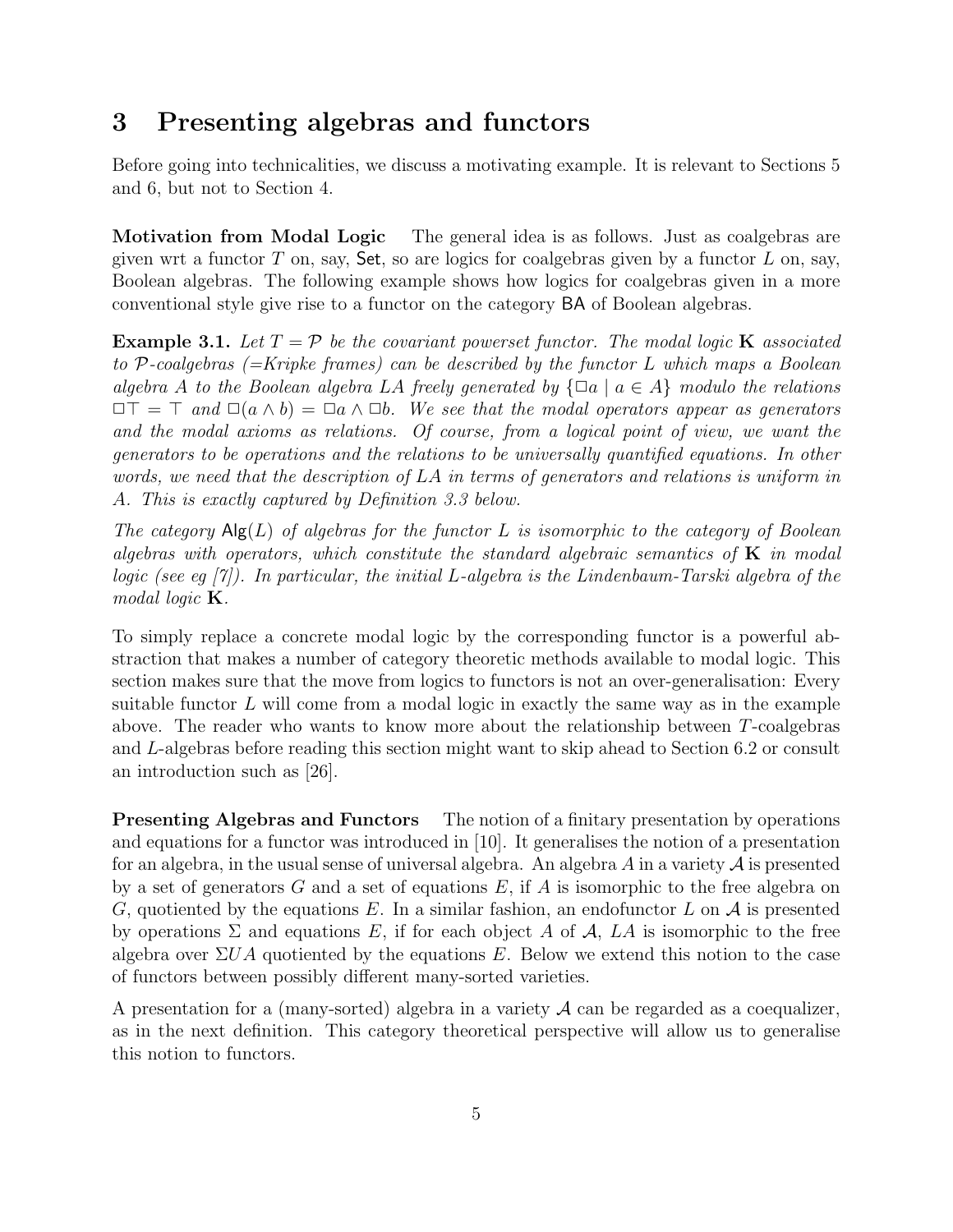## 3 Presenting algebras and functors

Before going into technicalities, we discuss a motivating example. It is relevant to Sections 5 and 6, but not to Section 4.

**Motivation from Modal Logic** The general idea is as follows. Just as coalgebras are given wrt a functor $T$ on, say, $\mathsf{Set}$, so are logics for coalgebras given by a functor $L$ on, say, Boolean algebras. The following example shows how logics for coalgebras given in a more conventional style give rise to a functor on the category $\mathsf{BA}$ of Boolean algebras.

**Example 3.1.** *Let $T = \mathcal{P}$ be the covariant powerset functor. The modal logic* **K** *associated to $\mathcal{P}$-coalgebras (=Kripke frames) can be described by the functor $L$ which maps a Boolean algebra $A$ to the Boolean algebra $LA$ freely generated by $\{\Box a \mid a \in A\}$ modulo the relations $\Box\top = \top$ and $\Box(a \wedge b) = \Box a \wedge \Box b$. We see that the modal operators appear as generators and the modal axioms as relations. Of course, from a logical point of view, we want the generators to be operations and the relations to be universally quantified equations. In other words, we need that the description of $LA$ in terms of generators and relations is uniform in $A$. This is exactly captured by Definition 3.3 below.*

*The category $\mathsf{Alg}(L)$ of algebras for the functor $L$ is isomorphic to the category of Boolean algebras with operators, which constitute the standard algebraic semantics of* **K** *in modal logic (see eg [7]). In particular, the initial $L$-algebra is the Lindenbaum-Tarski algebra of the modal logic* **K**.

To simply replace a concrete modal logic by the corresponding functor is a powerful abstraction that makes a number of category theoretic methods available to modal logic. This section makes sure that the move from logics to functors is not an over-generalisation: Every suitable functor $L$ will come from a modal logic in exactly the same way as in the example above. The reader who wants to know more about the relationship between $T$-coalgebras and $L$-algebras before reading this section might want to skip ahead to Section 6.2 or consult an introduction such as [26].

**Presenting Algebras and Functors** The notion of a finitary presentation by operations and equations for a functor was introduced in [10]. It generalises the notion of a presentation for an algebra, in the usual sense of universal algebra. An algebra $A$ in a variety $\mathcal{A}$ is presented by a set of generators $G$ and a set of equations $E$, if $A$ is isomorphic to the free algebra on $G$, quotiented by the equations $E$. In a similar fashion, an endofunctor $L$ on $\mathcal{A}$ is presented by operations $\Sigma$ and equations $E$, if for each object $A$ of $\mathcal{A}$, $LA$ is isomorphic to the free algebra over $\Sigma UA$ quotiented by the equations $E$. Below we extend this notion to the case of functors between possibly different many-sorted varieties.

A presentation for a (many-sorted) algebra in a variety $\mathcal{A}$ can be regarded as a coequalizer, as in the next definition. This category theoretical perspective will allow us to generalise this notion to functors.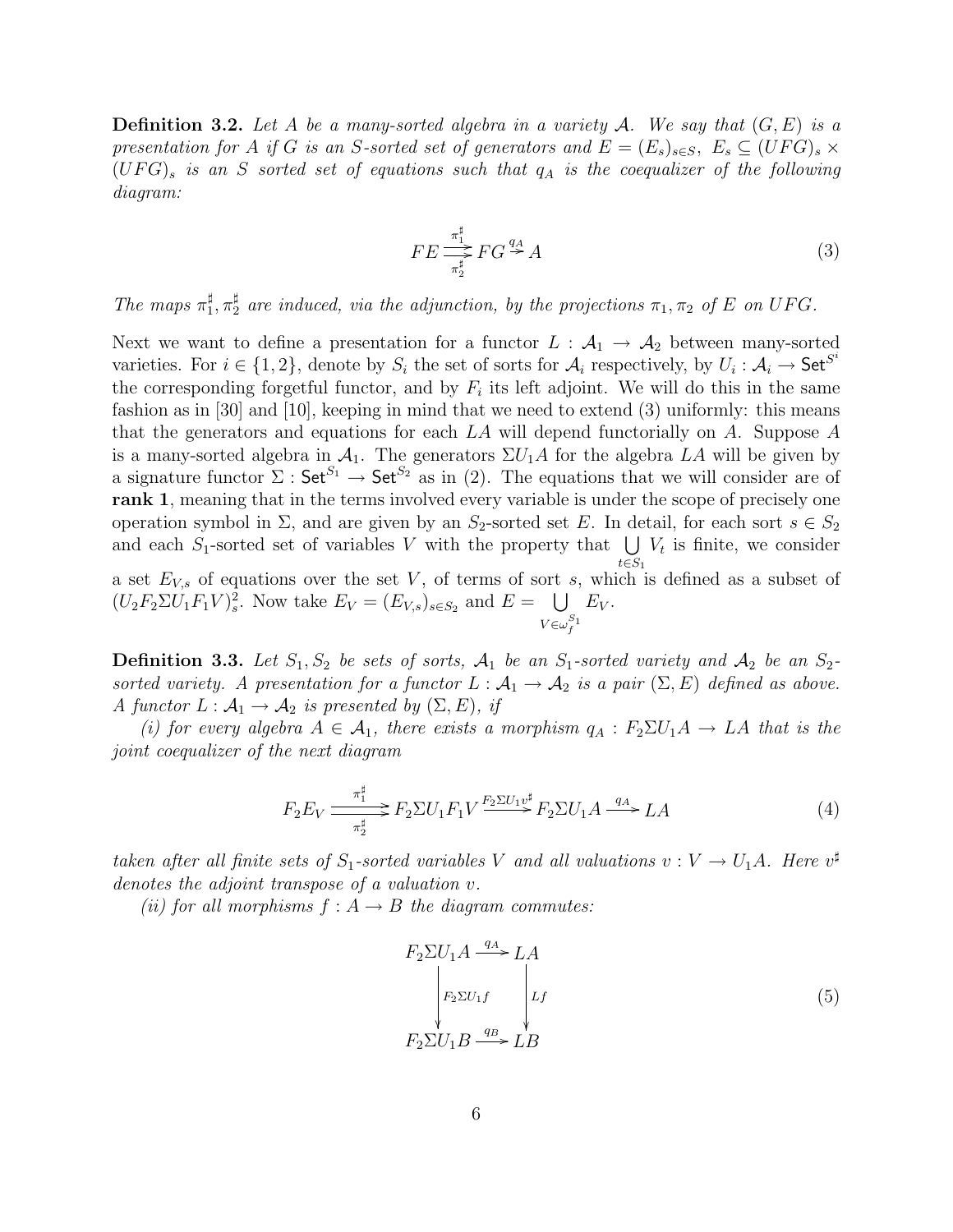**Definition 3.2.** *Let $A$ be a many-sorted algebra in a variety $\mathcal{A}$. We say that $(G, E)$ is a presentation for $A$ if $G$ is an $S$-sorted set of generators and $E = (E_s)_{s \in S}$, $E_s \subseteq (UFG)_s \times (UFG)_s$ is an $S$ sorted set of equations such that $q_A$ is the coequalizer of the following diagram:*

$$FE \underset{\pi_2^\sharp}{\overset{\pi_1^\sharp}{\rightrightarrows}} FG \overset{q_A}{\twoheadrightarrow} A \tag{3}$$

*The maps $\pi_1^\sharp, \pi_2^\sharp$ are induced, via the adjunction, by the projections $\pi_1, \pi_2$ of $E$ on $UFG$.*

Next we want to define a presentation for a functor $L : \mathcal{A}_1 \to \mathcal{A}_2$ between many-sorted varieties. For $i \in \{1, 2\}$, denote by $S_i$ the set of sorts for $\mathcal{A}_i$ respectively, by $U_i : \mathcal{A}_i \to \mathsf{Set}^{S^i}$ the corresponding forgetful functor, and by $F_i$ its left adjoint. We will do this in the same fashion as in [30] and [10], keeping in mind that we need to extend (3) uniformly: this means that the generators and equations for each $LA$ will depend functorially on $A$. Suppose $A$ is a many-sorted algebra in $\mathcal{A}_1$. The generators $\Sigma U_1 A$ for the algebra $LA$ will be given by a signature functor $\Sigma : \mathsf{Set}^{S_1} \to \mathsf{Set}^{S_2}$ as in (2). The equations that we will consider are of **rank 1**, meaning that in the terms involved every variable is under the scope of precisely one operation symbol in $\Sigma$, and are given by an $S_2$-sorted set $E$. In detail, for each sort $s \in S_2$ and each $S_1$-sorted set of variables $V$ with the property that $\bigcup_{t \in S_1} V_t$ is finite, we consider a set $E_{V,s}$ of equations over the set $V$, of terms of sort $s$, which is defined as a subset of $(U_2 F_2 \Sigma U_1 F_1 V)_s^2$. Now take $E_V = (E_{V,s})_{s \in S_2}$ and $E = \bigcup_{V \in \omega_f^{S_1}} E_V$.

**Definition 3.3.** *Let $S_1, S_2$ be sets of sorts, $\mathcal{A}_1$ be an $S_1$-sorted variety and $\mathcal{A}_2$ be an $S_2$-sorted variety. A presentation for a functor $L : \mathcal{A}_1 \to \mathcal{A}_2$ is a pair $(\Sigma, E)$ defined as above. A functor $L : \mathcal{A}_1 \to \mathcal{A}_2$ is presented by $(\Sigma, E)$, if*

*(i) for every algebra $A \in \mathcal{A}_1$, there exists a morphism $q_A : F_2 \Sigma U_1 A \to LA$ that is the joint coequalizer of the next diagram*

$$F_2 E_V \underset{\pi_2^\sharp}{\overset{\pi_1^\sharp}{\rightrightarrows}} F_2 \Sigma U_1 F_1 V \xrightarrow{F_2 \Sigma U_1 v^\sharp} F_2 \Sigma U_1 A \xrightarrow{q_A} LA \tag{4}$$

*taken after all finite sets of $S_1$-sorted variables $V$ and all valuations $v : V \to U_1 A$. Here $v^\sharp$ denotes the adjoint transpose of a valuation $v$.*

*(ii) for all morphisms $f : A \to B$ the diagram commutes:*

$$\begin{array}{ccc} F_2 \Sigma U_1 A & \xrightarrow{q_A} & LA \\ \downarrow{\scriptstyle F_2 \Sigma U_1 f} & & \downarrow{\scriptstyle Lf} \\ F_2 \Sigma U_1 B & \xrightarrow{q_B} & LB \end{array} \tag{5}$$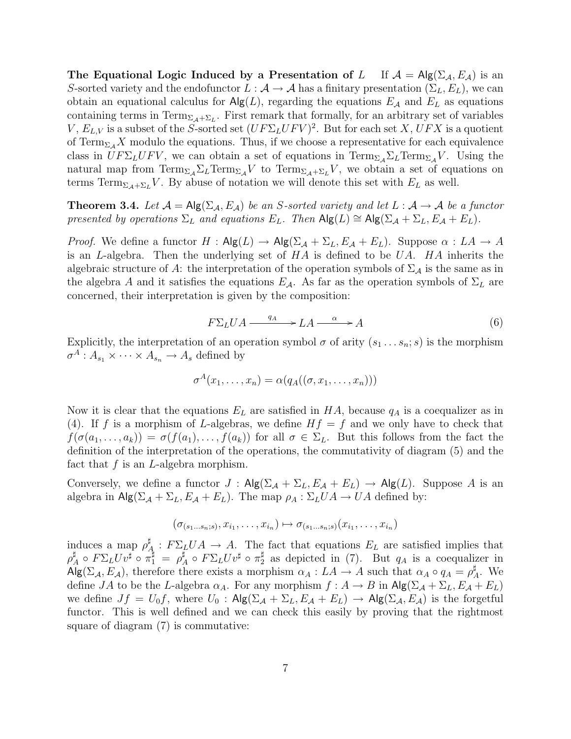**The Equational Logic Induced by a Presentation of $L$** If $\mathcal{A} = \mathsf{Alg}(\Sigma_{\mathcal{A}}, E_{\mathcal{A}})$ is an $S$-sorted variety and the endofunctor $L : \mathcal{A} \to \mathcal{A}$ has a finitary presentation $(\Sigma_L, E_L)$, we can obtain an equational calculus for $\mathsf{Alg}(L)$, regarding the equations $E_{\mathcal{A}}$ and $E_L$ as equations containing terms in $\mathrm{Term}_{\Sigma_{\mathcal{A}}+\Sigma_L}$. First remark that formally, for an arbitrary set of variables $V$, $E_{L,V}$ is a subset of the $S$-sorted set $(UF\Sigma_L UFV)^2$. But for each set $X$, $UFX$ is a quotient of $\mathrm{Term}_{\Sigma_{\mathcal{A}}}X$ modulo the equations. Thus, if we choose a representative for each equivalence class in $UF\Sigma_L UFV$, we can obtain a set of equations in $\mathrm{Term}_{\Sigma_{\mathcal{A}}}\Sigma_L \mathrm{Term}_{\Sigma_{\mathcal{A}}}V$. Using the natural map from $\mathrm{Term}_{\Sigma_{\mathcal{A}}}\Sigma_L\mathrm{Term}_{\Sigma_{\mathcal{A}}}V$ to $\mathrm{Term}_{\Sigma_{\mathcal{A}}+\Sigma_L}V$, we obtain a set of equations on terms $\mathrm{Term}_{\Sigma_{\mathcal{A}}+\Sigma_L}V$. By abuse of notation we will denote this set with $E_L$ as well.

**Theorem 3.4.** *Let $\mathcal{A} = \mathsf{Alg}(\Sigma_{\mathcal{A}}, E_{\mathcal{A}})$ be an $S$-sorted variety and let $L : \mathcal{A} \to \mathcal{A}$ be a functor presented by operations $\Sigma_L$ and equations $E_L$. Then $\mathsf{Alg}(L) \cong \mathsf{Alg}(\Sigma_{\mathcal{A}} + \Sigma_L, E_{\mathcal{A}} + E_L)$.*

*Proof.* We define a functor $H : \mathsf{Alg}(L) \to \mathsf{Alg}(\Sigma_{\mathcal{A}} + \Sigma_L, E_{\mathcal{A}} + E_L)$. Suppose $\alpha : LA \to A$ is an $L$-algebra. Then the underlying set of $HA$ is defined to be $UA$. $HA$ inherits the algebraic structure of $A$: the interpretation of the operation symbols of $\Sigma_{\mathcal{A}}$ is the same as in the algebra $A$ and it satisfies the equations $E_{\mathcal{A}}$. As far as the operation symbols of $\Sigma_L$ are concerned, their interpretation is given by the composition:

$$F\Sigma_L UA \xrightarrow{\quad q_A \quad} LA \xrightarrow{\quad \alpha \quad} A \tag{6}$$

Explicitly, the interpretation of an operation symbol $\sigma$ of arity $(s_1 \dots s_n; s)$ is the morphism $\sigma^A : A_{s_1} \times \dots \times A_{s_n} \to A_s$ defined by

$$\sigma^A(x_1, \dots, x_n) = \alpha(q_A((\sigma, x_1, \dots, x_n)))$$

Now it is clear that the equations $E_L$ are satisfied in $HA$, because $q_A$ is a coequalizer as in (4). If $f$ is a morphism of $L$-algebras, we define $Hf = f$ and we only have to check that $f(\sigma(a_1, \dots, a_k)) = \sigma(f(a_1), \dots, f(a_k))$ for all $\sigma \in \Sigma_L$. But this follows from the fact the definition of the interpretation of the operations, the commutativity of diagram (5) and the fact that $f$ is an $L$-algebra morphism.

Conversely, we define a functor $J : \mathsf{Alg}(\Sigma_{\mathcal{A}} + \Sigma_L, E_{\mathcal{A}} + E_L) \to \mathsf{Alg}(L)$. Suppose $A$ is an algebra in $\mathsf{Alg}(\Sigma_{\mathcal{A}} + \Sigma_L, E_{\mathcal{A}} + E_L)$. The map $\rho_A : \Sigma_L UA \to UA$ defined by:

$$(\sigma_{(s_1 \dots s_n; s)}, x_{i_1}, \dots, x_{i_n}) \mapsto \sigma_{(s_1 \dots s_n; s)}(x_{i_1}, \dots, x_{i_n})$$

induces a map $\rho_A^\sharp : F\Sigma_L UA \to A$. The fact that equations $E_L$ are satisfied implies that $\rho_A^\sharp \circ F\Sigma_L U v^\sharp \circ \pi_1^\sharp = \rho_A^\sharp \circ F\Sigma_L U v^\sharp \circ \pi_2^\sharp$ as depicted in (7). But $q_A$ is a coequalizer in $\mathsf{Alg}(\Sigma_{\mathcal{A}}, E_{\mathcal{A}})$, therefore there exists a morphism $\alpha_A : LA \to A$ such that $\alpha_A \circ q_A = \rho_A^\sharp$. We define $JA$ to be the $L$-algebra $\alpha_A$. For any morphism $f : A \to B$ in $\mathsf{Alg}(\Sigma_{\mathcal{A}} + \Sigma_L, E_{\mathcal{A}} + E_L)$ we define $Jf = U_0 f$, where $U_0 : \mathsf{Alg}(\Sigma_{\mathcal{A}} + \Sigma_L, E_{\mathcal{A}} + E_L) \to \mathsf{Alg}(\Sigma_{\mathcal{A}}, E_{\mathcal{A}})$ is the forgetful functor. This is well defined and we can check this easily by proving that the rightmost square of diagram (7) is commutative: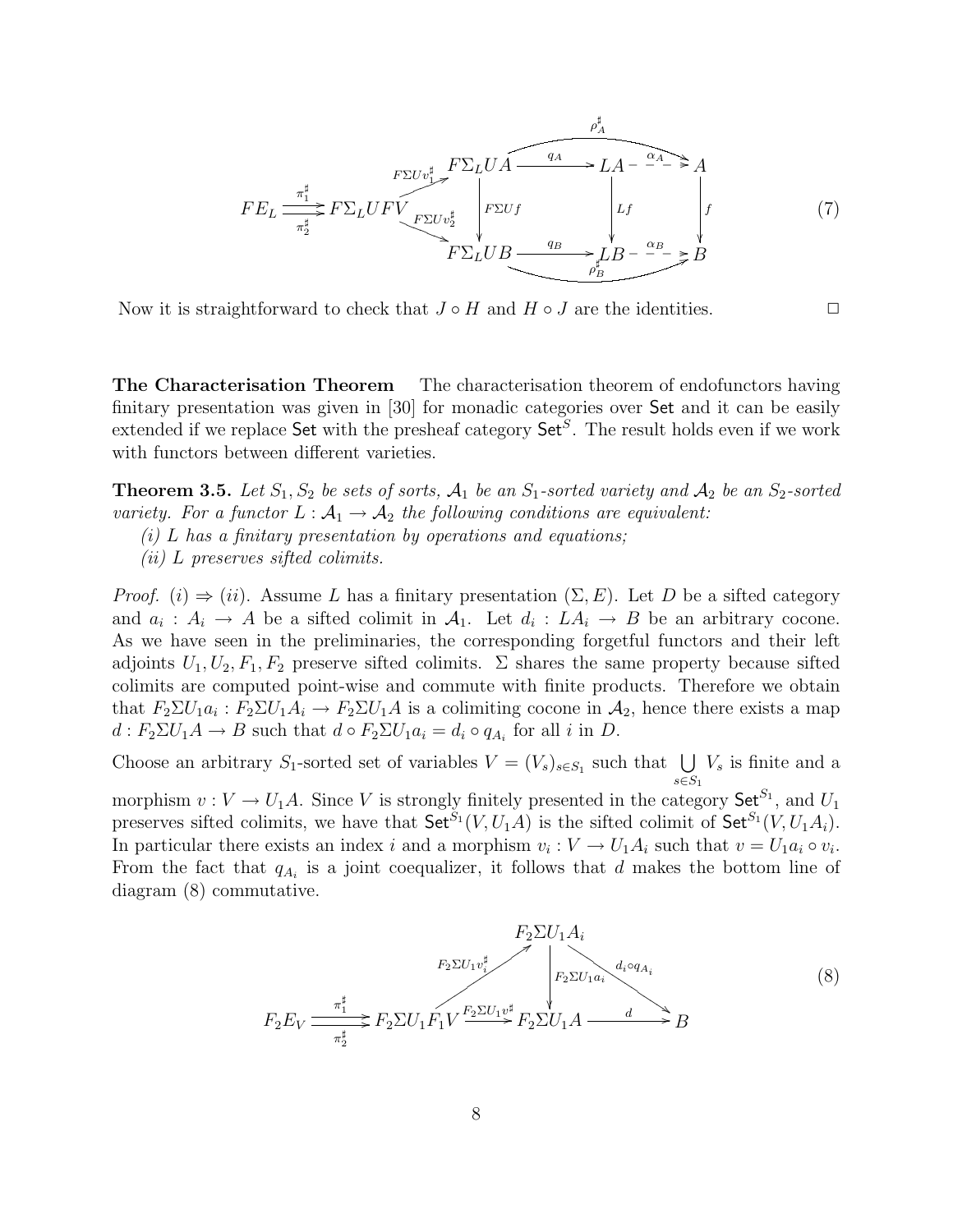$$
\begin{array}{c}
FE_L \underset{\pi_2^\sharp}{\overset{\pi_1^\sharp}{\rightrightarrows}} F\Sigma_L UFV \quad
\begin{array}{ccccc}
F\Sigma_L UA & \xrightarrow{q_A} & LA & \overset{\alpha_A}{\dashrightarrow} & A \\
\downarrow F\Sigma U f & & \downarrow Lf & & \downarrow f \\
F\Sigma_L UB & \xrightarrow{q_B} & LB & \overset{\alpha_B}{\dashrightarrow} & B
\end{array}
\end{array}
\tag{7}
$$

(with arrows $F\Sigma U v_1^\sharp : F\Sigma_L UFV \to F\Sigma_L UA$, $F\Sigma U v_2^\sharp : F\Sigma_L UFV \to F\Sigma_L UB$, and curved arrows $\rho_A^\sharp : F\Sigma_L UA \to A$, $\rho_B^\sharp : F\Sigma_L UB \to B$)

Now it is straightforward to check that $J \circ H$ and $H \circ J$ are the identities. $\square$

**The Characterisation Theorem** The characterisation theorem of endofunctors having finitary presentation was given in [30] for monadic categories over $\mathsf{Set}$ and it can be easily extended if we replace $\mathsf{Set}$ with the presheaf category $\mathsf{Set}^S$. The result holds even if we work with functors between different varieties.

**Theorem 3.5.** *Let $S_1, S_2$ be sets of sorts, $\mathcal{A}_1$ be an $S_1$-sorted variety and $\mathcal{A}_2$ be an $S_2$-sorted variety. For a functor $L : \mathcal{A}_1 \to \mathcal{A}_2$ the following conditions are equivalent:*
*(i) $L$ has a finitary presentation by operations and equations;*
*(ii) $L$ preserves sifted colimits.*

*Proof.* $(i) \Rightarrow (ii)$. Assume $L$ has a finitary presentation $(\Sigma, E)$. Let $D$ be a sifted category and $a_i : A_i \to A$ be a sifted colimit in $\mathcal{A}_1$. Let $d_i : LA_i \to B$ be an arbitrary cocone. As we have seen in the preliminaries, the corresponding forgetful functors and their left adjoints $U_1, U_2, F_1, F_2$ preserve sifted colimits. $\Sigma$ shares the same property because sifted colimits are computed point-wise and commute with finite products. Therefore we obtain that $F_2\Sigma U_1 a_i : F_2\Sigma U_1 A_i \to F_2\Sigma U_1 A$ is a colimiting cocone in $\mathcal{A}_2$, hence there exists a map $d : F_2\Sigma U_1 A \to B$ such that $d \circ F_2\Sigma U_1 a_i = d_i \circ q_{A_i}$ for all $i$ in $D$.

Choose an arbitrary $S_1$-sorted set of variables $V = (V_s)_{s \in S_1}$ such that $\bigcup_{s \in S_1} V_s$ is finite and a morphism $v : V \to U_1 A$. Since $V$ is strongly finitely presented in the category $\mathsf{Set}^{S_1}$, and $U_1$ preserves sifted colimits, we have that $\mathsf{Set}^{S_1}(V, U_1 A)$ is the sifted colimit of $\mathsf{Set}^{S_1}(V, U_1 A_i)$. In particular there exists an index $i$ and a morphism $v_i : V \to U_1 A_i$ such that $v = U_1 a_i \circ v_i$. From the fact that $q_{A_i}$ is a joint coequalizer, it follows that $d$ makes the bottom line of diagram (8) commutative.

$$
F_2 E_V \underset{\pi_2^\sharp}{\overset{\pi_1^\sharp}{\rightrightarrows}} F_2\Sigma U_1 F_1 V \xrightarrow{F_2\Sigma U_1 v^\sharp} F_2\Sigma U_1 A \xrightarrow{d} B
\tag{8}
$$

(with $F_2\Sigma U_1 v_i^\sharp : F_2\Sigma U_1 F_1 V \to F_2\Sigma U_1 A_i$, $F_2\Sigma U_1 a_i : F_2\Sigma U_1 A_i \to F_2\Sigma U_1 A$, and $d_i \circ q_{A_i} : F_2\Sigma U_1 A_i \to B$)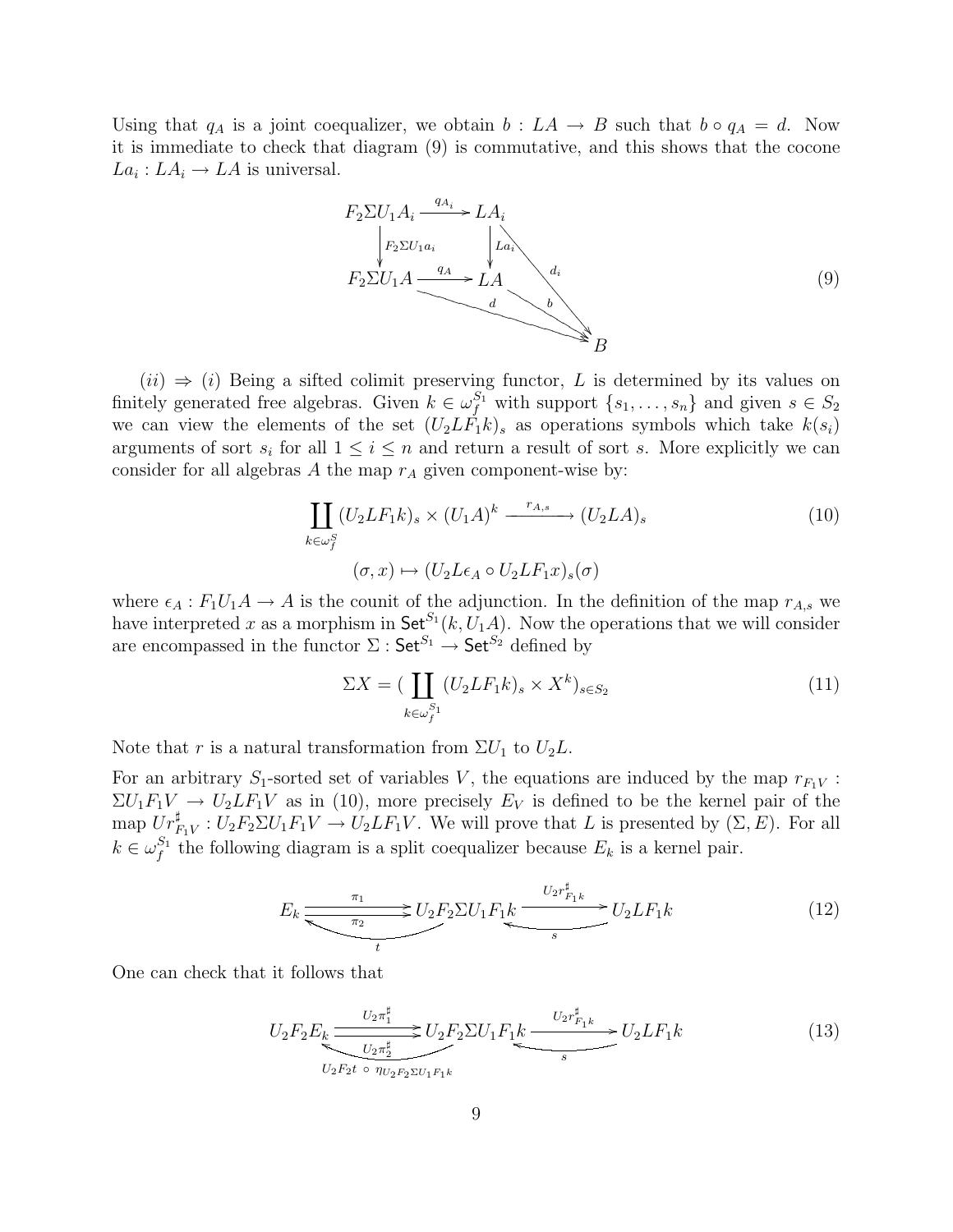Using that $q_A$ is a joint coequalizer, we obtain $b : LA \to B$ such that $b \circ q_A = d$. Now it is immediate to check that diagram (9) is commutative, and this shows that the cocone $La_i : LA_i \to LA$ is universal.

$$
\begin{array}{ccc}
F_2\Sigma U_1 A_i & \xrightarrow{q_{A_i}} & LA_i \\
\downarrow{\scriptstyle F_2\Sigma U_1 a_i} & & \downarrow{\scriptstyle La_i} \quad \searrow{\scriptstyle d_i} \\
F_2\Sigma U_1 A & \xrightarrow{q_A} & LA \\
& \searrow{\scriptstyle d} & \searrow{\scriptstyle b} \\
& & B
\end{array}
\tag{9}
$$

$(ii) \Rightarrow (i)$ Being a sifted colimit preserving functor, $L$ is determined by its values on finitely generated free algebras. Given $k \in \omega_f^{S_1}$ with support $\{s_1, \dots, s_n\}$ and given $s \in S_2$ we can view the elements of the set $(U_2LF_1k)_s$ as operations symbols which take $k(s_i)$ arguments of sort $s_i$ for all $1 \leq i \leq n$ and return a result of sort $s$. More explicitly we can consider for all algebras $A$ the map $r_A$ given component-wise by:

$$
\coprod_{k \in \omega_f^S} (U_2LF_1k)_s \times (U_1A)^k \xrightarrow{r_{A,s}} (U_2LA)_s \tag{10}
$$

$$
(\sigma, x) \mapsto (U_2L\epsilon_A \circ U_2LF_1x)_s(\sigma)
$$

where $\epsilon_A : F_1U_1A \to A$ is the counit of the adjunction. In the definition of the map $r_{A,s}$ we have interpreted $x$ as a morphism in $\mathsf{Set}^{S_1}(k, U_1A)$. Now the operations that we will consider are encompassed in the functor $\Sigma : \mathsf{Set}^{S_1} \to \mathsf{Set}^{S_2}$ defined by

$$
\Sigma X = (\coprod_{k \in \omega_f^{S_1}} (U_2LF_1k)_s \times X^k)_{s \in S_2} \tag{11}
$$

Note that $r$ is a natural transformation from $\Sigma U_1$ to $U_2L$.

For an arbitrary $S_1$-sorted set of variables $V$, the equations are induced by the map $r_{F_1V} : \Sigma U_1F_1V \to U_2LF_1V$ as in (10), more precisely $E_V$ is defined to be the kernel pair of the map $Ur^\sharp_{F_1V} : U_2F_2\Sigma U_1F_1V \to U_2LF_1V$. We will prove that $L$ is presented by $(\Sigma, E)$. For all $k \in \omega_f^{S_1}$ the following diagram is a split coequalizer because $E_k$ is a kernel pair.

$$
E_k \underset{\pi_2}{\overset{\pi_1}{\rightrightarrows}} U_2F_2\Sigma U_1F_1k \xrightarrow{U_2r^\sharp_{F_1k}} U_2LF_1k \qquad (t : U_2F_2\Sigma U_1F_1k \to E_k,\ s : U_2LF_1k \to U_2F_2\Sigma U_1F_1k) \tag{12}
$$

One can check that it follows that

$$
U_2F_2E_k \underset{U_2\pi_2^\sharp}{\overset{U_2\pi_1^\sharp}{\rightrightarrows}} U_2F_2\Sigma U_1F_1k \xrightarrow{U_2r^\sharp_{F_1k}} U_2LF_1k \qquad (U_2F_2t \circ \eta_{U_2F_2\Sigma U_1F_1k},\ s) \tag{13}
$$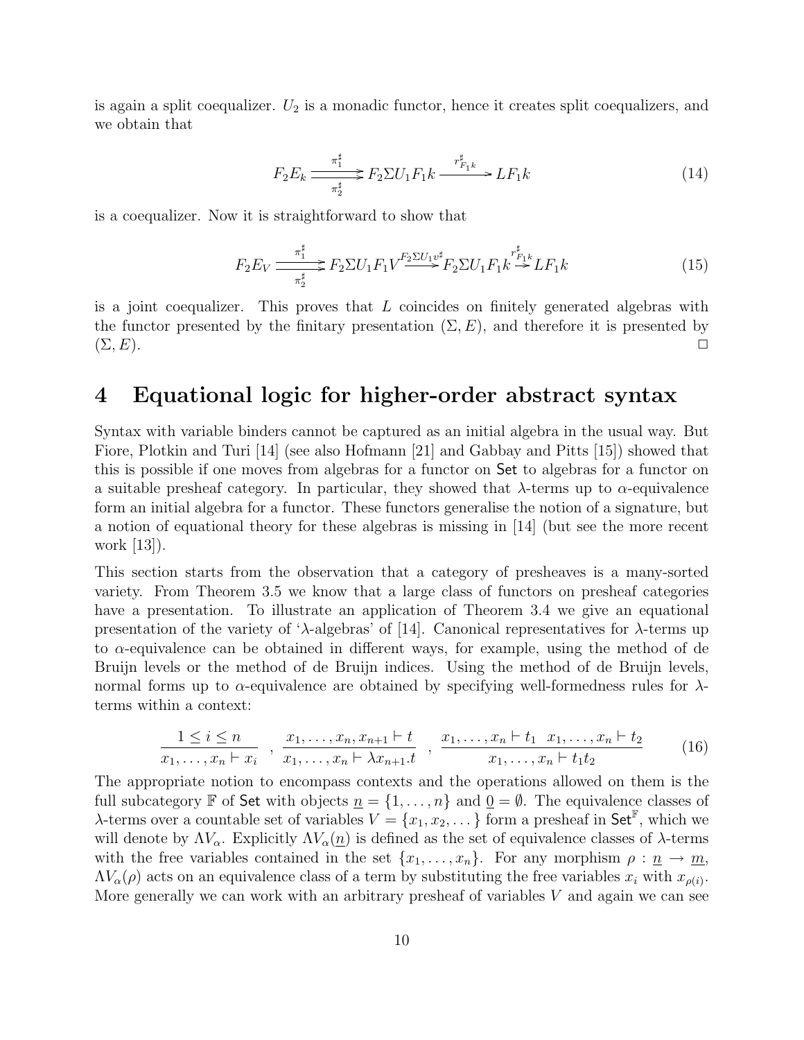is again a split coequalizer. $U_2$ is a monadic functor, hence it creates split coequalizers, and we obtain that

$$F_2 E_k \underset{\pi_2^\sharp}{\overset{\pi_1^\sharp}{\rightrightarrows}} F_2 \Sigma U_1 F_1 k \xrightarrow{r^\sharp_{F_1 k}} L F_1 k \tag{14}$$

is a coequalizer. Now it is straightforward to show that

$$F_2 E_V \underset{\pi_2^\sharp}{\overset{\pi_1^\sharp}{\rightrightarrows}} F_2 \Sigma U_1 F_1 V \xrightarrow{F_2 \Sigma U_1 v^\sharp} F_2 \Sigma U_1 F_1 k \xrightarrow{r^\sharp_{F_1 k}} L F_1 k \tag{15}$$

is a joint coequalizer. This proves that $L$ coincides on finitely generated algebras with the functor presented by the finitary presentation $(\Sigma, E)$, and therefore it is presented by $(\Sigma, E)$. $\square$

# 4 Equational logic for higher-order abstract syntax

Syntax with variable binders cannot be captured as an initial algebra in the usual way. But Fiore, Plotkin and Turi [14] (see also Hofmann [21] and Gabbay and Pitts [15]) showed that this is possible if one moves from algebras for a functor on $\mathsf{Set}$ to algebras for a functor on a suitable presheaf category. In particular, they showed that $\lambda$-terms up to $\alpha$-equivalence form an initial algebra for a functor. These functors generalise the notion of a signature, but a notion of equational theory for these algebras is missing in [14] (but see the more recent work [13]).

This section starts from the observation that a category of presheaves is a many-sorted variety. From Theorem 3.5 we know that a large class of functors on presheaf categories have a presentation. To illustrate an application of Theorem 3.4 we give an equational presentation of the variety of '$\lambda$-algebras' of [14]. Canonical representatives for $\lambda$-terms up to $\alpha$-equivalence can be obtained in different ways, for example, using the method of de Bruijn levels or the method of de Bruijn indices. Using the method of de Bruijn levels, normal forms up to $\alpha$-equivalence are obtained by specifying well-formedness rules for $\lambda$-terms within a context:

$$\frac{1 \le i \le n}{x_1, \dots, x_n \vdash x_i} \;,\; \frac{x_1, \dots, x_n, x_{n+1} \vdash t}{x_1, \dots, x_n \vdash \lambda x_{n+1}.t} \;,\; \frac{x_1, \dots, x_n \vdash t_1 \quad x_1, \dots, x_n \vdash t_2}{x_1, \dots, x_n \vdash t_1 t_2} \tag{16}$$

The appropriate notion to encompass contexts and the operations allowed on them is the full subcategory $\mathbb{F}$ of $\mathsf{Set}$ with objects $\underline{n} = \{1, \dots, n\}$ and $\underline{0} = \emptyset$. The equivalence classes of $\lambda$-terms over a countable set of variables $V = \{x_1, x_2, \dots\}$ form a presheaf in $\mathsf{Set}^{\mathbb{F}}$, which we will denote by $\Lambda V_\alpha$. Explicitly $\Lambda V_\alpha(\underline{n})$ is defined as the set of equivalence classes of $\lambda$-terms with the free variables contained in the set $\{x_1, \dots, x_n\}$. For any morphism $\rho : \underline{n} \to \underline{m}$, $\Lambda V_\alpha(\rho)$ acts on an equivalence class of a term by substituting the free variables $x_i$ with $x_{\rho(i)}$. More generally we can work with an arbitrary presheaf of variables $V$ and again we can see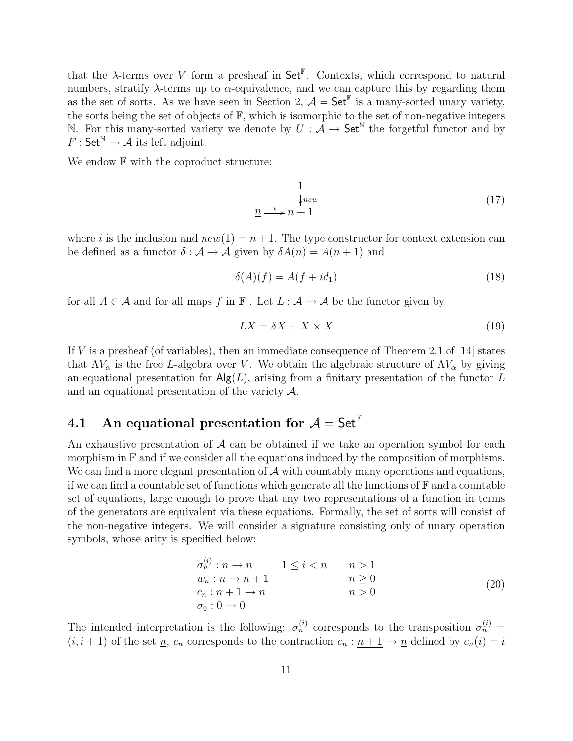that the $\lambda$-terms over $V$ form a presheaf in $\mathsf{Set}^{\mathbb{F}}$. Contexts, which correspond to natural numbers, stratify $\lambda$-terms up to $\alpha$-equivalence, and we can capture this by regarding them as the set of sorts. As we have seen in Section 2, $\mathcal{A} = \mathsf{Set}^{\mathbb{F}}$ is a many-sorted unary variety, the sorts being the set of objects of $\mathbb{F}$, which is isomorphic to the set of non-negative integers $\mathbb{N}$. For this many-sorted variety we denote by $U : \mathcal{A} \to \mathsf{Set}^{\mathbb{N}}$ the forgetful functor and by $F : \mathsf{Set}^{\mathbb{N}} \to \mathcal{A}$ its left adjoint.

We endow $\mathbb{F}$ with the coproduct structure:

$$
\begin{array}{ccc}
 & & \underline{1} \\
 & & \downarrow{\scriptstyle new} \\
\underline{n} & \xrightarrow{\;i\;} & \underline{n+1}
\end{array}
\tag{17}
$$

where $i$ is the inclusion and $new(1) = n+1$. The type constructor for context extension can be defined as a functor $\delta : \mathcal{A} \to \mathcal{A}$ given by $\delta A(\underline{n}) = A(\underline{n+1})$ and

$$
\delta(A)(f) = A(f + id_1) \tag{18}
$$

for all $A \in \mathcal{A}$ and for all maps $f$ in $\mathbb{F}$ . Let $L : \mathcal{A} \to \mathcal{A}$ be the functor given by

$$
LX = \delta X + X \times X \tag{19}
$$

If $V$ is a presheaf (of variables), then an immediate consequence of Theorem 2.1 of [14] states that $\Lambda V_\alpha$ is the free $L$-algebra over $V$. We obtain the algebraic structure of $\Lambda V_\alpha$ by giving an equational presentation for $\mathsf{Alg}(L)$, arising from a finitary presentation of the functor $L$ and an equational presentation of the variety $\mathcal{A}$.

## 4.1 An equational presentation for $\mathcal{A} = \mathsf{Set}^{\mathbb{F}}$

An exhaustive presentation of $\mathcal{A}$ can be obtained if we take an operation symbol for each morphism in $\mathbb{F}$ and if we consider all the equations induced by the composition of morphisms. We can find a more elegant presentation of $\mathcal{A}$ with countably many operations and equations, if we can find a countable set of functions which generate all the functions of $\mathbb{F}$ and a countable set of equations, large enough to prove that any two representations of a function in terms of the generators are equivalent via these equations. Formally, the set of sorts will consist of the non-negative integers. We will consider a signature consisting only of unary operation symbols, whose arity is specified below:

$$
\begin{array}{lll}
\sigma_n^{(i)} : n \to n & 1 \leq i < n & n > 1 \\
w_n : n \to n+1 & & n \geq 0 \\
c_n : n+1 \to n & & n > 0 \\
\sigma_0 : 0 \to 0 & &
\end{array}
\tag{20}
$$

The intended interpretation is the following: $\sigma_n^{(i)}$ corresponds to the transposition $\sigma_n^{(i)} = (i, i+1)$ of the set $\underline{n}$, $c_n$ corresponds to the contraction $c_n : \underline{n+1} \to \underline{n}$ defined by $c_n(i) = i$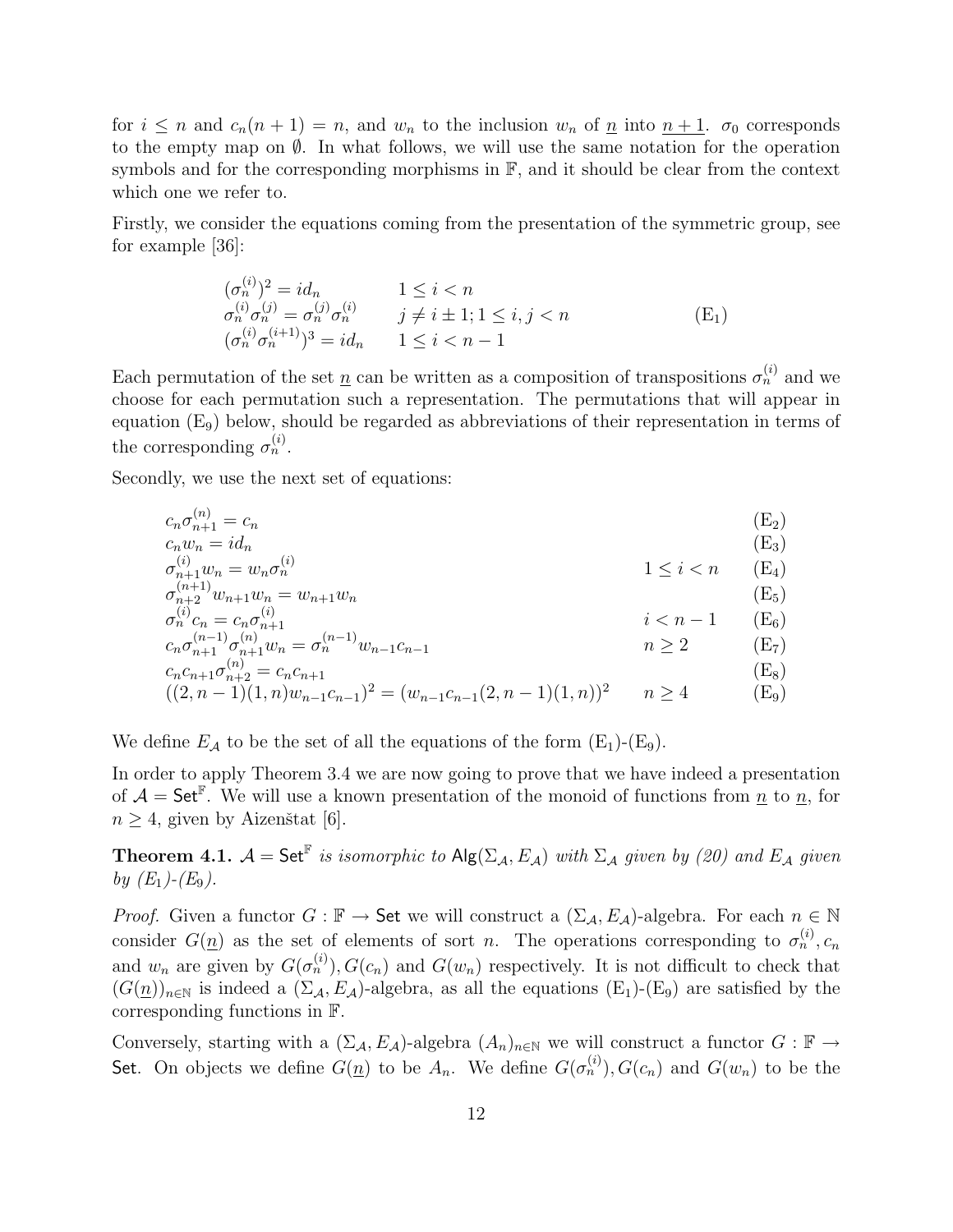for $i \leq n$ and $c_n(n+1) = n$, and $w_n$ to the inclusion $w_n$ of $\underline{n}$ into $\underline{n+1}$. $\sigma_0$ corresponds to the empty map on $\emptyset$. In what follows, we will use the same notation for the operation symbols and for the corresponding morphisms in $\mathbb{F}$, and it should be clear from the context which one we refer to.

Firstly, we consider the equations coming from the presentation of the symmetric group, see for example [36]:

$$
\begin{array}{lll}
(\sigma_n^{(i)})^2 = id_n & 1 \leq i < n & \\
\sigma_n^{(i)}\sigma_n^{(j)} = \sigma_n^{(j)}\sigma_n^{(i)} & j \neq i \pm 1; 1 \leq i,j < n & \qquad (\mathrm{E}_1) \\
(\sigma_n^{(i)}\sigma_n^{(i+1)})^3 = id_n & 1 \leq i < n-1 &
\end{array}
$$

Each permutation of the set $\underline{n}$ can be written as a composition of transpositions $\sigma_n^{(i)}$ and we choose for each permutation such a representation. The permutations that will appear in equation ($\mathrm{E}_9$) below, should be regarded as abbreviations of their representation in terms of the corresponding $\sigma_n^{(i)}$.

Secondly, we use the next set of equations:

$$
\begin{array}{lll}
c_n\sigma_{n+1}^{(n)} = c_n & & (\mathrm{E}_2) \\
c_n w_n = id_n & & (\mathrm{E}_3) \\
\sigma_{n+1}^{(i)} w_n = w_n \sigma_n^{(i)} & 1 \leq i < n & (\mathrm{E}_4) \\
\sigma_{n+2}^{(n+1)} w_{n+1} w_n = w_{n+1} w_n & & (\mathrm{E}_5) \\
\sigma_n^{(i)} c_n = c_n \sigma_{n+1}^{(i)} & i < n-1 & (\mathrm{E}_6) \\
c_n \sigma_{n+1}^{(n-1)} \sigma_{n+1}^{(n)} w_n = \sigma_n^{(n-1)} w_{n-1} c_{n-1} & n \geq 2 & (\mathrm{E}_7) \\
c_n c_{n+1} \sigma_{n+2}^{(n)} = c_n c_{n+1} & & (\mathrm{E}_8) \\
((2,n-1)(1,n) w_{n-1} c_{n-1})^2 = (w_{n-1} c_{n-1} (2,n-1)(1,n))^2 & n \geq 4 & (\mathrm{E}_9)
\end{array}
$$

We define $E_{\mathcal{A}}$ to be the set of all the equations of the form ($\mathrm{E}_1$)-($\mathrm{E}_9$).

In order to apply Theorem 3.4 we are now going to prove that we have indeed a presentation of $\mathcal{A} = \mathsf{Set}^{\mathbb{F}}$. We will use a known presentation of the monoid of functions from $\underline{n}$ to $\underline{n}$, for $n \geq 4$, given by Aizenštat [6].

**Theorem 4.1.** *$\mathcal{A} = \mathsf{Set}^{\mathbb{F}}$ is isomorphic to $\mathsf{Alg}(\Sigma_{\mathcal{A}}, E_{\mathcal{A}})$ with $\Sigma_{\mathcal{A}}$ given by (20) and $E_{\mathcal{A}}$ given by ($\mathrm{E}_1$)-($\mathrm{E}_9$).*

*Proof.* Given a functor $G : \mathbb{F} \to \mathsf{Set}$ we will construct a $(\Sigma_{\mathcal{A}}, E_{\mathcal{A}})$-algebra. For each $n \in \mathbb{N}$ consider $G(\underline{n})$ as the set of elements of sort $n$. The operations corresponding to $\sigma_n^{(i)}, c_n$ and $w_n$ are given by $G(\sigma_n^{(i)}), G(c_n)$ and $G(w_n)$ respectively. It is not difficult to check that $(G(\underline{n}))_{n\in\mathbb{N}}$ is indeed a $(\Sigma_{\mathcal{A}}, E_{\mathcal{A}})$-algebra, as all the equations ($\mathrm{E}_1$)-($\mathrm{E}_9$) are satisfied by the corresponding functions in $\mathbb{F}$.

Conversely, starting with a $(\Sigma_{\mathcal{A}}, E_{\mathcal{A}})$-algebra $(A_n)_{n\in\mathbb{N}}$ we will construct a functor $G : \mathbb{F} \to \mathsf{Set}$. On objects we define $G(\underline{n})$ to be $A_n$. We define $G(\sigma_n^{(i)}), G(c_n)$ and $G(w_n)$ to be the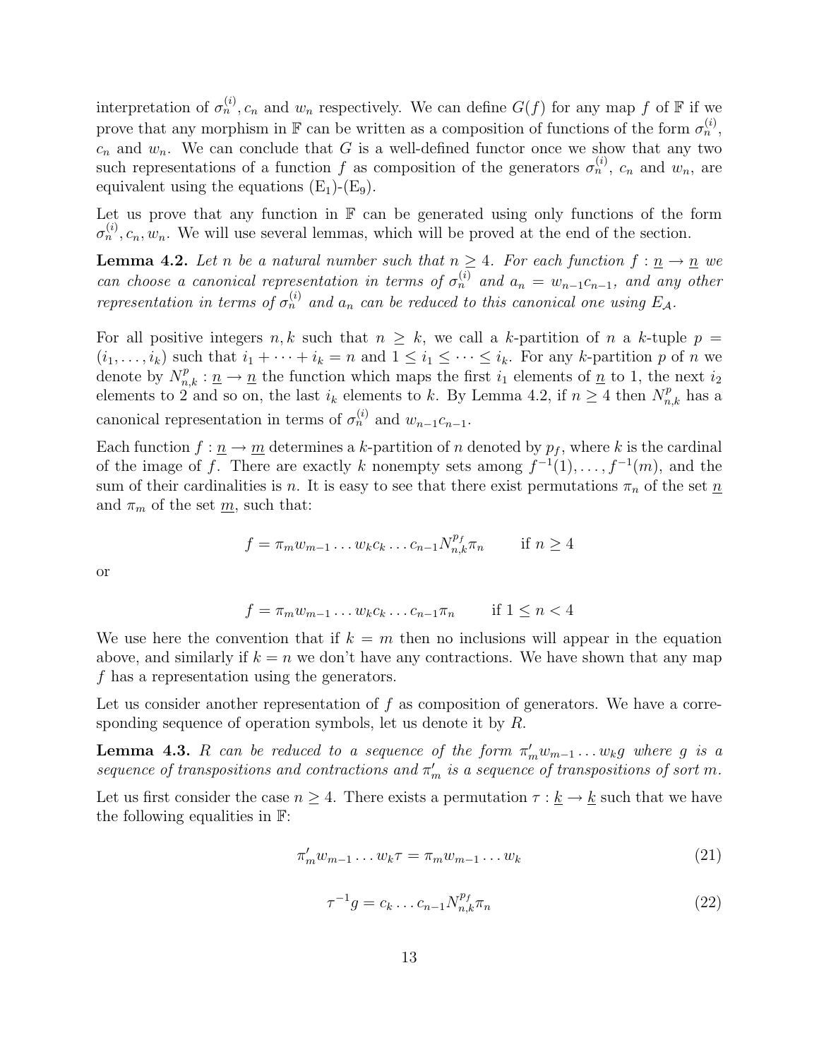interpretation of $\sigma_n^{(i)}, c_n$ and $w_n$ respectively. We can define $G(f)$ for any map $f$ of $\mathbb{F}$ if we prove that any morphism in $\mathbb{F}$ can be written as a composition of functions of the form $\sigma_n^{(i)}$, $c_n$ and $w_n$. We can conclude that $G$ is a well-defined functor once we show that any two such representations of a function $f$ as composition of the generators $\sigma_n^{(i)}$, $c_n$ and $w_n$, are equivalent using the equations $(\mathrm{E}_1)$-$(\mathrm{E}_9)$.

Let us prove that any function in $\mathbb{F}$ can be generated using only functions of the form $\sigma_n^{(i)}, c_n, w_n$. We will use several lemmas, which will be proved at the end of the section.

**Lemma 4.2.** *Let $n$ be a natural number such that $n \geq 4$. For each function $f : \underline{n} \to \underline{n}$ we can choose a canonical representation in terms of $\sigma_n^{(i)}$ and $a_n = w_{n-1}c_{n-1}$, and any other representation in terms of $\sigma_n^{(i)}$ and $a_n$ can be reduced to this canonical one using $E_{\mathcal{A}}$.*

For all positive integers $n, k$ such that $n \geq k$, we call a $k$-partition of $n$ a $k$-tuple $p = (i_1, \ldots, i_k)$ such that $i_1 + \cdots + i_k = n$ and $1 \leq i_1 \leq \cdots \leq i_k$. For any $k$-partition $p$ of $n$ we denote by $N_{n,k}^p : \underline{n} \to \underline{n}$ the function which maps the first $i_1$ elements of $\underline{n}$ to 1, the next $i_2$ elements to 2 and so on, the last $i_k$ elements to $k$. By Lemma 4.2, if $n \geq 4$ then $N_{n,k}^p$ has a canonical representation in terms of $\sigma_n^{(i)}$ and $w_{n-1}c_{n-1}$.

Each function $f : \underline{n} \to \underline{m}$ determines a $k$-partition of $n$ denoted by $p_f$, where $k$ is the cardinal of the image of $f$. There are exactly $k$ nonempty sets among $f^{-1}(1), \ldots, f^{-1}(m)$, and the sum of their cardinalities is $n$. It is easy to see that there exist permutations $\pi_n$ of the set $\underline{n}$ and $\pi_m$ of the set $\underline{m}$, such that:

$$f = \pi_m w_{m-1} \ldots w_k c_k \ldots c_{n-1} N_{n,k}^{p_f} \pi_n \qquad \text{if } n \geq 4$$

or

$$f = \pi_m w_{m-1} \ldots w_k c_k \ldots c_{n-1} \pi_n \qquad \text{if } 1 \leq n < 4$$

We use here the convention that if $k = m$ then no inclusions will appear in the equation above, and similarly if $k = n$ we don't have any contractions. We have shown that any map $f$ has a representation using the generators.

Let us consider another representation of $f$ as composition of generators. We have a corresponding sequence of operation symbols, let us denote it by $R$.

**Lemma 4.3.** *$R$ can be reduced to a sequence of the form $\pi_m' w_{m-1} \ldots w_k g$ where $g$ is a sequence of transpositions and contractions and $\pi_m'$ is a sequence of transpositions of sort $m$.*

Let us first consider the case $n \geq 4$. There exists a permutation $\tau : \underline{k} \to \underline{k}$ such that we have the following equalities in $\mathbb{F}$:

$$\pi_m' w_{m-1} \ldots w_k \tau = \pi_m w_{m-1} \ldots w_k \tag{21}$$

$$\tau^{-1} g = c_k \ldots c_{n-1} N_{n,k}^{p_f} \pi_n \tag{22}$$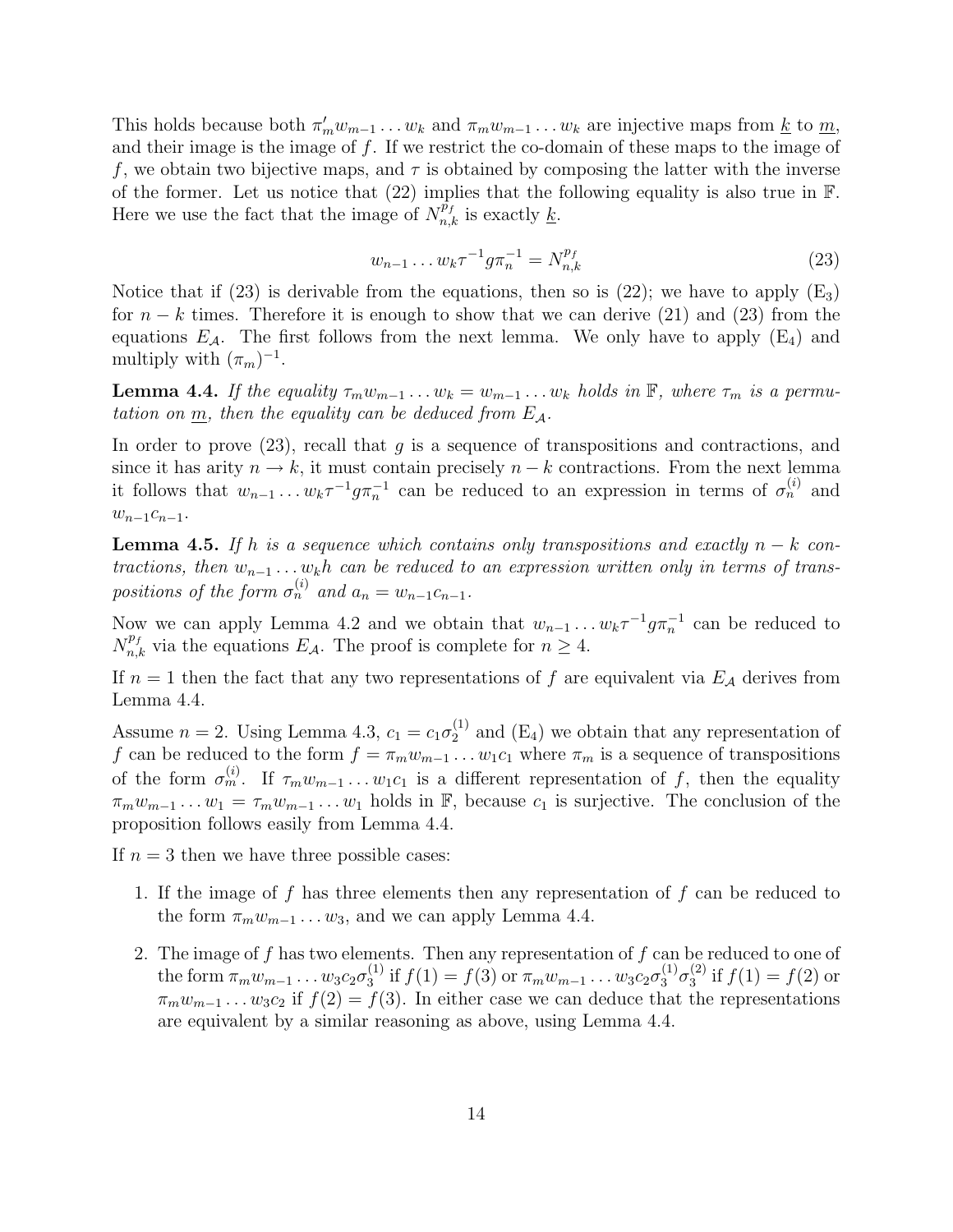This holds because both $\pi'_m w_{m-1} \dots w_k$ and $\pi_m w_{m-1} \dots w_k$ are injective maps from $\underline{k}$ to $\underline{m}$, and their image is the image of $f$. If we restrict the co-domain of these maps to the image of $f$, we obtain two bijective maps, and $\tau$ is obtained by composing the latter with the inverse of the former. Let us notice that (22) implies that the following equality is also true in $\mathbb{F}$. Here we use the fact that the image of $N^{p_f}_{n,k}$ is exactly $\underline{k}$.

$$w_{n-1} \dots w_k \tau^{-1} g \pi_n^{-1} = N^{p_f}_{n,k} \tag{23}$$

Notice that if (23) is derivable from the equations, then so is (22); we have to apply (E$_3$) for $n-k$ times. Therefore it is enough to show that we can derive (21) and (23) from the equations $E_{\mathcal{A}}$. The first follows from the next lemma. We only have to apply (E$_4$) and multiply with $(\pi_m)^{-1}$.

**Lemma 4.4.** *If the equality $\tau_m w_{m-1} \dots w_k = w_{m-1} \dots w_k$ holds in $\mathbb{F}$, where $\tau_m$ is a permutation on $\underline{m}$, then the equality can be deduced from $E_{\mathcal{A}}$.*

In order to prove (23), recall that $g$ is a sequence of transpositions and contractions, and since it has arity $n \to k$, it must contain precisely $n-k$ contractions. From the next lemma it follows that $w_{n-1} \dots w_k \tau^{-1} g \pi_n^{-1}$ can be reduced to an expression in terms of $\sigma_n^{(i)}$ and $w_{n-1} c_{n-1}$.

**Lemma 4.5.** *If $h$ is a sequence which contains only transpositions and exactly $n-k$ contractions, then $w_{n-1} \dots w_k h$ can be reduced to an expression written only in terms of transpositions of the form $\sigma_n^{(i)}$ and $a_n = w_{n-1} c_{n-1}$.*

Now we can apply Lemma 4.2 and we obtain that $w_{n-1} \dots w_k \tau^{-1} g \pi_n^{-1}$ can be reduced to $N^{p_f}_{n,k}$ via the equations $E_{\mathcal{A}}$. The proof is complete for $n \geq 4$.

If $n = 1$ then the fact that any two representations of $f$ are equivalent via $E_{\mathcal{A}}$ derives from Lemma 4.4.

Assume $n = 2$. Using Lemma 4.3, $c_1 = c_1 \sigma_2^{(1)}$ and (E$_4$) we obtain that any representation of $f$ can be reduced to the form $f = \pi_m w_{m-1} \dots w_1 c_1$ where $\pi_m$ is a sequence of transpositions of the form $\sigma_m^{(i)}$. If $\tau_m w_{m-1} \dots w_1 c_1$ is a different representation of $f$, then the equality $\pi_m w_{m-1} \dots w_1 = \tau_m w_{m-1} \dots w_1$ holds in $\mathbb{F}$, because $c_1$ is surjective. The conclusion of the proposition follows easily from Lemma 4.4.

If $n = 3$ then we have three possible cases:

1. If the image of $f$ has three elements then any representation of $f$ can be reduced to the form $\pi_m w_{m-1} \dots w_3$, and we can apply Lemma 4.4.
2. The image of $f$ has two elements. Then any representation of $f$ can be reduced to one of the form $\pi_m w_{m-1} \dots w_3 c_2 \sigma_3^{(1)}$ if $f(1) = f(3)$ or $\pi_m w_{m-1} \dots w_3 c_2 \sigma_3^{(1)} \sigma_3^{(2)}$ if $f(1) = f(2)$ or $\pi_m w_{m-1} \dots w_3 c_2$ if $f(2) = f(3)$. In either case we can deduce that the representations are equivalent by a similar reasoning as above, using Lemma 4.4.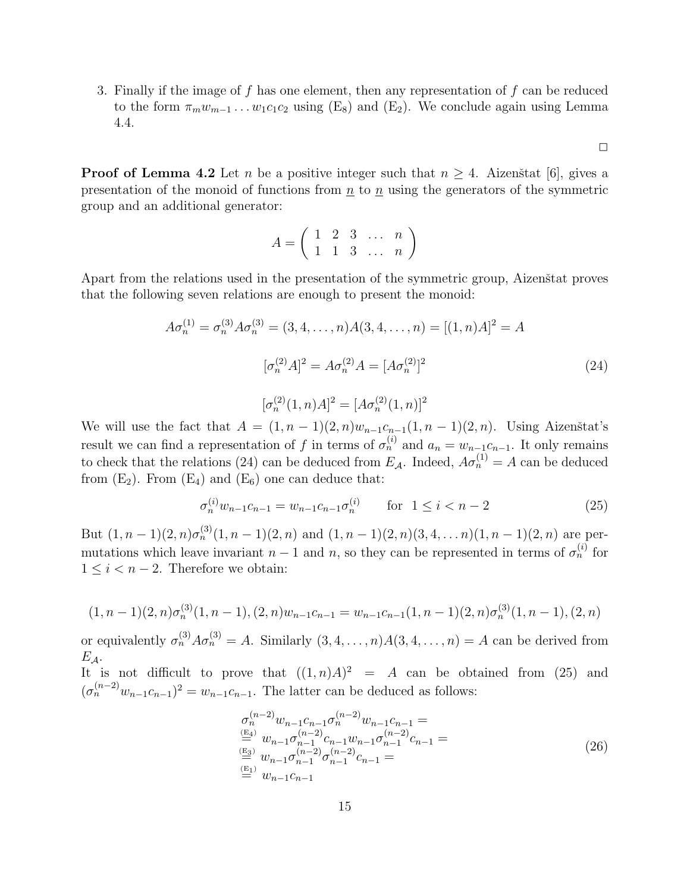3. Finally if the image of $f$ has one element, then any representation of $f$ can be reduced to the form $\pi_m w_{m-1} \ldots w_1 c_1 c_2$ using ($E_8$) and ($E_2$). We conclude again using Lemma 4.4.

$\square$

**Proof of Lemma 4.2** Let $n$ be a positive integer such that $n \geq 4$. Aizenštat [6], gives a presentation of the monoid of functions from $\underline{n}$ to $\underline{n}$ using the generators of the symmetric group and an additional generator:

$$A = \begin{pmatrix} 1 & 2 & 3 & \ldots & n \\ 1 & 1 & 3 & \ldots & n \end{pmatrix}$$

Apart from the relations used in the presentation of the symmetric group, Aizenštat proves that the following seven relations are enough to present the monoid:

$$A\sigma_n^{(1)} = \sigma_n^{(3)} A \sigma_n^{(3)} = (3, 4, \ldots, n) A (3, 4, \ldots, n) = [(1, n)A]^2 = A$$

$$[\sigma_n^{(2)} A]^2 = A\sigma_n^{(2)} A = [A\sigma_n^{(2)}]^2 \tag{24}$$

$$[\sigma_n^{(2)}(1, n)A]^2 = [A\sigma_n^{(2)}(1, n)]^2$$

We will use the fact that $A = (1, n-1)(2, n) w_{n-1} c_{n-1} (1, n-1)(2, n)$. Using Aizenštat's result we can find a representation of $f$ in terms of $\sigma_n^{(i)}$ and $a_n = w_{n-1}c_{n-1}$. It only remains to check that the relations (24) can be deduced from $E_{\mathcal{A}}$. Indeed, $A\sigma_n^{(1)} = A$ can be deduced from ($E_2$). From ($E_4$) and ($E_6$) one can deduce that:

$$\sigma_n^{(i)} w_{n-1} c_{n-1} = w_{n-1} c_{n-1} \sigma_n^{(i)} \qquad \text{for } \ 1 \leq i < n-2 \tag{25}$$

But $(1, n-1)(2, n)\sigma_n^{(3)}(1, n-1)(2, n)$ and $(1, n-1)(2, n)(3, 4, \ldots n)(1, n-1)(2, n)$ are permutations which leave invariant $n-1$ and $n$, so they can be represented in terms of $\sigma_n^{(i)}$ for $1 \leq i < n-2$. Therefore we obtain:

$$(1, n-1)(2, n)\sigma_n^{(3)}(1, n-1), (2, n) w_{n-1} c_{n-1} = w_{n-1} c_{n-1} (1, n-1)(2, n)\sigma_n^{(3)}(1, n-1), (2, n)$$

or equivalently $\sigma_n^{(3)} A \sigma_n^{(3)} = A$. Similarly $(3, 4, \ldots, n) A (3, 4, \ldots, n) = A$ can be derived from $E_{\mathcal{A}}$.
It is not difficult to prove that $((1, n)A)^2 = A$ can be obtained from (25) and $(\sigma_n^{(n-2)} w_{n-1} c_{n-1})^2 = w_{n-1} c_{n-1}$. The latter can be deduced as follows:

$$\begin{aligned}
&\sigma_n^{(n-2)} w_{n-1} c_{n-1} \sigma_n^{(n-2)} w_{n-1} c_{n-1} = \\
&\overset{(E_4)}{=} w_{n-1} \sigma_{n-1}^{(n-2)} c_{n-1} w_{n-1} \sigma_{n-1}^{(n-2)} c_{n-1} = \\
&\overset{(E_3)}{=} w_{n-1} \sigma_{n-1}^{(n-2)} \sigma_{n-1}^{(n-2)} c_{n-1} = \\
&\overset{(E_1)}{=} w_{n-1} c_{n-1}
\end{aligned} \tag{26}$$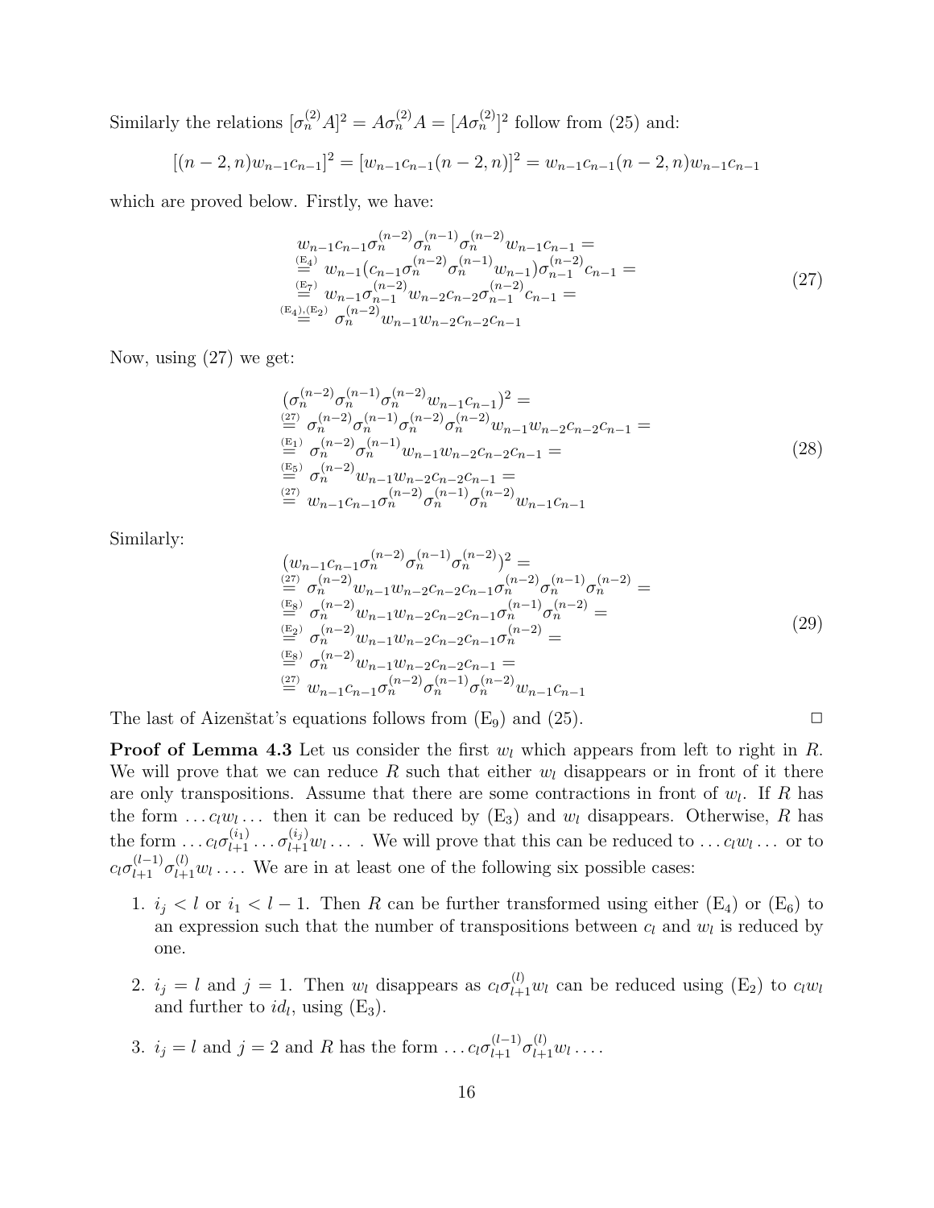Similarly the relations $[\sigma_n^{(2)} A]^2 = A\sigma_n^{(2)} A = [A\sigma_n^{(2)}]^2$ follow from (25) and:

$$[(n-2,n)w_{n-1}c_{n-1}]^2 = [w_{n-1}c_{n-1}(n-2,n)]^2 = w_{n-1}c_{n-1}(n-2,n)w_{n-1}c_{n-1}$$

which are proved below. Firstly, we have:

$$\begin{aligned}
&w_{n-1}c_{n-1}\sigma_n^{(n-2)}\sigma_n^{(n-1)}\sigma_n^{(n-2)}w_{n-1}c_{n-1} = \\
&\overset{(\mathrm{E}_4)}{=} w_{n-1}(c_{n-1}\sigma_n^{(n-2)}\sigma_n^{(n-1)}w_{n-1})\sigma_{n-1}^{(n-2)}c_{n-1} = \\
&\overset{(\mathrm{E}_7)}{=} w_{n-1}\sigma_{n-1}^{(n-2)}w_{n-2}c_{n-2}\sigma_{n-1}^{(n-2)}c_{n-1} = \\
&\overset{(\mathrm{E}_4),(\mathrm{E}_2)}{=} \sigma_n^{(n-2)}w_{n-1}w_{n-2}c_{n-2}c_{n-1}
\end{aligned} \tag{27}$$

Now, using (27) we get:

$$\begin{aligned}
&(\sigma_n^{(n-2)}\sigma_n^{(n-1)}\sigma_n^{(n-2)}w_{n-1}c_{n-1})^2 = \\
&\overset{(27)}{=} \sigma_n^{(n-2)}\sigma_n^{(n-1)}\sigma_n^{(n-2)}\sigma_n^{(n-2)}w_{n-1}w_{n-2}c_{n-2}c_{n-1} = \\
&\overset{(\mathrm{E}_1)}{=} \sigma_n^{(n-2)}\sigma_n^{(n-1)}w_{n-1}w_{n-2}c_{n-2}c_{n-1} = \\
&\overset{(\mathrm{E}_5)}{=} \sigma_n^{(n-2)}w_{n-1}w_{n-2}c_{n-2}c_{n-1} = \\
&\overset{(27)}{=} w_{n-1}c_{n-1}\sigma_n^{(n-2)}\sigma_n^{(n-1)}\sigma_n^{(n-2)}w_{n-1}c_{n-1}
\end{aligned} \tag{28}$$

Similarly:

$$\begin{aligned}
&(w_{n-1}c_{n-1}\sigma_n^{(n-2)}\sigma_n^{(n-1)}\sigma_n^{(n-2)})^2 = \\
&\overset{(27)}{=} \sigma_n^{(n-2)}w_{n-1}w_{n-2}c_{n-2}c_{n-1}\sigma_n^{(n-2)}\sigma_n^{(n-1)}\sigma_n^{(n-2)} = \\
&\overset{(\mathrm{E}_8)}{=} \sigma_n^{(n-2)}w_{n-1}w_{n-2}c_{n-2}c_{n-1}\sigma_n^{(n-1)}\sigma_n^{(n-2)} = \\
&\overset{(\mathrm{E}_2)}{=} \sigma_n^{(n-2)}w_{n-1}w_{n-2}c_{n-2}c_{n-1}\sigma_n^{(n-2)} = \\
&\overset{(\mathrm{E}_8)}{=} \sigma_n^{(n-2)}w_{n-1}w_{n-2}c_{n-2}c_{n-1} = \\
&\overset{(27)}{=} w_{n-1}c_{n-1}\sigma_n^{(n-2)}\sigma_n^{(n-1)}\sigma_n^{(n-2)}w_{n-1}c_{n-1}
\end{aligned} \tag{29}$$

The last of Aizenštat's equations follows from $(\mathrm{E}_9)$ and (25). □

**Proof of Lemma 4.3** Let us consider the first $w_l$ which appears from left to right in $R$. We will prove that we can reduce $R$ such that either $w_l$ disappears or in front of it there are only transpositions. Assume that there are some contractions in front of $w_l$. If $R$ has the form $\dots c_l w_l \dots$ then it can be reduced by $(\mathrm{E}_3)$ and $w_l$ disappears. Otherwise, $R$ has the form $\dots c_l \sigma_{l+1}^{(i_1)} \dots \sigma_{l+1}^{(i_j)} w_l \dots$ . We will prove that this can be reduced to $\dots c_l w_l \dots$ or to $c_l \sigma_{l+1}^{(l-1)} \sigma_{l+1}^{(l)} w_l \dots$. We are in at least one of the following six possible cases:

1. $i_j < l$ or $i_1 < l-1$. Then $R$ can be further transformed using either $(\mathrm{E}_4)$ or $(\mathrm{E}_6)$ to an expression such that the number of transpositions between $c_l$ and $w_l$ is reduced by one.

2. $i_j = l$ and $j = 1$. Then $w_l$ disappears as $c_l \sigma_{l+1}^{(l)} w_l$ can be reduced using $(\mathrm{E}_2)$ to $c_l w_l$ and further to $id_l$, using $(\mathrm{E}_3)$.

3. $i_j = l$ and $j = 2$ and $R$ has the form $\dots c_l \sigma_{l+1}^{(l-1)} \sigma_{l+1}^{(l)} w_l \dots$.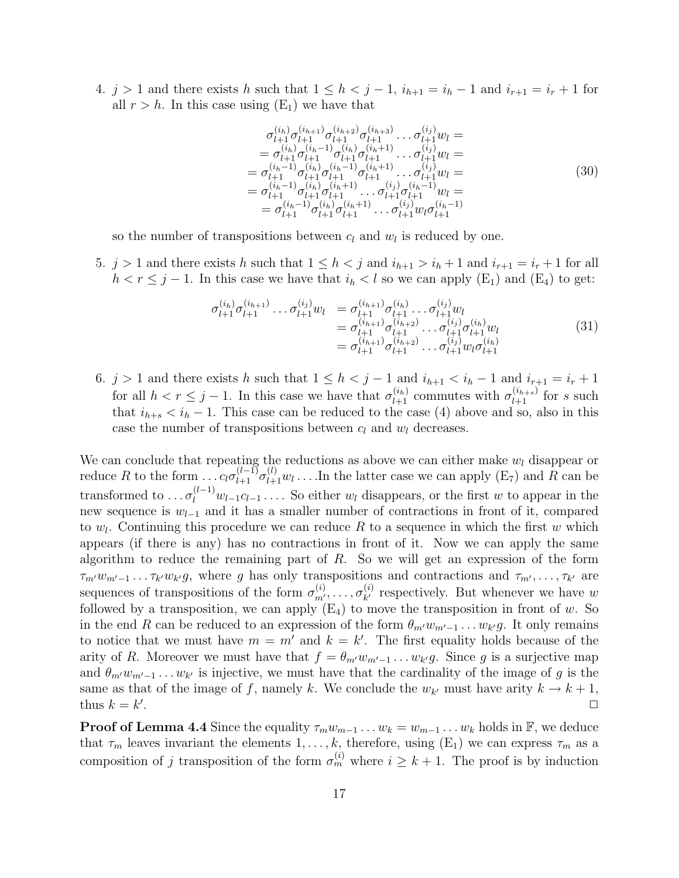4. $j > 1$ and there exists $h$ such that $1 \leq h < j-1$, $i_{h+1} = i_h - 1$ and $i_{r+1} = i_r + 1$ for all $r > h$. In this case using (E$_1$) we have that

$$
\begin{array}{c}
\sigma_{l+1}^{(i_h)}\sigma_{l+1}^{(i_{h+1})}\sigma_{l+1}^{(i_{h+2})}\sigma_{l+1}^{(i_{h+3})}\dots\sigma_{l+1}^{(i_j)}w_l = \\
= \sigma_{l+1}^{(i_h)}\sigma_{l+1}^{(i_h-1)}\sigma_{l+1}^{(i_h)}\sigma_{l+1}^{(i_h+1)}\dots\sigma_{l+1}^{(i_j)}w_l = \\
= \sigma_{l+1}^{(i_h-1)}\sigma_{l+1}^{(i_h)}\sigma_{l+1}^{(i_h-1)}\sigma_{l+1}^{(i_h+1)}\dots\sigma_{l+1}^{(i_j)}w_l = \\
= \sigma_{l+1}^{(i_h-1)}\sigma_{l+1}^{(i_h)}\sigma_{l+1}^{(i_h+1)}\dots\sigma_{l+1}^{(i_j)}\sigma_{l+1}^{(i_h-1)}w_l = \\
= \sigma_{l+1}^{(i_h-1)}\sigma_{l+1}^{(i_h)}\sigma_{l+1}^{(i_h+1)}\dots\sigma_{l+1}^{(i_j)}w_l\sigma_{l+1}^{(i_h-1)}
\end{array}
\tag{30}
$$

so the number of transpositions between $c_l$ and $w_l$ is reduced by one.

5. $j > 1$ and there exists $h$ such that $1 \leq h < j$ and $i_{h+1} > i_h + 1$ and $i_{r+1} = i_r + 1$ for all $h < r \leq j-1$. In this case we have that $i_h < l$ so we can apply (E$_1$) and (E$_4$) to get:

$$
\begin{aligned}
\sigma_{l+1}^{(i_h)}\sigma_{l+1}^{(i_{h+1})}\dots\sigma_{l+1}^{(i_j)}w_l &= \sigma_{l+1}^{(i_{h+1})}\sigma_{l+1}^{(i_h)}\dots\sigma_{l+1}^{(i_j)}w_l \\
&= \sigma_{l+1}^{(i_{h+1})}\sigma_{l+1}^{(i_{h+2})}\dots\sigma_{l+1}^{(i_j)}\sigma_{l+1}^{(i_h)}w_l \\
&= \sigma_{l+1}^{(i_{h+1})}\sigma_{l+1}^{(i_{h+2})}\dots\sigma_{l+1}^{(i_j)}w_l\sigma_{l+1}^{(i_h)}
\end{aligned}
\tag{31}
$$

6. $j > 1$ and there exists $h$ such that $1 \leq h < j-1$ and $i_{h+1} < i_h - 1$ and $i_{r+1} = i_r + 1$ for all $h < r \leq j-1$. In this case we have that $\sigma_{l+1}^{(i_h)}$ commutes with $\sigma_{l+1}^{(i_{h+s})}$ for $s$ such that $i_{h+s} < i_h - 1$. This case can be reduced to the case (4) above and so, also in this case the number of transpositions between $c_l$ and $w_l$ decreases.

We can conclude that repeating the reductions as above we can either make $w_l$ disappear or reduce $R$ to the form $\dots c_l\sigma_{l+1}^{(l-1)}\sigma_{l+1}^{(l)}w_l\dots$.In the latter case we can apply (E$_7$) and $R$ can be transformed to $\dots\sigma_l^{(l-1)}w_{l-1}c_{l-1}\dots$. So either $w_l$ disappears, or the first $w$ to appear in the new sequence is $w_{l-1}$ and it has a smaller number of contractions in front of it, compared to $w_l$. Continuing this procedure we can reduce $R$ to a sequence in which the first $w$ which appears (if there is any) has no contractions in front of it. Now we can apply the same algorithm to reduce the remaining part of $R$. So we will get an expression of the form $\tau_{m'}w_{m'-1}\dots\tau_{k'}w_{k'}g$, where $g$ has only transpositions and contractions and $\tau_{m'},\dots,\tau_{k'}$ are sequences of transpositions of the form $\sigma_{m'}^{(i)},\dots,\sigma_{k'}^{(i)}$ respectively. But whenever we have $w$ followed by a transposition, we can apply (E$_4$) to move the transposition in front of $w$. So in the end $R$ can be reduced to an expression of the form $\theta_{m'}w_{m'-1}\dots w_{k'}g$. It only remains to notice that we must have $m = m'$ and $k = k'$. The first equality holds because of the arity of $R$. Moreover we must have that $f = \theta_{m'}w_{m'-1}\dots w_{k'}g$. Since $g$ is a surjective map and $\theta_{m'}w_{m'-1}\dots w_{k'}$ is injective, we must have that the cardinality of the image of $g$ is the same as that of the image of $f$, namely $k$. We conclude the $w_{k'}$ must have arity $k \to k+1$, thus $k = k'$. $\square$

**Proof of Lemma 4.4** Since the equality $\tau_m w_{m-1}\dots w_k = w_{m-1}\dots w_k$ holds in $\mathbb{F}$, we deduce that $\tau_m$ leaves invariant the elements $1,\dots,k$, therefore, using (E$_1$) we can express $\tau_m$ as a composition of $j$ transposition of the form $\sigma_m^{(i)}$ where $i \geq k+1$. The proof is by induction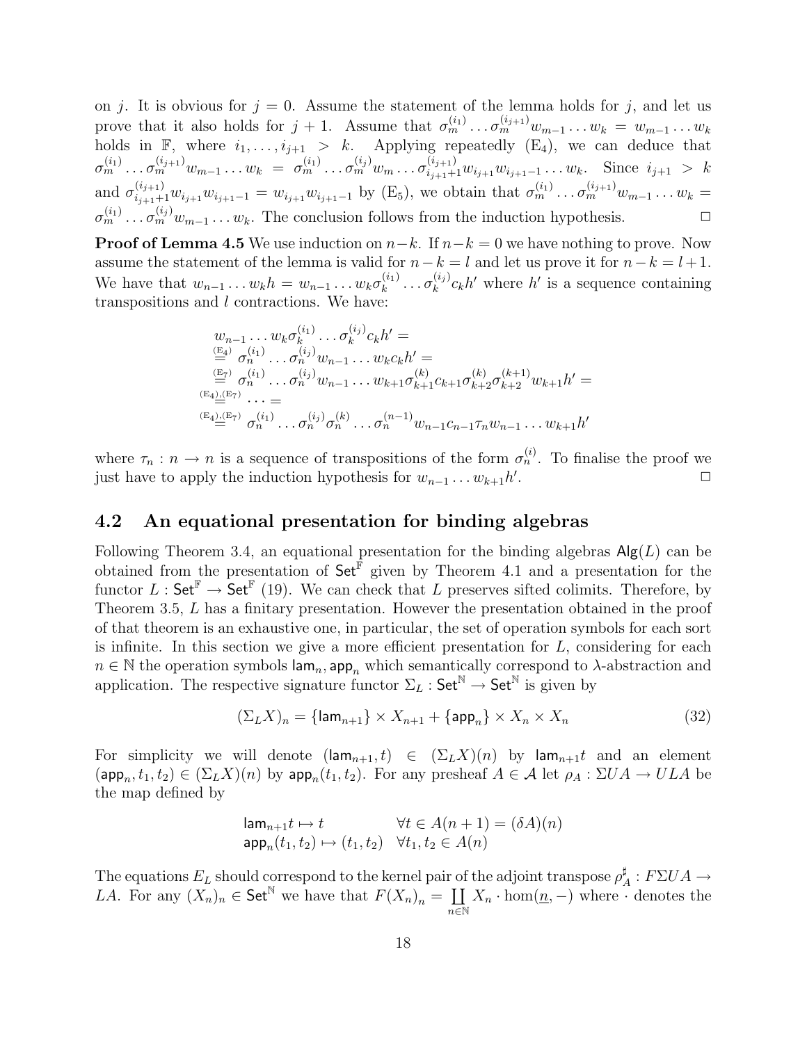on $j$. It is obvious for $j = 0$. Assume the statement of the lemma holds for $j$, and let us prove that it also holds for $j+1$. Assume that $\sigma_m^{(i_1)} \dots \sigma_m^{(i_{j+1})} w_{m-1} \dots w_k = w_{m-1} \dots w_k$ holds in $\mathbb{F}$, where $i_1, \dots, i_{j+1} > k$. Applying repeatedly $(\mathrm{E}_4)$, we can deduce that $\sigma_m^{(i_1)} \dots \sigma_m^{(i_{j+1})} w_{m-1} \dots w_k = \sigma_m^{(i_1)} \dots \sigma_m^{(i_j)} w_m \dots \sigma_{i_{j+1}+1}^{(i_{j+1})} w_{i_{j+1}} w_{i_{j+1}-1} \dots w_k$. Since $i_{j+1} > k$ and $\sigma_{i_{j+1}+1}^{(i_{j+1})} w_{i_{j+1}} w_{i_{j+1}-1} = w_{i_{j+1}} w_{i_{j+1}-1}$ by $(\mathrm{E}_5)$, we obtain that $\sigma_m^{(i_1)} \dots \sigma_m^{(i_{j+1})} w_{m-1} \dots w_k = \sigma_m^{(i_1)} \dots \sigma_m^{(i_j)} w_{m-1} \dots w_k$. The conclusion follows from the induction hypothesis. $\square$

**Proof of Lemma 4.5** We use induction on $n-k$. If $n-k=0$ we have nothing to prove. Now assume the statement of the lemma is valid for $n-k=l$ and let us prove it for $n-k=l+1$. We have that $w_{n-1} \dots w_k h = w_{n-1} \dots w_k \sigma_k^{(i_1)} \dots \sigma_k^{(i_j)} c_k h'$ where $h'$ is a sequence containing transpositions and $l$ contractions. We have:

$$
\begin{aligned}
& w_{n-1} \dots w_k \sigma_k^{(i_1)} \dots \sigma_k^{(i_j)} c_k h' = \\
& \overset{(\mathrm{E}_4)}{=} \sigma_n^{(i_1)} \dots \sigma_n^{(i_j)} w_{n-1} \dots w_k c_k h' = \\
& \overset{(\mathrm{E}_7)}{=} \sigma_n^{(i_1)} \dots \sigma_n^{(i_j)} w_{n-1} \dots w_{k+1} \sigma_{k+1}^{(k)} c_{k+1} \sigma_{k+2}^{(k)} \sigma_{k+2}^{(k+1)} w_{k+1} h' = \\
& \overset{(\mathrm{E}_4),(\mathrm{E}_7)}{=} \dots = \\
& \overset{(\mathrm{E}_4),(\mathrm{E}_7)}{=} \sigma_n^{(i_1)} \dots \sigma_n^{(i_j)} \sigma_n^{(k)} \dots \sigma_n^{(n-1)} w_{n-1} c_{n-1} \tau_n w_{n-1} \dots w_{k+1} h'
\end{aligned}
$$

where $\tau_n : n \to n$ is a sequence of transpositions of the form $\sigma_n^{(i)}$. To finalise the proof we just have to apply the induction hypothesis for $w_{n-1} \dots w_{k+1} h'$. $\square$

## 4.2 An equational presentation for binding algebras

Following Theorem 3.4, an equational presentation for the binding algebras $\mathsf{Alg}(L)$ can be obtained from the presentation of $\mathsf{Set}^{\mathbb{F}}$ given by Theorem 4.1 and a presentation for the functor $L : \mathsf{Set}^{\mathbb{F}} \to \mathsf{Set}^{\mathbb{F}}$ (19). We can check that $L$ preserves sifted colimits. Therefore, by Theorem 3.5, $L$ has a finitary presentation. However the presentation obtained in the proof of that theorem is an exhaustive one, in particular, the set of operation symbols for each sort is infinite. In this section we give a more efficient presentation for $L$, considering for each $n \in \mathbb{N}$ the operation symbols $\mathsf{lam}_n, \mathsf{app}_n$ which semantically correspond to $\lambda$-abstraction and application. The respective signature functor $\Sigma_L : \mathsf{Set}^{\mathbb{N}} \to \mathsf{Set}^{\mathbb{N}}$ is given by

$$
(\Sigma_L X)_n = \{\mathsf{lam}_{n+1}\} \times X_{n+1} + \{\mathsf{app}_n\} \times X_n \times X_n \tag{32}
$$

For simplicity we will denote $(\mathsf{lam}_{n+1}, t) \in (\Sigma_L X)(n)$ by $\mathsf{lam}_{n+1} t$ and an element $(\mathsf{app}_n, t_1, t_2) \in (\Sigma_L X)(n)$ by $\mathsf{app}_n(t_1, t_2)$. For any presheaf $A \in \mathcal{A}$ let $\rho_A : \Sigma U A \to U L A$ be the map defined by

$$
\begin{aligned}
\mathsf{lam}_{n+1} t &\mapsto t & \forall t \in A(n+1) = (\delta A)(n) \\
\mathsf{app}_n(t_1, t_2) &\mapsto (t_1, t_2) & \forall t_1, t_2 \in A(n)
\end{aligned}
$$

The equations $E_L$ should correspond to the kernel pair of the adjoint transpose $\rho_A^\sharp : F \Sigma U A \to LA$. For any $(X_n)_n \in \mathsf{Set}^{\mathbb{N}}$ we have that $F(X_n)_n = \coprod_{n \in \mathbb{N}} X_n \cdot \hom(\underline{n}, -)$ where $\cdot$ denotes the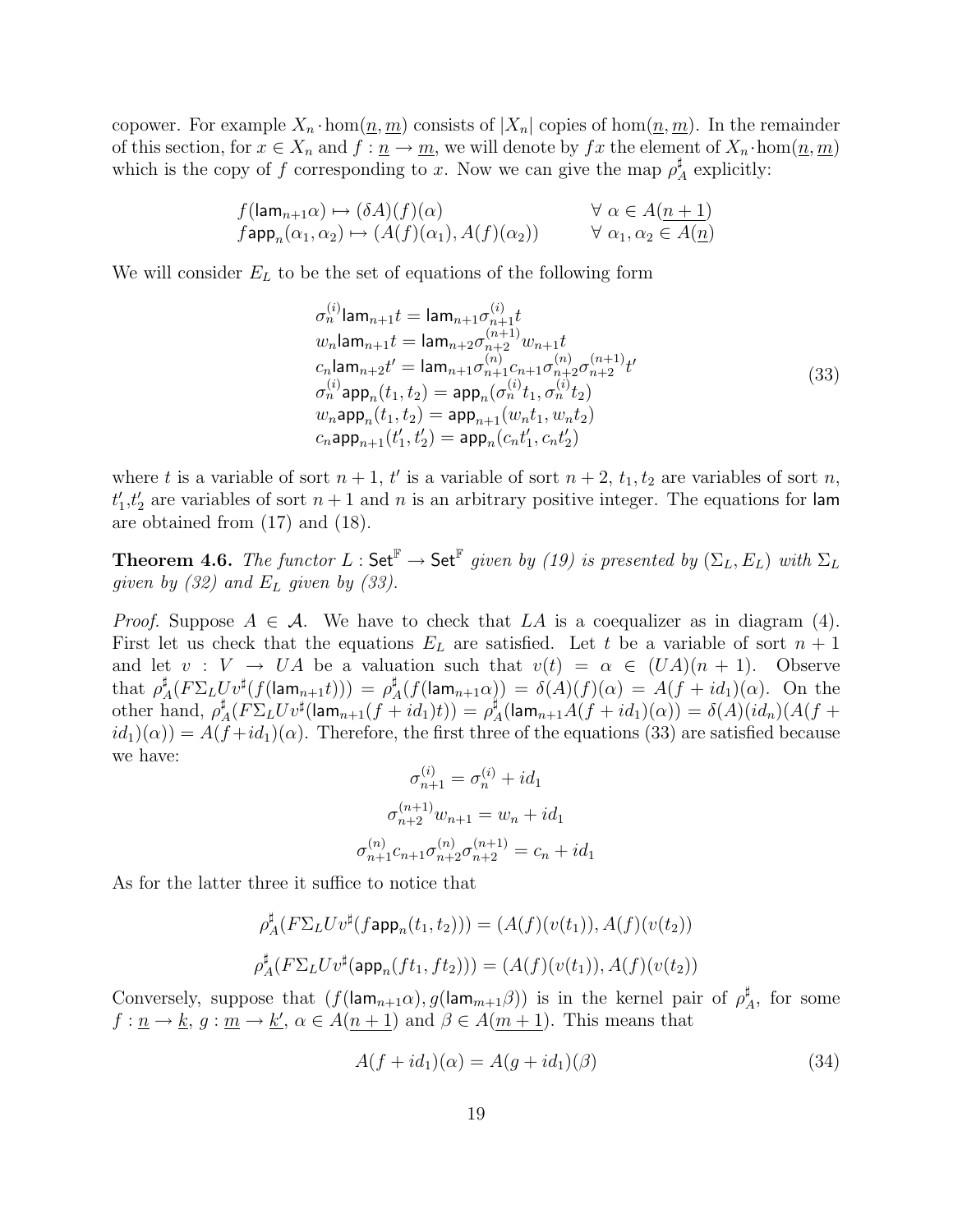copower. For example $X_n \cdot \hom(\underline{n}, \underline{m})$ consists of $|X_n|$ copies of $\hom(\underline{n}, \underline{m})$. In the remainder of this section, for $x \in X_n$ and $f : \underline{n} \to \underline{m}$, we will denote by $fx$ the element of $X_n \cdot \hom(\underline{n}, \underline{m})$ which is the copy of $f$ corresponding to $x$. Now we can give the map $\rho^\sharp_A$ explicitly:

$$
\begin{array}{ll}
f(\mathsf{lam}_{n+1}\alpha) \mapsto (\delta A)(f)(\alpha) & \forall\ \alpha \in A(\underline{n+1}) \\
f\mathsf{app}_n(\alpha_1, \alpha_2) \mapsto (A(f)(\alpha_1), A(f)(\alpha_2)) & \forall\ \alpha_1, \alpha_2 \in A(\underline{n})
\end{array}
$$

We will consider $E_L$ to be the set of equations of the following form

$$
\begin{array}{l}
\sigma^{(i)}_n \mathsf{lam}_{n+1} t = \mathsf{lam}_{n+1} \sigma^{(i)}_{n+1} t \\
w_n \mathsf{lam}_{n+1} t = \mathsf{lam}_{n+2} \sigma^{(n+1)}_{n+2} w_{n+1} t \\
c_n \mathsf{lam}_{n+2} t' = \mathsf{lam}_{n+1} \sigma^{(n)}_{n+1} c_{n+1} \sigma^{(n)}_{n+2} \sigma^{(n+1)}_{n+2} t' \\
\sigma^{(i)}_n \mathsf{app}_n(t_1, t_2) = \mathsf{app}_n(\sigma^{(i)}_n t_1, \sigma^{(i)}_n t_2) \\
w_n \mathsf{app}_n(t_1, t_2) = \mathsf{app}_{n+1}(w_n t_1, w_n t_2) \\
c_n \mathsf{app}_{n+1}(t'_1, t'_2) = \mathsf{app}_n(c_n t'_1, c_n t'_2)
\end{array}
\tag{33}
$$

where $t$ is a variable of sort $n+1$, $t'$ is a variable of sort $n+2$, $t_1, t_2$ are variables of sort $n$, $t'_1$,$t'_2$ are variables of sort $n+1$ and $n$ is an arbitrary positive integer. The equations for $\mathsf{lam}$ are obtained from (17) and (18).

**Theorem 4.6.** *The functor $L : \mathsf{Set}^{\mathbb{F}} \to \mathsf{Set}^{\mathbb{F}}$ given by (19) is presented by $(\Sigma_L, E_L)$ with $\Sigma_L$ given by (32) and $E_L$ given by (33).*

*Proof.* Suppose $A \in \mathcal{A}$. We have to check that $LA$ is a coequalizer as in diagram (4). First let us check that the equations $E_L$ are satisfied. Let $t$ be a variable of sort $n+1$ and let $v : V \to UA$ be a valuation such that $v(t) = \alpha \in (UA)(n+1)$. Observe that $\rho^\sharp_A(F\Sigma_L U v^\sharp(f(\mathsf{lam}_{n+1}t))) = \rho^\sharp_A(f(\mathsf{lam}_{n+1}\alpha)) = \delta(A)(f)(\alpha) = A(f + id_1)(\alpha)$. On the other hand, $\rho^\sharp_A(F\Sigma_L U v^\sharp(\mathsf{lam}_{n+1}(f + id_1)t)) = \rho^\sharp_A(\mathsf{lam}_{n+1}A(f + id_1)(\alpha)) = \delta(A)(id_n)(A(f + id_1)(\alpha)) = A(f + id_1)(\alpha)$. Therefore, the first three of the equations (33) are satisfied because we have:

$$
\sigma^{(i)}_{n+1} = \sigma^{(i)}_n + id_1
$$

$$
\sigma^{(n+1)}_{n+2} w_{n+1} = w_n + id_1
$$

$$
\sigma^{(n)}_{n+1} c_{n+1} \sigma^{(n)}_{n+2} \sigma^{(n+1)}_{n+2} = c_n + id_1
$$

As for the latter three it suffice to notice that

$$
\rho^\sharp_A(F\Sigma_L U v^\sharp(f\mathsf{app}_n(t_1, t_2))) = (A(f)(v(t_1)), A(f)(v(t_2))
$$

$$
\rho^\sharp_A(F\Sigma_L U v^\sharp(\mathsf{app}_n(ft_1, ft_2))) = (A(f)(v(t_1)), A(f)(v(t_2))
$$

Conversely, suppose that $(f(\mathsf{lam}_{n+1}\alpha), g(\mathsf{lam}_{m+1}\beta))$ is in the kernel pair of $\rho^\sharp_A$, for some $f : \underline{n} \to \underline{k}$, $g : \underline{m} \to \underline{k'}$, $\alpha \in A(\underline{n+1})$ and $\beta \in A(\underline{m+1})$. This means that

$$
A(f + id_1)(\alpha) = A(g + id_1)(\beta) \tag{34}
$$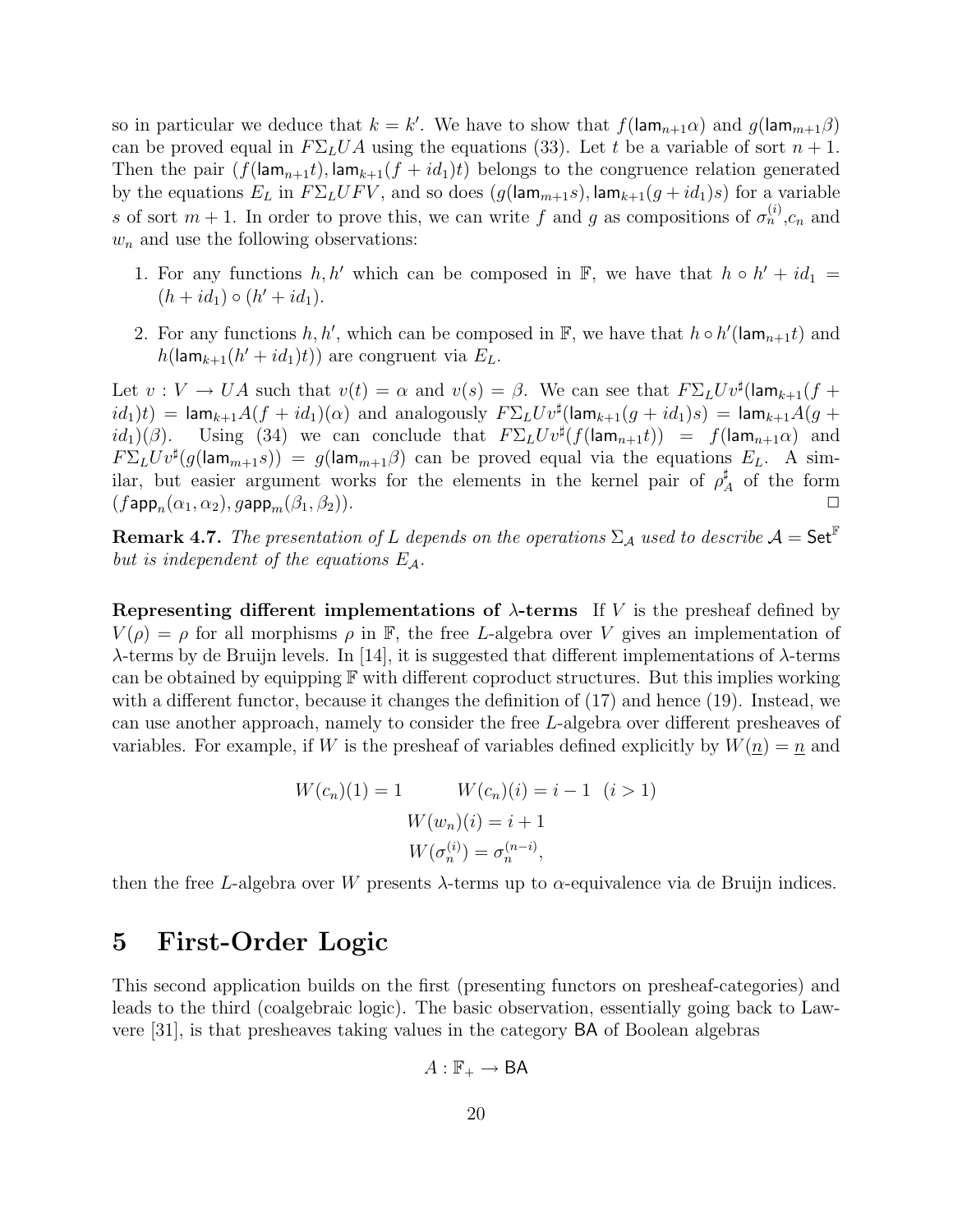so in particular we deduce that $k = k'$. We have to show that $f(\mathsf{lam}_{n+1}\alpha)$ and $g(\mathsf{lam}_{m+1}\beta)$ can be proved equal in $F\Sigma_L UA$ using the equations (33). Let $t$ be a variable of sort $n+1$. Then the pair $(f(\mathsf{lam}_{n+1}t), \mathsf{lam}_{k+1}(f+id_1)t)$ belongs to the congruence relation generated by the equations $E_L$ in $F\Sigma_L UFV$, and so does $(g(\mathsf{lam}_{m+1}s), \mathsf{lam}_{k+1}(g+id_1)s)$ for a variable $s$ of sort $m+1$. In order to prove this, we can write $f$ and $g$ as compositions of $\sigma_n^{(i)}$, $c_n$ and $w_n$ and use the following observations:

1. For any functions $h, h'$ which can be composed in $\mathbb{F}$, we have that $h \circ h' + id_1 = (h+id_1) \circ (h'+id_1)$.
2. For any functions $h, h'$, which can be composed in $\mathbb{F}$, we have that $h \circ h'(\mathsf{lam}_{n+1}t)$ and $h(\mathsf{lam}_{k+1}(h'+id_1)t))$ are congruent via $E_L$.

Let $v : V \to UA$ such that $v(t) = \alpha$ and $v(s) = \beta$. We can see that $F\Sigma_L Uv^\sharp(\mathsf{lam}_{k+1}(f+id_1)t) = \mathsf{lam}_{k+1}A(f+id_1)(\alpha)$ and analogously $F\Sigma_L Uv^\sharp(\mathsf{lam}_{k+1}(g+id_1)s) = \mathsf{lam}_{k+1}A(g+id_1)(\beta)$. Using (34) we can conclude that $F\Sigma_L Uv^\sharp(f(\mathsf{lam}_{n+1}t)) = f(\mathsf{lam}_{n+1}\alpha)$ and $F\Sigma_L Uv^\sharp(g(\mathsf{lam}_{m+1}s)) = g(\mathsf{lam}_{m+1}\beta)$ can be proved equal via the equations $E_L$. A similar, but easier argument works for the elements in the kernel pair of $\rho_A^\sharp$ of the form $(f\mathsf{app}_n(\alpha_1, \alpha_2), g\mathsf{app}_m(\beta_1, \beta_2))$. □

**Remark 4.7.** *The presentation of $L$ depends on the operations $\Sigma_\mathcal{A}$ used to describe $\mathcal{A} = \mathsf{Set}^\mathbb{F}$ but is independent of the equations $E_\mathcal{A}$.*

**Representing different implementations of $\lambda$-terms** If $V$ is the presheaf defined by $V(\rho) = \rho$ for all morphisms $\rho$ in $\mathbb{F}$, the free $L$-algebra over $V$ gives an implementation of $\lambda$-terms by de Bruijn levels. In [14], it is suggested that different implementations of $\lambda$-terms can be obtained by equipping $\mathbb{F}$ with different coproduct structures. But this implies working with a different functor, because it changes the definition of (17) and hence (19). Instead, we can use another approach, namely to consider the free $L$-algebra over different presheaves of variables. For example, if $W$ is the presheaf of variables defined explicitly by $W(\underline{n}) = \underline{n}$ and

$$W(c_n)(1) = 1 \qquad W(c_n)(i) = i-1 \quad (i > 1)$$
$$W(w_n)(i) = i+1$$
$$W(\sigma_n^{(i)}) = \sigma_n^{(n-i)},$$

then the free $L$-algebra over $W$ presents $\lambda$-terms up to $\alpha$-equivalence via de Bruijn indices.

# 5 First-Order Logic

This second application builds on the first (presenting functors on presheaf-categories) and leads to the third (coalgebraic logic). The basic observation, essentially going back to Lawvere [31], is that presheaves taking values in the category $\mathsf{BA}$ of Boolean algebras

$$A : \mathbb{F}_+ \to \mathsf{BA}$$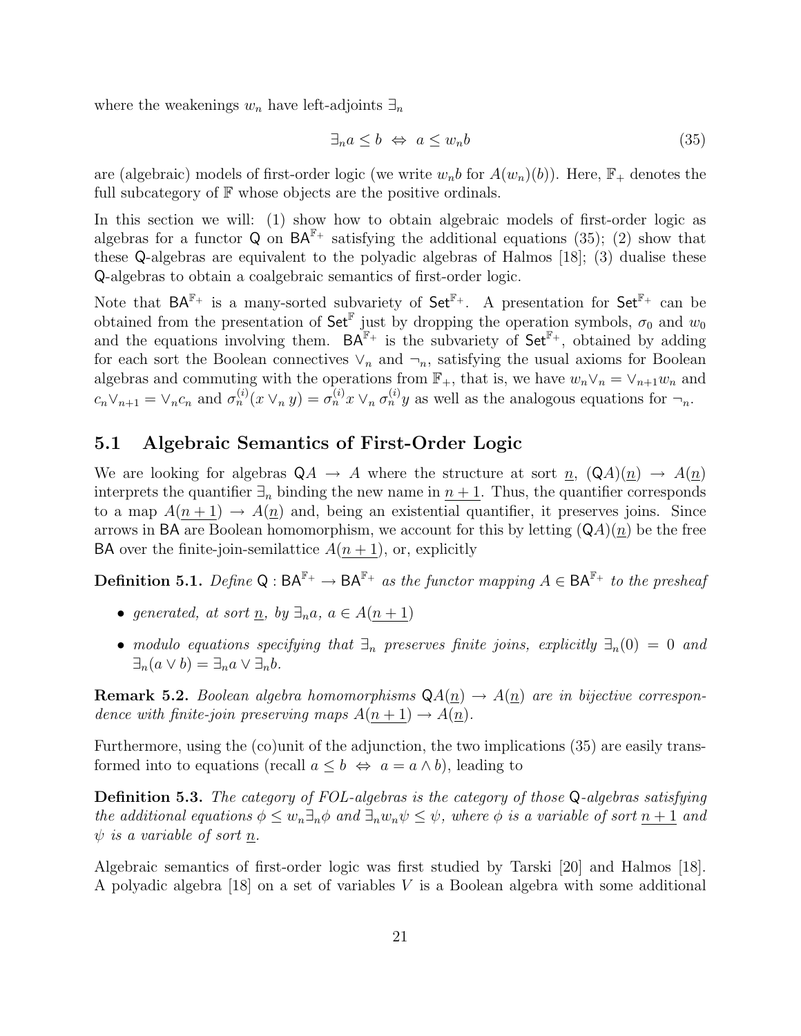where the weakenings $w_n$ have left-adjoints $\exists_n$

$$\exists_n a \leq b \;\Leftrightarrow\; a \leq w_n b \tag{35}$$

are (algebraic) models of first-order logic (we write $w_n b$ for $A(w_n)(b)$). Here, $\mathbb{F}_+$ denotes the full subcategory of $\mathbb{F}$ whose objects are the positive ordinals.

In this section we will: (1) show how to obtain algebraic models of first-order logic as algebras for a functor $\mathsf{Q}$ on $\mathsf{BA}^{\mathbb{F}_+}$ satisfying the additional equations (35); (2) show that these $\mathsf{Q}$-algebras are equivalent to the polyadic algebras of Halmos [18]; (3) dualise these $\mathsf{Q}$-algebras to obtain a coalgebraic semantics of first-order logic.

Note that $\mathsf{BA}^{\mathbb{F}_+}$ is a many-sorted subvariety of $\mathsf{Set}^{\mathbb{F}_+}$. A presentation for $\mathsf{Set}^{\mathbb{F}_+}$ can be obtained from the presentation of $\mathsf{Set}^{\mathbb{F}}$ just by dropping the operation symbols, $\sigma_0$ and $w_0$ and the equations involving them. $\mathsf{BA}^{\mathbb{F}_+}$ is the subvariety of $\mathsf{Set}^{\mathbb{F}_+}$, obtained by adding for each sort the Boolean connectives $\vee_n$ and $\neg_n$, satisfying the usual axioms for Boolean algebras and commuting with the operations from $\mathbb{F}_+$, that is, we have $w_n \vee_n = \vee_{n+1} w_n$ and $c_n \vee_{n+1} = \vee_n c_n$ and $\sigma_n^{(i)}(x \vee_n y) = \sigma_n^{(i)} x \vee_n \sigma_n^{(i)} y$ as well as the analogous equations for $\neg_n$.

## 5.1 Algebraic Semantics of First-Order Logic

We are looking for algebras $\mathsf{Q}A \to A$ where the structure at sort $\underline{n}$, $(\mathsf{Q}A)(\underline{n}) \to A(\underline{n})$ interprets the quantifier $\exists_n$ binding the new name in $\underline{n+1}$. Thus, the quantifier corresponds to a map $A(\underline{n+1}) \to A(\underline{n})$ and, being an existential quantifier, it preserves joins. Since arrows in $\mathsf{BA}$ are Boolean homomorphism, we account for this by letting $(\mathsf{Q}A)(\underline{n})$ be the free $\mathsf{BA}$ over the finite-join-semilattice $A(\underline{n+1})$, or, explicitly

**Definition 5.1.** *Define $\mathsf{Q} : \mathsf{BA}^{\mathbb{F}_+} \to \mathsf{BA}^{\mathbb{F}_+}$ as the functor mapping $A \in \mathsf{BA}^{\mathbb{F}_+}$ to the presheaf*

- *generated, at sort $\underline{n}$, by $\exists_n a$, $a \in A(\underline{n+1})$*
- *modulo equations specifying that $\exists_n$ preserves finite joins, explicitly $\exists_n(0) = 0$ and $\exists_n(a \vee b) = \exists_n a \vee \exists_n b$.*

**Remark 5.2.** *Boolean algebra homomorphisms $\mathsf{Q}A(\underline{n}) \to A(\underline{n})$ are in bijective correspondence with finite-join preserving maps $A(\underline{n+1}) \to A(\underline{n})$.*

Furthermore, using the (co)unit of the adjunction, the two implications (35) are easily transformed into to equations (recall $a \leq b \;\Leftrightarrow\; a = a \wedge b$), leading to

**Definition 5.3.** *The category of FOL-algebras is the category of those $\mathsf{Q}$-algebras satisfying the additional equations $\phi \leq w_n \exists_n \phi$ and $\exists_n w_n \psi \leq \psi$, where $\phi$ is a variable of sort $\underline{n+1}$ and $\psi$ is a variable of sort $\underline{n}$.*

Algebraic semantics of first-order logic was first studied by Tarski [20] and Halmos [18]. A polyadic algebra [18] on a set of variables $V$ is a Boolean algebra with some additional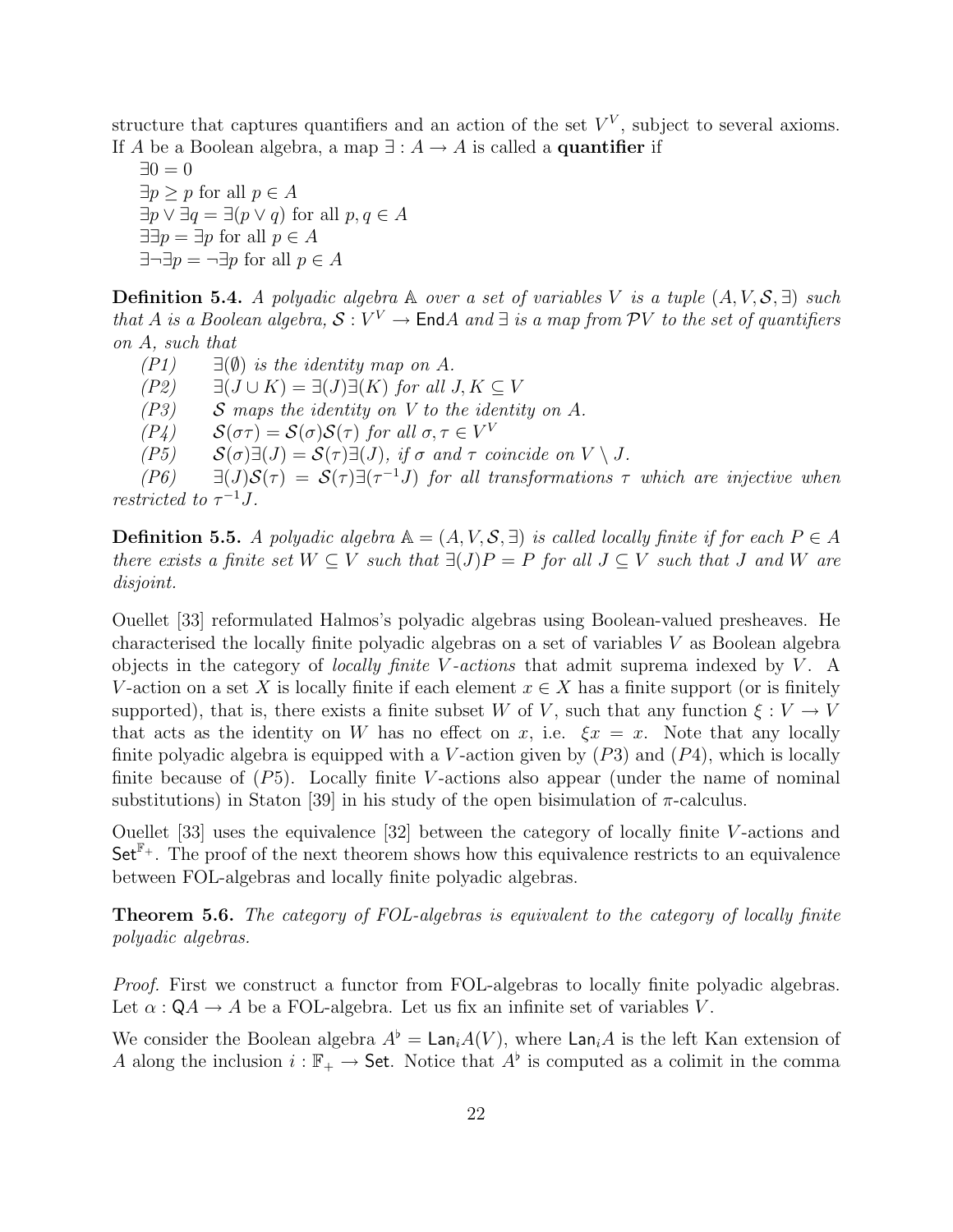structure that captures quantifiers and an action of the set $V^V$, subject to several axioms. If $A$ be a Boolean algebra, a map $\exists : A \to A$ is called a **quantifier** if

$\exists 0 = 0$
$\exists p \geq p$ for all $p \in A$
$\exists p \vee \exists q = \exists(p \vee q)$ for all $p, q \in A$
$\exists\exists p = \exists p$ for all $p \in A$
$\exists\neg\exists p = \neg\exists p$ for all $p \in A$

**Definition 5.4.** *A polyadic algebra $\mathbb{A}$ over a set of variables $V$ is a tuple $(A, V, \mathcal{S}, \exists)$ such that $A$ is a Boolean algebra, $\mathcal{S} : V^V \to \mathsf{End}A$ and $\exists$ is a map from $\mathcal{P}V$ to the set of quantifiers on $A$, such that*

*(P1)* $\exists(\emptyset)$ *is the identity map on $A$.*
*(P2)* $\exists(J \cup K) = \exists(J)\exists(K)$ *for all $J, K \subseteq V$*
*(P3)* $\mathcal{S}$ *maps the identity on $V$ to the identity on $A$.*
*(P4)* $\mathcal{S}(\sigma\tau) = \mathcal{S}(\sigma)\mathcal{S}(\tau)$ *for all $\sigma, \tau \in V^V$*
*(P5)* $\mathcal{S}(\sigma)\exists(J) = \mathcal{S}(\tau)\exists(J)$, *if $\sigma$ and $\tau$ coincide on $V \setminus J$.*
*(P6)* $\exists(J)\mathcal{S}(\tau) = \mathcal{S}(\tau)\exists(\tau^{-1}J)$ *for all transformations $\tau$ which are injective when restricted to $\tau^{-1}J$.*

**Definition 5.5.** *A polyadic algebra $\mathbb{A} = (A, V, \mathcal{S}, \exists)$ is called locally finite if for each $P \in A$ there exists a finite set $W \subseteq V$ such that $\exists(J)P = P$ for all $J \subseteq V$ such that $J$ and $W$ are disjoint.*

Ouellet [33] reformulated Halmos's polyadic algebras using Boolean-valued presheaves. He characterised the locally finite polyadic algebras on a set of variables $V$ as Boolean algebra objects in the category of *locally finite $V$-actions* that admit suprema indexed by $V$. A $V$-action on a set $X$ is locally finite if each element $x \in X$ has a finite support (or is finitely supported), that is, there exists a finite subset $W$ of $V$, such that any function $\xi : V \to V$ that acts as the identity on $W$ has no effect on $x$, i.e. $\xi x = x$. Note that any locally finite polyadic algebra is equipped with a $V$-action given by $(P3)$ and $(P4)$, which is locally finite because of $(P5)$. Locally finite $V$-actions also appear (under the name of nominal substitutions) in Staton [39] in his study of the open bisimulation of $\pi$-calculus.

Ouellet [33] uses the equivalence [32] between the category of locally finite $V$-actions and $\mathsf{Set}^{\mathbb{F}_+}$. The proof of the next theorem shows how this equivalence restricts to an equivalence between FOL-algebras and locally finite polyadic algebras.

**Theorem 5.6.** *The category of FOL-algebras is equivalent to the category of locally finite polyadic algebras.*

*Proof.* First we construct a functor from FOL-algebras to locally finite polyadic algebras. Let $\alpha : \mathsf{Q}A \to A$ be a FOL-algebra. Let us fix an infinite set of variables $V$.

We consider the Boolean algebra $A^\flat = \mathsf{Lan}_i A(V)$, where $\mathsf{Lan}_i A$ is the left Kan extension of $A$ along the inclusion $i : \mathbb{F}_+ \to \mathsf{Set}$. Notice that $A^\flat$ is computed as a colimit in the comma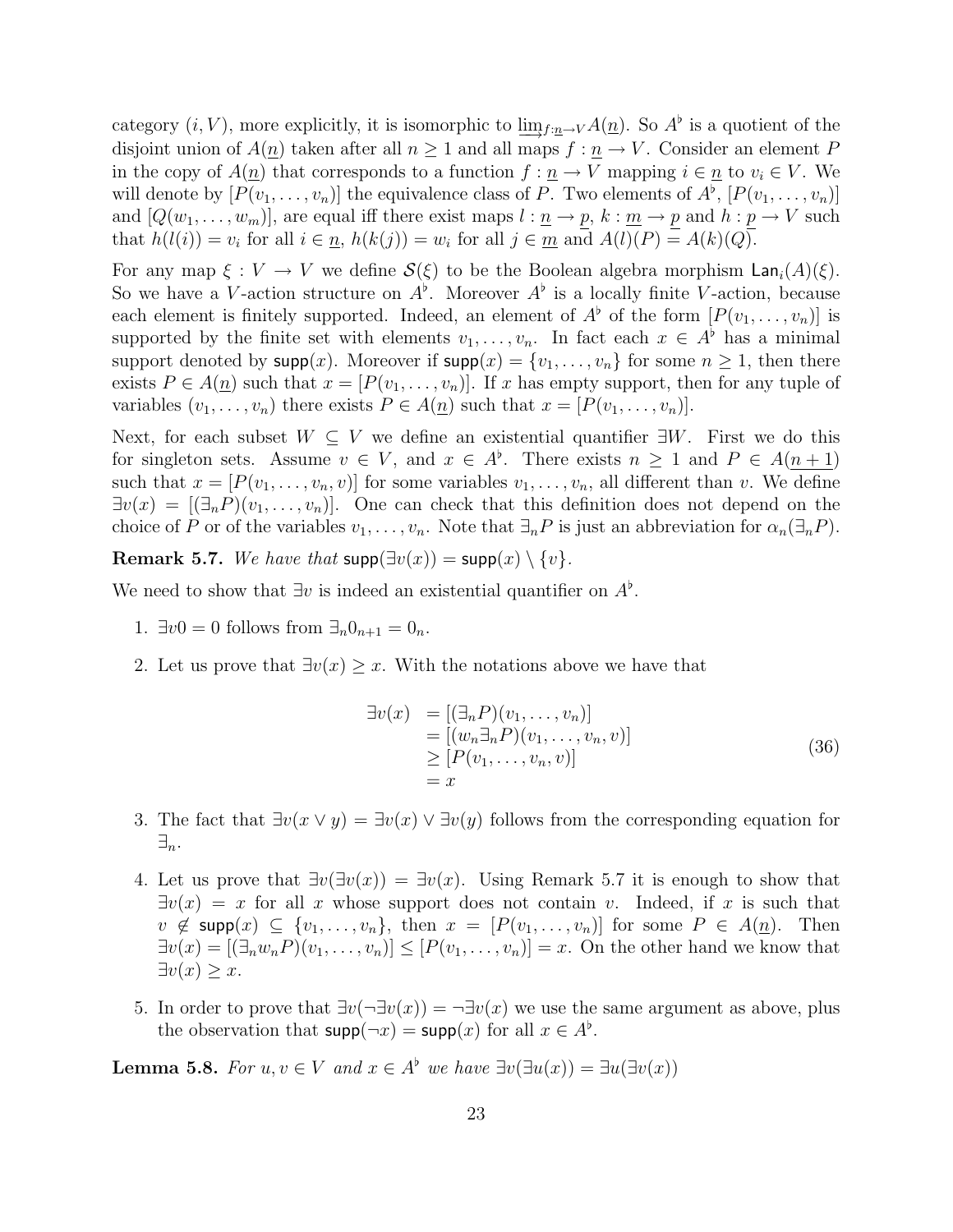category $(i, V)$, more explicitly, it is isomorphic to $\varinjlim_{f:\underline{n}\to V} A(\underline{n})$. So $A^\flat$ is a quotient of the disjoint union of $A(\underline{n})$ taken after all $n \geq 1$ and all maps $f : \underline{n} \to V$. Consider an element $P$ in the copy of $A(\underline{n})$ that corresponds to a function $f : \underline{n} \to V$ mapping $i \in \underline{n}$ to $v_i \in V$. We will denote by $[P(v_1, \ldots, v_n)]$ the equivalence class of $P$. Two elements of $A^\flat$, $[P(v_1, \ldots, v_n)]$ and $[Q(w_1, \ldots, w_m)]$, are equal iff there exist maps $l : \underline{n} \to \underline{p}$, $k : \underline{m} \to \underline{p}$ and $h : \underline{p} \to V$ such that $h(l(i)) = v_i$ for all $i \in \underline{n}$, $h(k(j)) = w_i$ for all $j \in \underline{m}$ and $A(l)(P) = A(k)(Q)$.

For any map $\xi : V \to V$ we define $\mathcal{S}(\xi)$ to be the Boolean algebra morphism $\mathsf{Lan}_i(A)(\xi)$. So we have a $V$-action structure on $A^\flat$. Moreover $A^\flat$ is a locally finite $V$-action, because each element is finitely supported. Indeed, an element of $A^\flat$ of the form $[P(v_1, \ldots, v_n)]$ is supported by the finite set with elements $v_1, \ldots, v_n$. In fact each $x \in A^\flat$ has a minimal support denoted by $\mathsf{supp}(x)$. Moreover if $\mathsf{supp}(x) = \{v_1, \ldots, v_n\}$ for some $n \geq 1$, then there exists $P \in A(\underline{n})$ such that $x = [P(v_1, \ldots, v_n)]$. If $x$ has empty support, then for any tuple of variables $(v_1, \ldots, v_n)$ there exists $P \in A(\underline{n})$ such that $x = [P(v_1, \ldots, v_n)]$.

Next, for each subset $W \subseteq V$ we define an existential quantifier $\exists W$. First we do this for singleton sets. Assume $v \in V$, and $x \in A^\flat$. There exists $n \geq 1$ and $P \in A(\underline{n+1})$ such that $x = [P(v_1, \ldots, v_n, v)]$ for some variables $v_1, \ldots, v_n$, all different than $v$. We define $\exists v(x) = [(\exists_n P)(v_1, \ldots, v_n)]$. One can check that this definition does not depend on the choice of $P$ or of the variables $v_1, \ldots, v_n$. Note that $\exists_n P$ is just an abbreviation for $\alpha_n(\exists_n P)$.

**Remark 5.7.** *We have that* $\mathsf{supp}(\exists v(x)) = \mathsf{supp}(x) \setminus \{v\}$.

We need to show that $\exists v$ is indeed an existential quantifier on $A^\flat$.

1. $\exists v 0 = 0$ follows from $\exists_n 0_{n+1} = 0_n$.
2. Let us prove that $\exists v(x) \geq x$. With the notations above we have that

$$\begin{aligned}
\exists v(x) &= [(\exists_n P)(v_1, \ldots, v_n)] \\
&= [(w_n \exists_n P)(v_1, \ldots, v_n, v)] \\
&\geq [P(v_1, \ldots, v_n, v)] \\
&= x
\end{aligned} \tag{36}$$

3. The fact that $\exists v(x \vee y) = \exists v(x) \vee \exists v(y)$ follows from the corresponding equation for $\exists_n$.
4. Let us prove that $\exists v(\exists v(x)) = \exists v(x)$. Using Remark 5.7 it is enough to show that $\exists v(x) = x$ for all $x$ whose support does not contain $v$. Indeed, if $x$ is such that $v \notin \mathsf{supp}(x) \subseteq \{v_1, \ldots, v_n\}$, then $x = [P(v_1, \ldots, v_n)]$ for some $P \in A(\underline{n})$. Then $\exists v(x) = [(\exists_n w_n P)(v_1, \ldots, v_n)] \leq [P(v_1, \ldots, v_n)] = x$. On the other hand we know that $\exists v(x) \geq x$.
5. In order to prove that $\exists v(\neg \exists v(x)) = \neg \exists v(x)$ we use the same argument as above, plus the observation that $\mathsf{supp}(\neg x) = \mathsf{supp}(x)$ for all $x \in A^\flat$.

**Lemma 5.8.** *For $u, v \in V$ and $x \in A^\flat$ we have $\exists v(\exists u(x)) = \exists u(\exists v(x))$*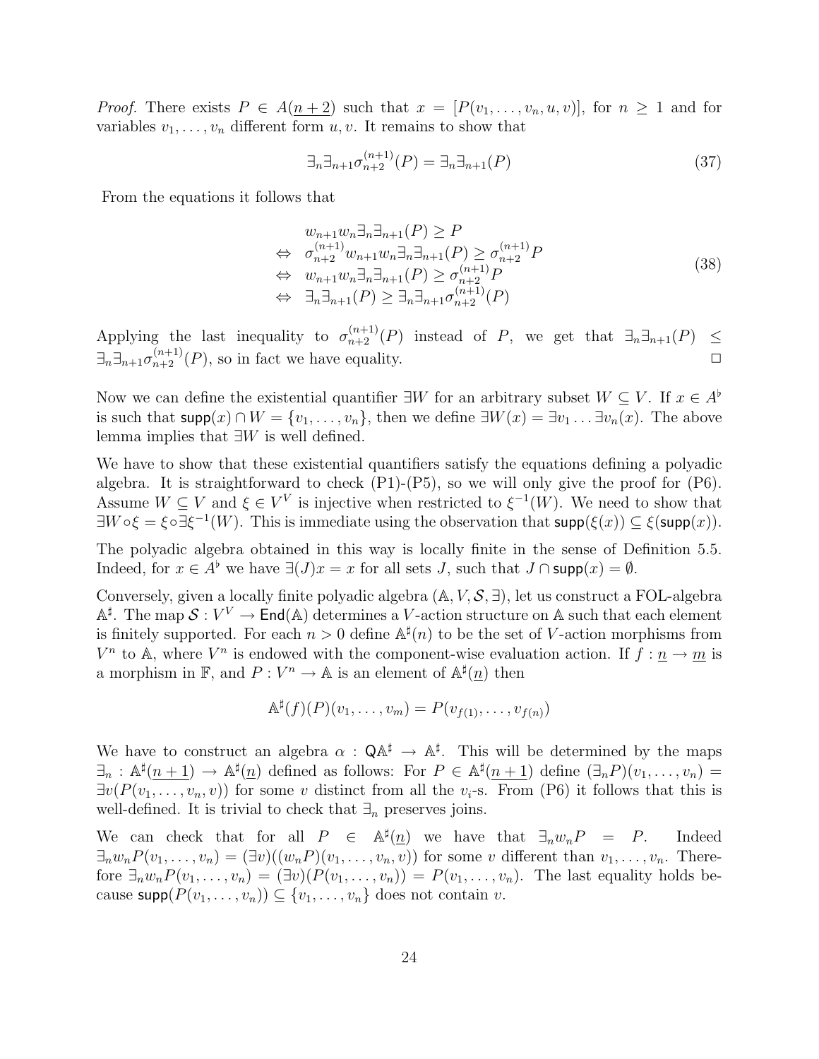*Proof.* There exists $P \in A(\underline{n+2})$ such that $x = [P(v_1, \ldots, v_n, u, v)]$, for $n \geq 1$ and for variables $v_1, \ldots, v_n$ different form $u, v$. It remains to show that

$$\exists_n \exists_{n+1} \sigma_{n+2}^{(n+1)}(P) = \exists_n \exists_{n+1}(P) \tag{37}$$

From the equations it follows that

$$\begin{aligned}
& w_{n+1} w_n \exists_n \exists_{n+1}(P) \geq P \\
\Leftrightarrow \quad & \sigma_{n+2}^{(n+1)} w_{n+1} w_n \exists_n \exists_{n+1}(P) \geq \sigma_{n+2}^{(n+1)} P \\
\Leftrightarrow \quad & w_{n+1} w_n \exists_n \exists_{n+1}(P) \geq \sigma_{n+2}^{(n+1)} P \\
\Leftrightarrow \quad & \exists_n \exists_{n+1}(P) \geq \exists_n \exists_{n+1} \sigma_{n+2}^{(n+1)}(P)
\end{aligned} \tag{38}$$

Applying the last inequality to $\sigma_{n+2}^{(n+1)}(P)$ instead of $P$, we get that $\exists_n \exists_{n+1}(P) \leq \exists_n \exists_{n+1} \sigma_{n+2}^{(n+1)}(P)$, so in fact we have equality. $\square$

Now we can define the existential quantifier $\exists W$ for an arbitrary subset $W \subseteq V$. If $x \in A^\flat$ is such that $\mathsf{supp}(x) \cap W = \{v_1, \ldots, v_n\}$, then we define $\exists W(x) = \exists v_1 \ldots \exists v_n(x)$. The above lemma implies that $\exists W$ is well defined.

We have to show that these existential quantifiers satisfy the equations defining a polyadic algebra. It is straightforward to check (P1)-(P5), so we will only give the proof for (P6). Assume $W \subseteq V$ and $\xi \in V^V$ is injective when restricted to $\xi^{-1}(W)$. We need to show that $\exists W \circ \xi = \xi \circ \exists \xi^{-1}(W)$. This is immediate using the observation that $\mathsf{supp}(\xi(x)) \subseteq \xi(\mathsf{supp}(x))$.

The polyadic algebra obtained in this way is locally finite in the sense of Definition 5.5. Indeed, for $x \in A^\flat$ we have $\exists(J)x = x$ for all sets $J$, such that $J \cap \mathsf{supp}(x) = \emptyset$.

Conversely, given a locally finite polyadic algebra $(\mathbb{A}, V, \mathcal{S}, \exists)$, let us construct a FOL-algebra $\mathbb{A}^\sharp$. The map $\mathcal{S} : V^V \to \mathsf{End}(\mathbb{A})$ determines a $V$-action structure on $\mathbb{A}$ such that each element is finitely supported. For each $n > 0$ define $\mathbb{A}^\sharp(n)$ to be the set of $V$-action morphisms from $V^n$ to $\mathbb{A}$, where $V^n$ is endowed with the component-wise evaluation action. If $f : \underline{n} \to \underline{m}$ is a morphism in $\mathbb{F}$, and $P : V^n \to \mathbb{A}$ is an element of $\mathbb{A}^\sharp(\underline{n})$ then

$$\mathbb{A}^\sharp(f)(P)(v_1, \ldots, v_m) = P(v_{f(1)}, \ldots, v_{f(n)})$$

We have to construct an algebra $\alpha : \mathsf{Q}\mathbb{A}^\sharp \to \mathbb{A}^\sharp$. This will be determined by the maps $\exists_n : \mathbb{A}^\sharp(\underline{n+1}) \to \mathbb{A}^\sharp(\underline{n})$ defined as follows: For $P \in \mathbb{A}^\sharp(\underline{n+1})$ define $(\exists_n P)(v_1, \ldots, v_n) = \exists v(P(v_1, \ldots, v_n, v))$ for some $v$ distinct from all the $v_i$-s. From (P6) it follows that this is well-defined. It is trivial to check that $\exists_n$ preserves joins.

We can check that for all $P \in \mathbb{A}^\sharp(\underline{n})$ we have that $\exists_n w_n P = P$. Indeed $\exists_n w_n P(v_1, \ldots, v_n) = (\exists v)((w_n P)(v_1, \ldots, v_n, v))$ for some $v$ different than $v_1, \ldots, v_n$. Therefore $\exists_n w_n P(v_1, \ldots, v_n) = (\exists v)(P(v_1, \ldots, v_n)) = P(v_1, \ldots, v_n)$. The last equality holds because $\mathsf{supp}(P(v_1, \ldots, v_n)) \subseteq \{v_1, \ldots, v_n\}$ does not contain $v$.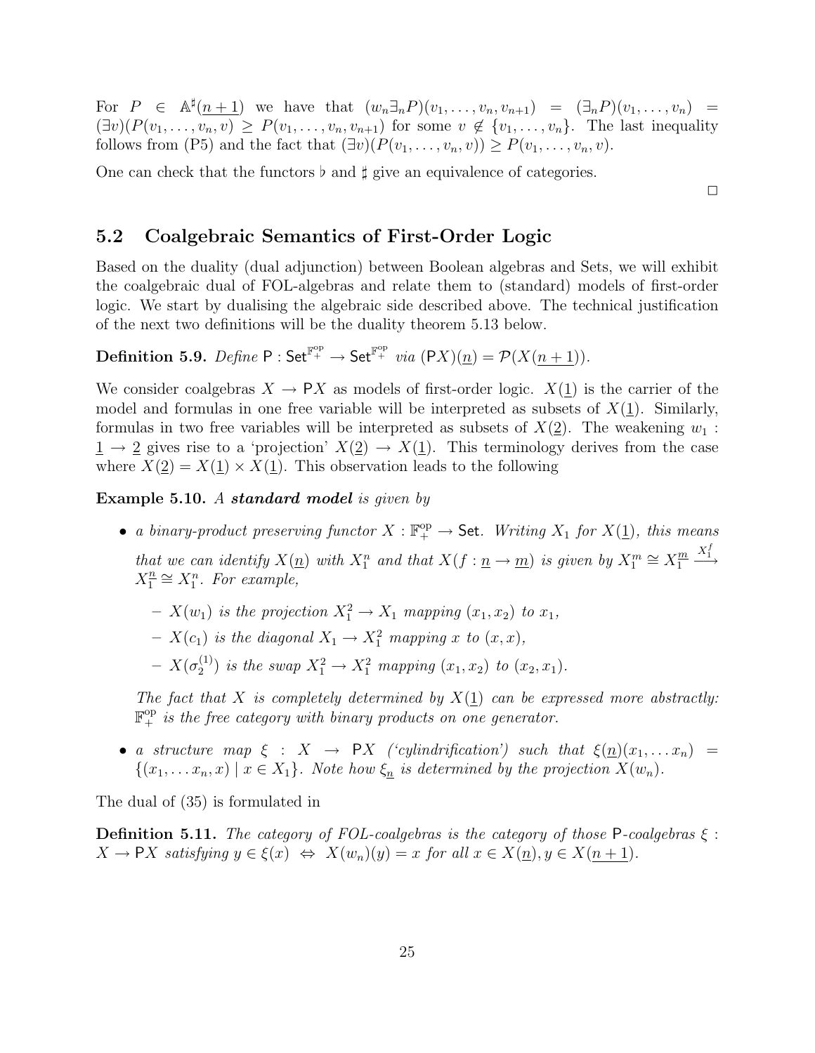For $P \in \mathbb{A}^\sharp(\underline{n+1})$ we have that $(w_n \exists_n P)(v_1, \ldots, v_n, v_{n+1}) = (\exists_n P)(v_1, \ldots, v_n) = (\exists v)(P(v_1, \ldots, v_n, v) \geq P(v_1, \ldots, v_n, v_{n+1})$ for some $v \notin \{v_1, \ldots, v_n\}$. The last inequality follows from (P5) and the fact that $(\exists v)(P(v_1, \ldots, v_n, v)) \geq P(v_1, \ldots, v_n, v)$.

One can check that the functors $\flat$ and $\sharp$ give an equivalence of categories.

$\square$

## 5.2 Coalgebraic Semantics of First-Order Logic

Based on the duality (dual adjunction) between Boolean algebras and Sets, we will exhibit the coalgebraic dual of FOL-algebras and relate them to (standard) models of first-order logic. We start by dualising the algebraic side described above. The technical justification of the next two definitions will be the duality theorem 5.13 below.

**Definition 5.9.** *Define* $\mathsf{P} : \mathsf{Set}^{\mathbb{F}_+^{\mathrm{op}}} \to \mathsf{Set}^{\mathbb{F}_+^{\mathrm{op}}}$ *via* $(\mathsf{P}X)(\underline{n}) = \mathcal{P}(X(\underline{n+1}))$.

We consider coalgebras $X \to \mathsf{P}X$ as models of first-order logic. $X(\underline{1})$ is the carrier of the model and formulas in one free variable will be interpreted as subsets of $X(\underline{1})$. Similarly, formulas in two free variables will be interpreted as subsets of $X(\underline{2})$. The weakening $w_1 : \underline{1} \to \underline{2}$ gives rise to a 'projection' $X(\underline{2}) \to X(\underline{1})$. This terminology derives from the case where $X(\underline{2}) = X(\underline{1}) \times X(\underline{1})$. This observation leads to the following

**Example 5.10.** *A* ***standard model*** *is given by*

- *a binary-product preserving functor* $X : \mathbb{F}_+^{\mathrm{op}} \to \mathsf{Set}$. *Writing* $X_1$ *for* $X(\underline{1})$, *this means that we can identify* $X(\underline{n})$ *with* $X_1^n$ *and that* $X(f : \underline{n} \to \underline{m})$ *is given by* $X_1^m \cong X_1^{\underline{m}} \xrightarrow{X_1^f} X_1^{\underline{n}} \cong X_1^n$. *For example,*
  - $X(w_1)$ *is the projection* $X_1^2 \to X_1$ *mapping* $(x_1, x_2)$ *to* $x_1$,
  - $X(c_1)$ *is the diagonal* $X_1 \to X_1^2$ *mapping* $x$ *to* $(x, x)$,
  - $X(\sigma_2^{(1)})$ *is the swap* $X_1^2 \to X_1^2$ *mapping* $(x_1, x_2)$ *to* $(x_2, x_1)$.

  *The fact that* $X$ *is completely determined by* $X(\underline{1})$ *can be expressed more abstractly:* $\mathbb{F}_+^{\mathrm{op}}$ *is the free category with binary products on one generator.*

- *a structure map* $\xi : X \to \mathsf{P}X$ *('cylindrification') such that* $\xi(\underline{n})(x_1, \ldots x_n) = \{(x_1, \ldots x_n, x) \mid x \in X_1\}$. *Note how* $\xi_{\underline{n}}$ *is determined by the projection* $X(w_n)$.

The dual of (35) is formulated in

**Definition 5.11.** *The category of FOL-coalgebras is the category of those* $\mathsf{P}$*-coalgebras* $\xi : X \to \mathsf{P}X$ *satisfying* $y \in \xi(x) \Leftrightarrow X(w_n)(y) = x$ *for all* $x \in X(\underline{n}), y \in X(\underline{n+1})$.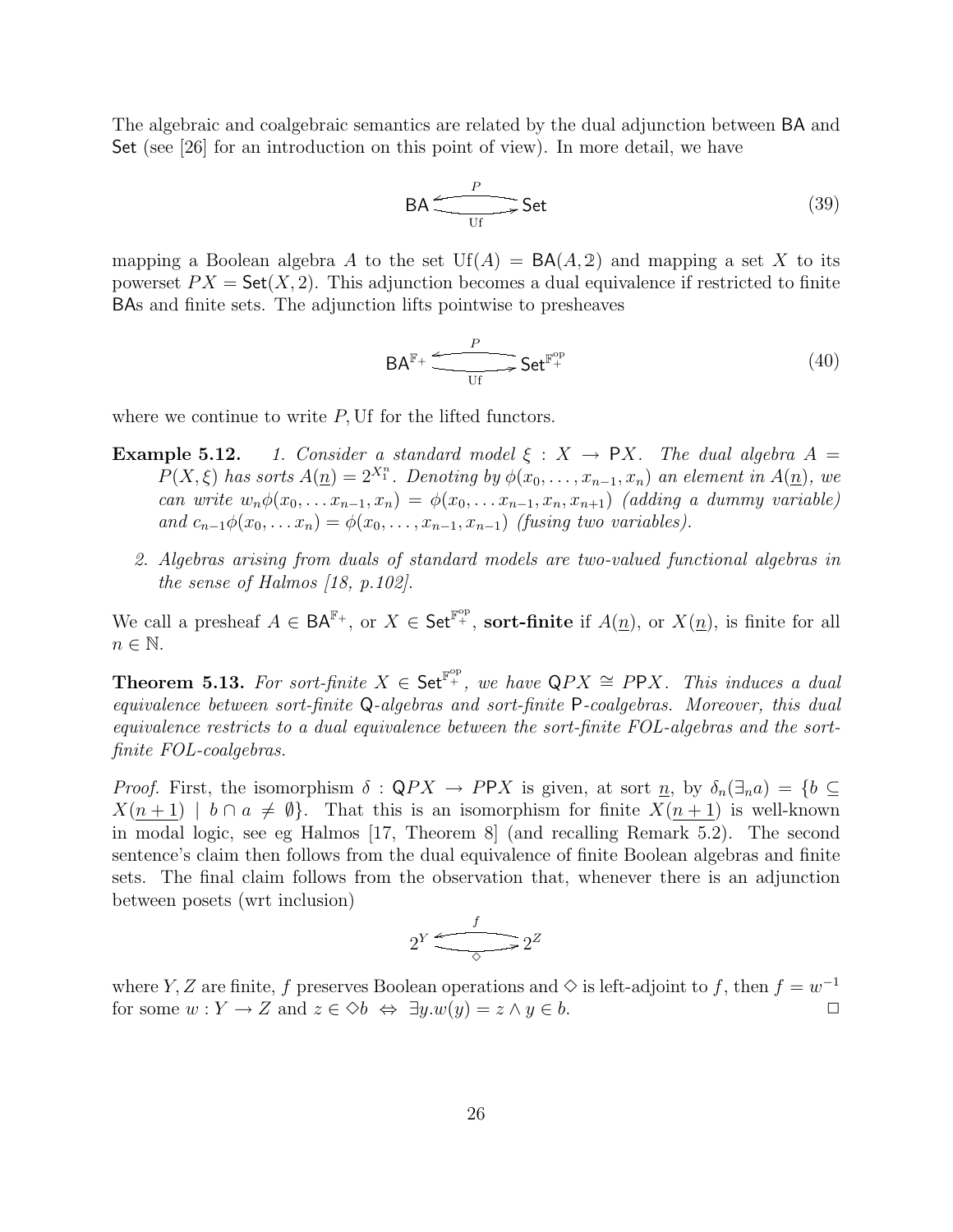The algebraic and coalgebraic semantics are related by the dual adjunction between $\mathsf{BA}$ and $\mathsf{Set}$ (see [26] for an introduction on this point of view). In more detail, we have

$$\mathsf{BA} \underset{\mathrm{Uf}}{\overset{P}{\rightleftarrows}} \mathsf{Set} \tag{39}$$

mapping a Boolean algebra $A$ to the set $\mathrm{Uf}(A) = \mathsf{BA}(A, 2)$ and mapping a set $X$ to its powerset $PX = \mathsf{Set}(X, 2)$. This adjunction becomes a dual equivalence if restricted to finite $\mathsf{BA}$s and finite sets. The adjunction lifts pointwise to presheaves

$$\mathsf{BA}^{\mathbb{F}_+} \underset{\mathrm{Uf}}{\overset{P}{\rightleftarrows}} \mathsf{Set}^{\mathbb{F}_+^{\mathrm{op}}} \tag{40}$$

where we continue to write $P, \mathrm{Uf}$ for the lifted functors.

**Example 5.12.** *1. Consider a standard model $\xi : X \to \mathsf{P}X$. The dual algebra $A = P(X, \xi)$ has sorts $A(\underline{n}) = 2^{X_1^n}$. Denoting by $\phi(x_0, \ldots, x_{n-1}, x_n)$ an element in $A(\underline{n})$, we can write $w_n\phi(x_0, \ldots x_{n-1}, x_n) = \phi(x_0, \ldots x_{n-1}, x_n, x_{n+1})$ (adding a dummy variable) and $c_{n-1}\phi(x_0, \ldots x_n) = \phi(x_0, \ldots, x_{n-1}, x_{n-1})$ (fusing two variables).*

*2. Algebras arising from duals of standard models are two-valued functional algebras in the sense of Halmos [18, p.102].*

We call a presheaf $A \in \mathsf{BA}^{\mathbb{F}_+}$, or $X \in \mathsf{Set}^{\mathbb{F}_+^{\mathrm{op}}}$, **sort-finite** if $A(\underline{n})$, or $X(\underline{n})$, is finite for all $n \in \mathbb{N}$.

**Theorem 5.13.** *For sort-finite $X \in \mathsf{Set}^{\mathbb{F}_+^{\mathrm{op}}}$, we have $\mathsf{Q}PX \cong P\mathsf{P}X$. This induces a dual equivalence between sort-finite $\mathsf{Q}$-algebras and sort-finite $\mathsf{P}$-coalgebras. Moreover, this dual equivalence restricts to a dual equivalence between the sort-finite FOL-algebras and the sort-finite FOL-coalgebras.*

*Proof.* First, the isomorphism $\delta : \mathsf{Q}PX \to P\mathsf{P}X$ is given, at sort $\underline{n}$, by $\delta_n(\exists_n a) = \{b \subseteq X(\underline{n+1}) \mid b \cap a \neq \emptyset\}$. That this is an isomorphism for finite $X(\underline{n+1})$ is well-known in modal logic, see eg Halmos [17, Theorem 8] (and recalling Remark 5.2). The second sentence's claim then follows from the dual equivalence of finite Boolean algebras and finite sets. The final claim follows from the observation that, whenever there is an adjunction between posets (wrt inclusion)

$$2^Y \underset{\Diamond}{\overset{f}{\rightleftarrows}} 2^Z$$

where $Y, Z$ are finite, $f$ preserves Boolean operations and $\Diamond$ is left-adjoint to $f$, then $f = w^{-1}$ for some $w : Y \to Z$ and $z \in \Diamond b \;\Leftrightarrow\; \exists y. w(y) = z \wedge y \in b$. $\square$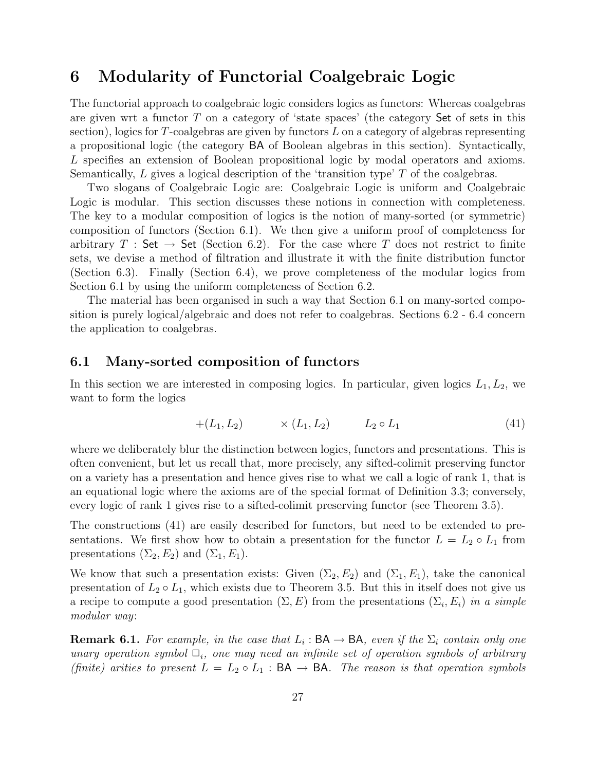# 6 Modularity of Functorial Coalgebraic Logic

The functorial approach to coalgebraic logic considers logics as functors: Whereas coalgebras are given wrt a functor $T$ on a category of 'state spaces' (the category $\mathsf{Set}$ of sets in this section), logics for $T$-coalgebras are given by functors $L$ on a category of algebras representing a propositional logic (the category $\mathsf{BA}$ of Boolean algebras in this section). Syntactically, $L$ specifies an extension of Boolean propositional logic by modal operators and axioms. Semantically, $L$ gives a logical description of the 'transition type' $T$ of the coalgebras.

Two slogans of Coalgebraic Logic are: Coalgebraic Logic is uniform and Coalgebraic Logic is modular. This section discusses these notions in connection with completeness. The key to a modular composition of logics is the notion of many-sorted (or symmetric) composition of functors (Section 6.1). We then give a uniform proof of completeness for arbitrary $T : \mathsf{Set} \to \mathsf{Set}$ (Section 6.2). For the case where $T$ does not restrict to finite sets, we devise a method of filtration and illustrate it with the finite distribution functor (Section 6.3). Finally (Section 6.4), we prove completeness of the modular logics from Section 6.1 by using the uniform completeness of Section 6.2.

The material has been organised in such a way that Section 6.1 on many-sorted composition is purely logical/algebraic and does not refer to coalgebras. Sections 6.2 - 6.4 concern the application to coalgebras.

## 6.1 Many-sorted composition of functors

In this section we are interested in composing logics. In particular, given logics $L_1, L_2$, we want to form the logics

$$+(L_1, L_2) \qquad\qquad \times(L_1, L_2) \qquad\qquad L_2 \circ L_1 \tag{41}$$

where we deliberately blur the distinction between logics, functors and presentations. This is often convenient, but let us recall that, more precisely, any sifted-colimit preserving functor on a variety has a presentation and hence gives rise to what we call a logic of rank 1, that is an equational logic where the axioms are of the special format of Definition 3.3; conversely, every logic of rank 1 gives rise to a sifted-colimit preserving functor (see Theorem 3.5).

The constructions (41) are easily described for functors, but need to be extended to presentations. We first show how to obtain a presentation for the functor $L = L_2 \circ L_1$ from presentations $(\Sigma_2, E_2)$ and $(\Sigma_1, E_1)$.

We know that such a presentation exists: Given $(\Sigma_2, E_2)$ and $(\Sigma_1, E_1)$, take the canonical presentation of $L_2 \circ L_1$, which exists due to Theorem 3.5. But this in itself does not give us a recipe to compute a good presentation $(\Sigma, E)$ from the presentations $(\Sigma_i, E_i)$ *in a simple modular way*:

**Remark 6.1.** *For example, in the case that $L_i : \mathsf{BA} \to \mathsf{BA}$, even if the $\Sigma_i$ contain only one unary operation symbol $\Box_i$, one may need an infinite set of operation symbols of arbitrary (finite) arities to present $L = L_2 \circ L_1 : \mathsf{BA} \to \mathsf{BA}$. The reason is that operation symbols*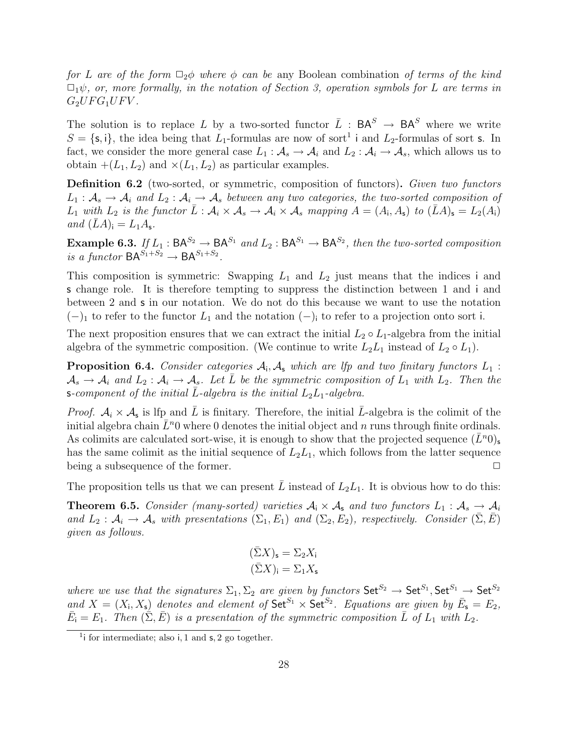*for $L$ are of the form $\Box_2\phi$ where $\phi$ can be* any Boolean combination *of terms of the kind $\Box_1\psi$, or, more formally, in the notation of Section 3, operation symbols for $L$ are terms in $G_2UFG_1UFV$.*

The solution is to replace $L$ by a two-sorted functor $\bar{L} : \mathsf{BA}^S \to \mathsf{BA}^S$ where we write $S = \{\mathsf{s}, \mathsf{i}\}$, the idea being that $L_1$-formulas are now of sort[1] $\mathsf{i}$ and $L_2$-formulas of sort $\mathsf{s}$. In fact, we consider the more general case $L_1 : \mathcal{A}_s \to \mathcal{A}_i$ and $L_2 : \mathcal{A}_i \to \mathcal{A}_s$, which allows us to obtain $+(L_1, L_2)$ and $\times(L_1, L_2)$ as particular examples.

**Definition 6.2** (two-sorted, or symmetric, composition of functors)**.** *Given two functors $L_1 : \mathcal{A}_s \to \mathcal{A}_i$ and $L_2 : \mathcal{A}_i \to \mathcal{A}_s$ between any two categories, the two-sorted composition of $L_1$ with $L_2$ is the functor $\bar{L} : \mathcal{A}_i \times \mathcal{A}_s \to \mathcal{A}_i \times \mathcal{A}_s$ mapping $A = (A_\mathsf{i}, A_\mathsf{s})$ to $(\bar{L}A)_\mathsf{s} = L_2(A_\mathsf{i})$ and $(\bar{L}A)_\mathsf{i} = L_1 A_\mathsf{s}$.*

**Example 6.3.** *If $L_1 : \mathsf{BA}^{S_2} \to \mathsf{BA}^{S_1}$ and $L_2 : \mathsf{BA}^{S_1} \to \mathsf{BA}^{S_2}$, then the two-sorted composition is a functor $\mathsf{BA}^{S_1+S_2} \to \mathsf{BA}^{S_1+S_2}$.*

This composition is symmetric: Swapping $L_1$ and $L_2$ just means that the indices $\mathsf{i}$ and $\mathsf{s}$ change role. It is therefore tempting to suppress the distinction between 1 and $\mathsf{i}$ and between 2 and $\mathsf{s}$ in our notation. We do not do this because we want to use the notation $(-)_1$ to refer to the functor $L_1$ and the notation $(-)_\mathsf{i}$ to refer to a projection onto sort $\mathsf{i}$.

The next proposition ensures that we can extract the initial $L_2 \circ L_1$-algebra from the initial algebra of the symmetric composition. (We continue to write $L_2L_1$ instead of $L_2 \circ L_1$).

**Proposition 6.4.** *Consider categories $\mathcal{A}_\mathsf{i}, \mathcal{A}_\mathsf{s}$ which are lfp and two finitary functors $L_1 : \mathcal{A}_s \to \mathcal{A}_i$ and $L_2 : \mathcal{A}_i \to \mathcal{A}_s$. Let $\bar{L}$ be the symmetric composition of $L_1$ with $L_2$. Then the $\mathsf{s}$-component of the initial $\bar{L}$-algebra is the initial $L_2L_1$-algebra.*

*Proof.* $\mathcal{A}_i \times \mathcal{A}_\mathsf{s}$ is lfp and $\bar{L}$ is finitary. Therefore, the initial $\bar{L}$-algebra is the colimit of the initial algebra chain $\bar{L}^n 0$ where 0 denotes the initial object and $n$ runs through finite ordinals. As colimits are calculated sort-wise, it is enough to show that the projected sequence $(\bar{L}^n 0)_\mathsf{s}$ has the same colimit as the initial sequence of $L_2L_1$, which follows from the latter sequence being a subsequence of the former. □

The proposition tells us that we can present $\bar{L}$ instead of $L_2L_1$. It is obvious how to do this:

**Theorem 6.5.** *Consider (many-sorted) varieties $\mathcal{A}_\mathsf{i} \times \mathcal{A}_\mathsf{s}$ and two functors $L_1 : \mathcal{A}_s \to \mathcal{A}_i$ and $L_2 : \mathcal{A}_i \to \mathcal{A}_s$ with presentations $(\Sigma_1, E_1)$ and $(\Sigma_2, E_2)$, respectively. Consider $(\bar{\Sigma}, \bar{E})$ given as follows.*

$$(\bar{\Sigma}X)_\mathsf{s} = \Sigma_2 X_\mathsf{i}$$
$$(\bar{\Sigma}X)_\mathsf{i} = \Sigma_1 X_\mathsf{s}$$

*where we use that the signatures $\Sigma_1, \Sigma_2$ are given by functors $\mathsf{Set}^{S_2} \to \mathsf{Set}^{S_1}, \mathsf{Set}^{S_1} \to \mathsf{Set}^{S_2}$ and $X = (X_\mathsf{i}, X_\mathsf{s})$ denotes and element of $\mathsf{Set}^{S_1} \times \mathsf{Set}^{S_2}$. Equations are given by $\bar{E}_\mathsf{s} = E_2$, $\bar{E}_\mathsf{i} = E_1$. Then $(\bar{\Sigma}, \bar{E})$ is a presentation of the symmetric composition $\bar{L}$ of $L_1$ with $L_2$.*

---

[1] $\mathsf{i}$ for intermediate; also $\mathsf{i}, 1$ and $\mathsf{s}, 2$ go together.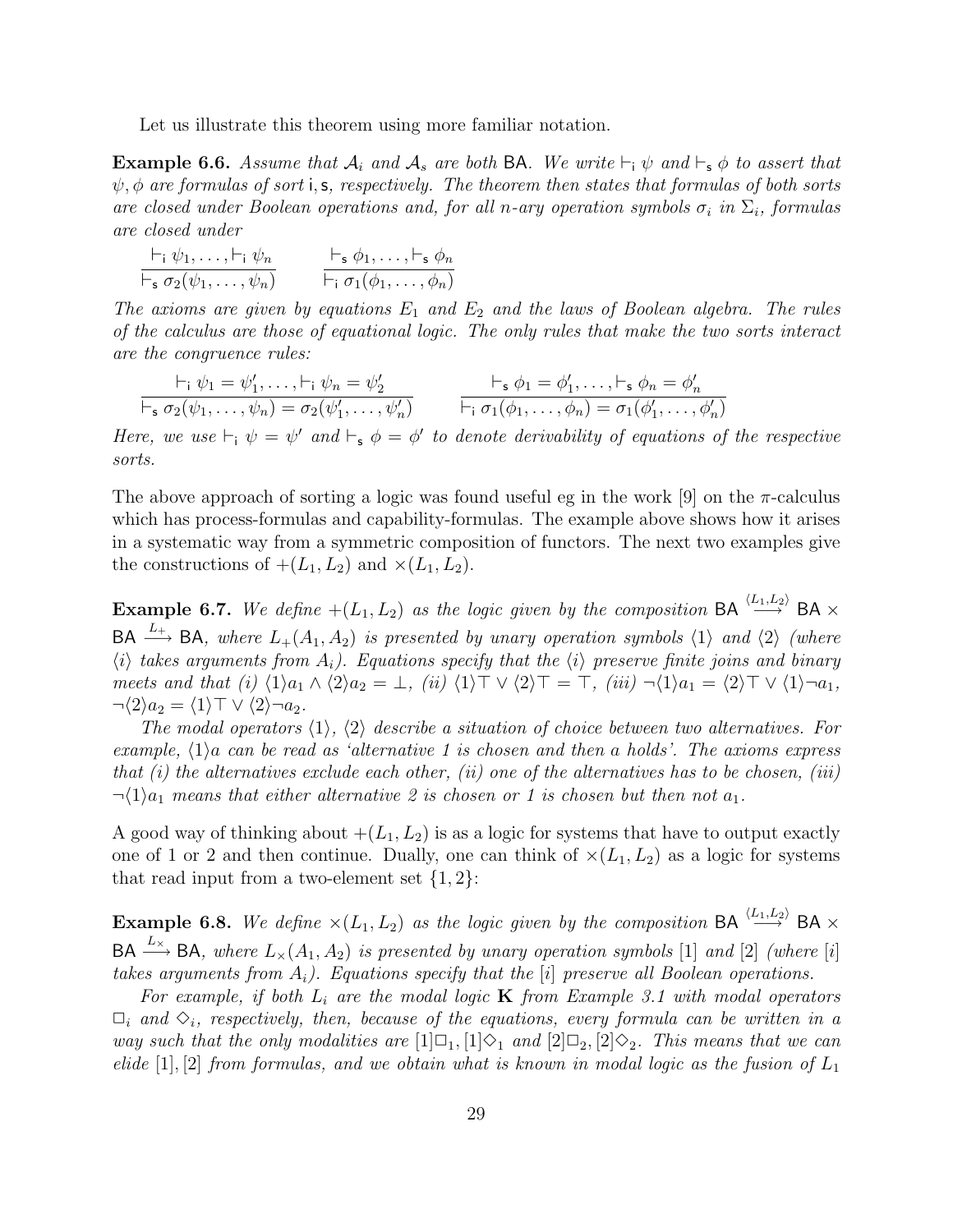Let us illustrate this theorem using more familiar notation.

**Example 6.6.** *Assume that $\mathcal{A}_i$ and $\mathcal{A}_s$ are both* $\mathsf{BA}$*. We write $\vdash_{\mathsf{i}} \psi$ and $\vdash_{\mathsf{s}} \phi$ to assert that $\psi, \phi$ are formulas of sort* $\mathsf{i}, \mathsf{s}$*, respectively. The theorem then states that formulas of both sorts are closed under Boolean operations and, for all $n$-ary operation symbols $\sigma_i$ in $\Sigma_i$, formulas are closed under*

$$\frac{\vdash_{\mathsf{i}} \psi_1, \ldots, \vdash_{\mathsf{i}} \psi_n}{\vdash_{\mathsf{s}} \sigma_2(\psi_1, \ldots, \psi_n)} \qquad \frac{\vdash_{\mathsf{s}} \phi_1, \ldots, \vdash_{\mathsf{s}} \phi_n}{\vdash_{\mathsf{i}} \sigma_1(\phi_1, \ldots, \phi_n)}$$

*The axioms are given by equations $E_1$ and $E_2$ and the laws of Boolean algebra. The rules of the calculus are those of equational logic. The only rules that make the two sorts interact are the congruence rules:*

$$\frac{\vdash_{\mathsf{i}} \psi_1 = \psi_1', \ldots, \vdash_{\mathsf{i}} \psi_n = \psi_2'}{\vdash_{\mathsf{s}} \sigma_2(\psi_1, \ldots, \psi_n) = \sigma_2(\psi_1', \ldots, \psi_n')} \qquad \frac{\vdash_{\mathsf{s}} \phi_1 = \phi_1', \ldots, \vdash_{\mathsf{s}} \phi_n = \phi_n'}{\vdash_{\mathsf{i}} \sigma_1(\phi_1, \ldots, \phi_n) = \sigma_1(\phi_1', \ldots, \phi_n')}$$

*Here, we use $\vdash_{\mathsf{i}} \psi = \psi'$ and $\vdash_{\mathsf{s}} \phi = \phi'$ to denote derivability of equations of the respective sorts.*

The above approach of sorting a logic was found useful eg in the work [9] on the $\pi$-calculus which has process-formulas and capability-formulas. The example above shows how it arises in a systematic way from a symmetric composition of functors. The next two examples give the constructions of $+(L_1, L_2)$ and $\times(L_1, L_2)$.

**Example 6.7.** *We define $+(L_1, L_2)$ as the logic given by the composition $\mathsf{BA} \xrightarrow{\langle L_1, L_2\rangle} \mathsf{BA} \times \mathsf{BA} \xrightarrow{L_+} \mathsf{BA}$, where $L_+(A_1, A_2)$ is presented by unary operation symbols $\langle 1\rangle$ and $\langle 2\rangle$ (where $\langle i\rangle$ takes arguments from $A_i$). Equations specify that the $\langle i\rangle$ preserve finite joins and binary meets and that (i) $\langle 1\rangle a_1 \wedge \langle 2\rangle a_2 = \bot$, (ii) $\langle 1\rangle\top \vee \langle 2\rangle\top = \top$, (iii) $\neg\langle 1\rangle a_1 = \langle 2\rangle\top \vee \langle 1\rangle\neg a_1$, $\neg\langle 2\rangle a_2 = \langle 1\rangle\top \vee \langle 2\rangle\neg a_2$.*

*The modal operators $\langle 1\rangle$, $\langle 2\rangle$ describe a situation of choice between two alternatives. For example, $\langle 1\rangle a$ can be read as 'alternative 1 is chosen and then $a$ holds'. The axioms express that (i) the alternatives exclude each other, (ii) one of the alternatives has to be chosen, (iii) $\neg\langle 1\rangle a_1$ means that either alternative 2 is chosen or 1 is chosen but then not $a_1$.*

A good way of thinking about $+(L_1, L_2)$ is as a logic for systems that have to output exactly one of 1 or 2 and then continue. Dually, one can think of $\times(L_1, L_2)$ as a logic for systems that read input from a two-element set $\{1, 2\}$:

**Example 6.8.** *We define $\times(L_1, L_2)$ as the logic given by the composition $\mathsf{BA} \xrightarrow{\langle L_1, L_2\rangle} \mathsf{BA} \times \mathsf{BA} \xrightarrow{L_\times} \mathsf{BA}$, where $L_\times(A_1, A_2)$ is presented by unary operation symbols $[1]$ and $[2]$ (where $[i]$ takes arguments from $A_i$). Equations specify that the $[i]$ preserve all Boolean operations.*

*For example, if both $L_i$ are the modal logic* **K** *from Example 3.1 with modal operators $\Box_i$ and $\Diamond_i$, respectively, then, because of the equations, every formula can be written in a way such that the only modalities are $[1]\Box_1, [1]\Diamond_1$ and $[2]\Box_2, [2]\Diamond_2$. This means that we can elide $[1], [2]$ from formulas, and we obtain what is known in modal logic as the fusion of $L_1$*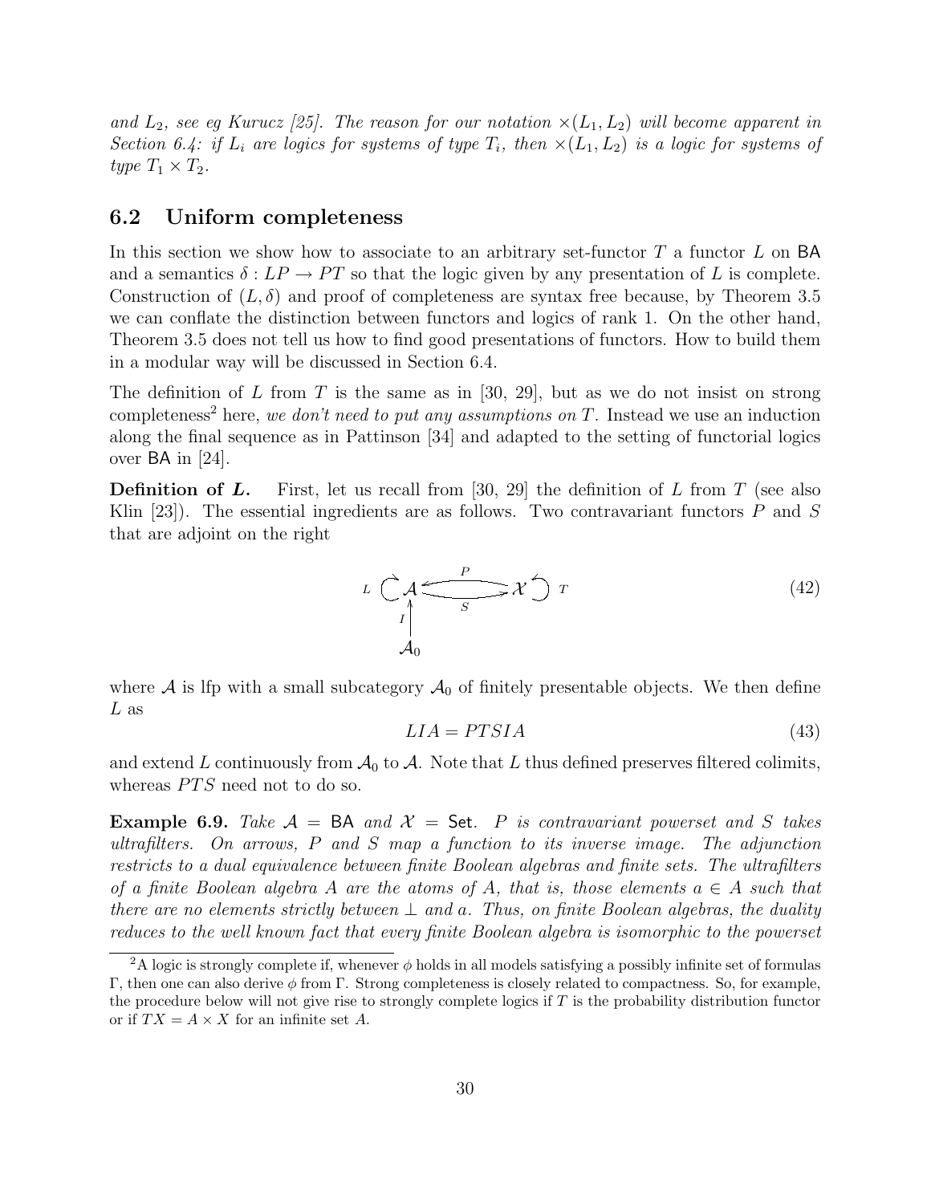*and $L_2$, see eg Kurucz [25]. The reason for our notation $\times(L_1, L_2)$ will become apparent in Section 6.4: if $L_i$ are logics for systems of type $T_i$, then $\times(L_1, L_2)$ is a logic for systems of type $T_1 \times T_2$.*

## 6.2 Uniform completeness

In this section we show how to associate to an arbitrary set-functor $T$ a functor $L$ on $\mathsf{BA}$ and a semantics $\delta : LP \to PT$ so that the logic given by any presentation of $L$ is complete. Construction of $(L, \delta)$ and proof of completeness are syntax free because, by Theorem 3.5 we can conflate the distinction between functors and logics of rank 1. On the other hand, Theorem 3.5 does not tell us how to find good presentations of functors. How to build them in a modular way will be discussed in Section 6.4.

The definition of $L$ from $T$ is the same as in [30, 29], but as we do not insist on strong completeness[2] here, *we don't need to put any assumptions on $T$*. Instead we use an induction along the final sequence as in Pattinson [34] and adapted to the setting of functorial logics over $\mathsf{BA}$ in [24].

**Definition of $L$.** First, let us recall from [30, 29] the definition of $L$ from $T$ (see also Klin [23]). The essential ingredients are as follows. Two contravariant functors $P$ and $S$ that are adjoint on the right

$$
L \circlearrowright \mathcal{A} \underset{S}{\overset{P}{\rightleftarrows}} \mathcal{X} \circlearrowleft T, \qquad I : \mathcal{A}_0 \to \mathcal{A} \tag{42}
$$

where $\mathcal{A}$ is lfp with a small subcategory $\mathcal{A}_0$ of finitely presentable objects. We then define $L$ as

$$
LIA = PTSIA \tag{43}
$$

and extend $L$ continuously from $\mathcal{A}_0$ to $\mathcal{A}$. Note that $L$ thus defined preserves filtered colimits, whereas $PTS$ need not to do so.

**Example 6.9.** *Take $\mathcal{A} = \mathsf{BA}$ and $\mathcal{X} = \mathsf{Set}$. $P$ is contravariant powerset and $S$ takes ultrafilters. On arrows, $P$ and $S$ map a function to its inverse image. The adjunction restricts to a dual equivalence between finite Boolean algebras and finite sets. The ultrafilters of a finite Boolean algebra $A$ are the atoms of $A$, that is, those elements $a \in A$ such that there are no elements strictly between $\bot$ and $a$. Thus, on finite Boolean algebras, the duality reduces to the well known fact that every finite Boolean algebra is isomorphic to the powerset*

---

[2] A logic is strongly complete if, whenever $\phi$ holds in all models satisfying a possibly infinite set of formulas $\Gamma$, then one can also derive $\phi$ from $\Gamma$. Strong completeness is closely related to compactness. So, for example, the procedure below will not give rise to strongly complete logics if $T$ is the probability distribution functor or if $TX = A \times X$ for an infinite set $A$.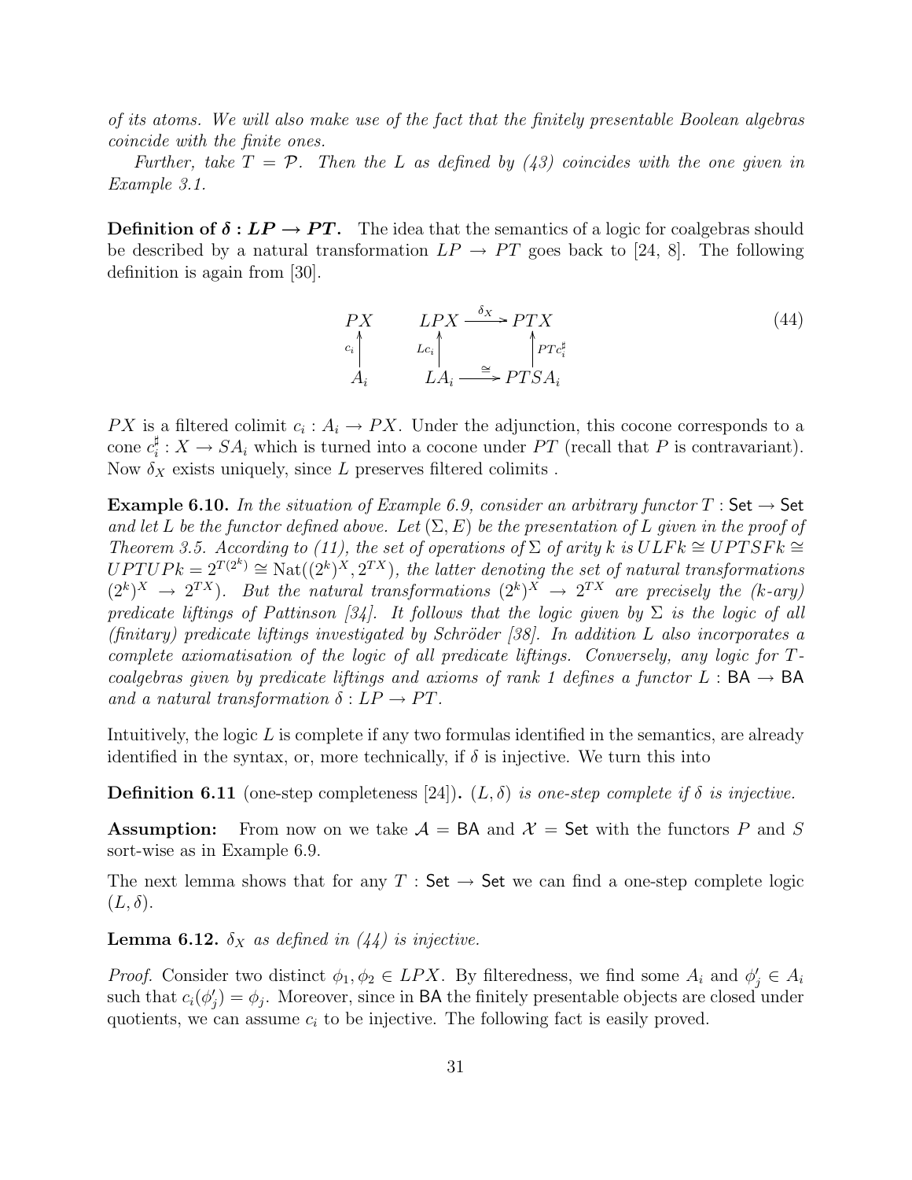*of its atoms. We will also make use of the fact that the finitely presentable Boolean algebras coincide with the finite ones.*

*Further, take $T = \mathcal{P}$. Then the $L$ as defined by (43) coincides with the one given in Example 3.1.*

**Definition of $\boldsymbol{\delta : LP \to PT}$.** The idea that the semantics of a logic for coalgebras should be described by a natural transformation $LP \to PT$ goes back to [24, 8]. The following definition is again from [30].

$$
\begin{array}{ccc}
PX & \quad & LPX \xrightarrow{\ \delta_X\ } PTX \\
\uparrow{\scriptstyle c_i} & & \uparrow{\scriptstyle Lc_i} \qquad\qquad \uparrow{\scriptstyle PTc_i^\sharp} \\
A_i & & LA_i \xrightarrow{\ \cong\ } PTSA_i
\end{array}
\tag{44}
$$

$PX$ is a filtered colimit $c_i : A_i \to PX$. Under the adjunction, this cocone corresponds to a cone $c_i^\sharp : X \to SA_i$ which is turned into a cocone under $PT$ (recall that $P$ is contravariant). Now $\delta_X$ exists uniquely, since $L$ preserves filtered colimits .

**Example 6.10.** *In the situation of Example 6.9, consider an arbitrary functor $T : \mathsf{Set} \to \mathsf{Set}$ and let $L$ be the functor defined above. Let $(\Sigma, E)$ be the presentation of $L$ given in the proof of Theorem 3.5. According to (11), the set of operations of $\Sigma$ of arity $k$ is $ULFk \cong UPTSFk \cong UPTUPk = 2^{T(2^k)} \cong \mathrm{Nat}((2^k)^X, 2^{TX})$, the latter denoting the set of natural transformations $(2^k)^X \to 2^{TX})$. But the natural transformations $(2^k)^X \to 2^{TX}$ are precisely the ($k$-ary) predicate liftings of Pattinson [34]. It follows that the logic given by $\Sigma$ is the logic of all (finitary) predicate liftings investigated by Schröder [38]. In addition $L$ also incorporates a complete axiomatisation of the logic of all predicate liftings. Conversely, any logic for $T$-coalgebras given by predicate liftings and axioms of rank 1 defines a functor $L : \mathsf{BA} \to \mathsf{BA}$ and a natural transformation $\delta : LP \to PT$.*

Intuitively, the logic $L$ is complete if any two formulas identified in the semantics, are already identified in the syntax, or, more technically, if $\delta$ is injective. We turn this into

**Definition 6.11** (one-step completeness [24])**.** *$(L, \delta)$ is one-step complete if $\delta$ is injective.*

**Assumption:** From now on we take $\mathcal{A} = \mathsf{BA}$ and $\mathcal{X} = \mathsf{Set}$ with the functors $P$ and $S$ sort-wise as in Example 6.9.

The next lemma shows that for any $T : \mathsf{Set} \to \mathsf{Set}$ we can find a one-step complete logic $(L, \delta)$.

**Lemma 6.12.** *$\delta_X$ as defined in (44) is injective.*

*Proof.* Consider two distinct $\phi_1, \phi_2 \in LPX$. By filteredness, we find some $A_i$ and $\phi'_j \in A_i$ such that $c_i(\phi'_j) = \phi_j$. Moreover, since in $\mathsf{BA}$ the finitely presentable objects are closed under quotients, we can assume $c_i$ to be injective. The following fact is easily proved.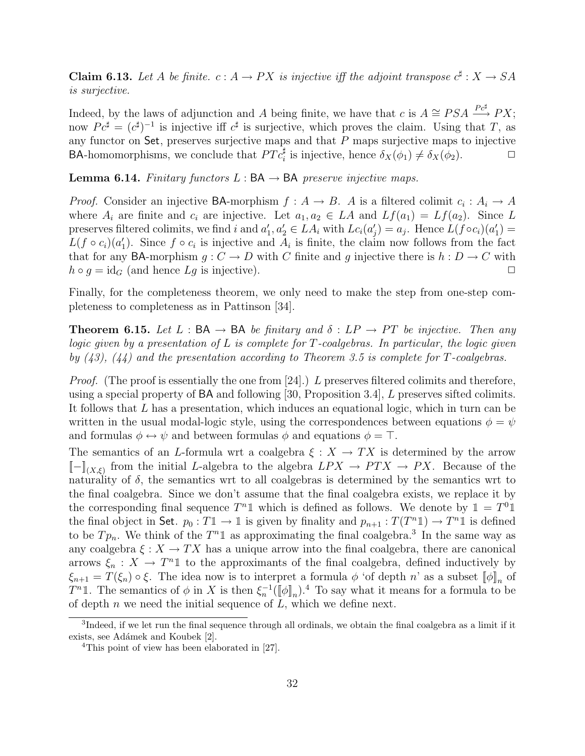**Claim 6.13.** *Let $A$ be finite. $c : A \to PX$ is injective iff the adjoint transpose $c^\sharp : X \to SA$ is surjective.*

Indeed, by the laws of adjunction and $A$ being finite, we have that $c$ is $A \cong PSA \xrightarrow{Pc^\sharp} PX$; now $Pc^\sharp = (c^\sharp)^{-1}$ is injective iff $c^\sharp$ is surjective, which proves the claim. Using that $T$, as any functor on $\mathsf{Set}$, preserves surjective maps and that $P$ maps surjective maps to injective $\mathsf{BA}$-homomorphisms, we conclude that $PTc_i^\sharp$ is injective, hence $\delta_X(\phi_1) \neq \delta_X(\phi_2)$. $\Box$

**Lemma 6.14.** *Finitary functors $L : \mathsf{BA} \to \mathsf{BA}$ preserve injective maps.*

*Proof.* Consider an injective $\mathsf{BA}$-morphism $f : A \to B$. $A$ is a filtered colimit $c_i : A_i \to A$ where $A_i$ are finite and $c_i$ are injective. Let $a_1, a_2 \in LA$ and $Lf(a_1) = Lf(a_2)$. Since $L$ preserves filtered colimits, we find $i$ and $a_1', a_2' \in LA_i$ with $Lc_i(a_j') = a_j$. Hence $L(f \circ c_i)(a_1') = L(f \circ c_i)(a_1')$. Since $f \circ c_i$ is injective and $A_i$ is finite, the claim now follows from the fact that for any $\mathsf{BA}$-morphism $g : C \to D$ with $C$ finite and $g$ injective there is $h : D \to C$ with $h \circ g = \mathrm{id}_G$ (and hence $Lg$ is injective). $\Box$

Finally, for the completeness theorem, we only need to make the step from one-step completeness to completeness as in Pattinson [34].

**Theorem 6.15.** *Let $L : \mathsf{BA} \to \mathsf{BA}$ be finitary and $\delta : LP \to PT$ be injective. Then any logic given by a presentation of $L$ is complete for $T$-coalgebras. In particular, the logic given by (43), (44) and the presentation according to Theorem 3.5 is complete for $T$-coalgebras.*

*Proof.* (The proof is essentially the one from [24].) $L$ preserves filtered colimits and therefore, using a special property of $\mathsf{BA}$ and following [30, Proposition 3.4], $L$ preserves sifted colimits. It follows that $L$ has a presentation, which induces an equational logic, which in turn can be written in the usual modal-logic style, using the correspondences between equations $\phi = \psi$ and formulas $\phi \leftrightarrow \psi$ and between formulas $\phi$ and equations $\phi = \top$.

The semantics of an $L$-formula wrt a coalgebra $\xi : X \to TX$ is determined by the arrow $[\![-]\!]_{(X,\xi)}$ from the initial $L$-algebra to the algebra $LPX \to PTX \to PX$. Because of the naturality of $\delta$, the semantics wrt to all coalgebras is determined by the semantics wrt to the final coalgebra. Since we don't assume that the final coalgebra exists, we replace it by the corresponding final sequence $T^n\mathbb{1}$ which is defined as follows. We denote by $\mathbb{1} = T^0\mathbb{1}$ the final object in $\mathsf{Set}$. $p_0 : T\mathbb{1} \to \mathbb{1}$ is given by finality and $p_{n+1} : T(T^n\mathbb{1}) \to T^n\mathbb{1}$ is defined to be $Tp_n$. We think of the $T^n\mathbb{1}$ as approximating the final coalgebra.[3] In the same way as any coalgebra $\xi : X \to TX$ has a unique arrow into the final coalgebra, there are canonical arrows $\xi_n : X \to T^n\mathbb{1}$ to the approximants of the final coalgebra, defined inductively by $\xi_{n+1} = T(\xi_n) \circ \xi$. The idea now is to interpret a formula $\phi$ 'of depth $n$' as a subset $[\![\phi]\!]_n$ of $T^n\mathbb{1}$. The semantics of $\phi$ in $X$ is then $\xi_n^{-1}([\![\phi]\!]_n)$.[4] To say what it means for a formula to be of depth $n$ we need the initial sequence of $L$, which we define next.

---

[3] Indeed, if we let run the final sequence through all ordinals, we obtain the final coalgebra as a limit if it exists, see Adámek and Koubek [2].

[4] This point of view has been elaborated in [27].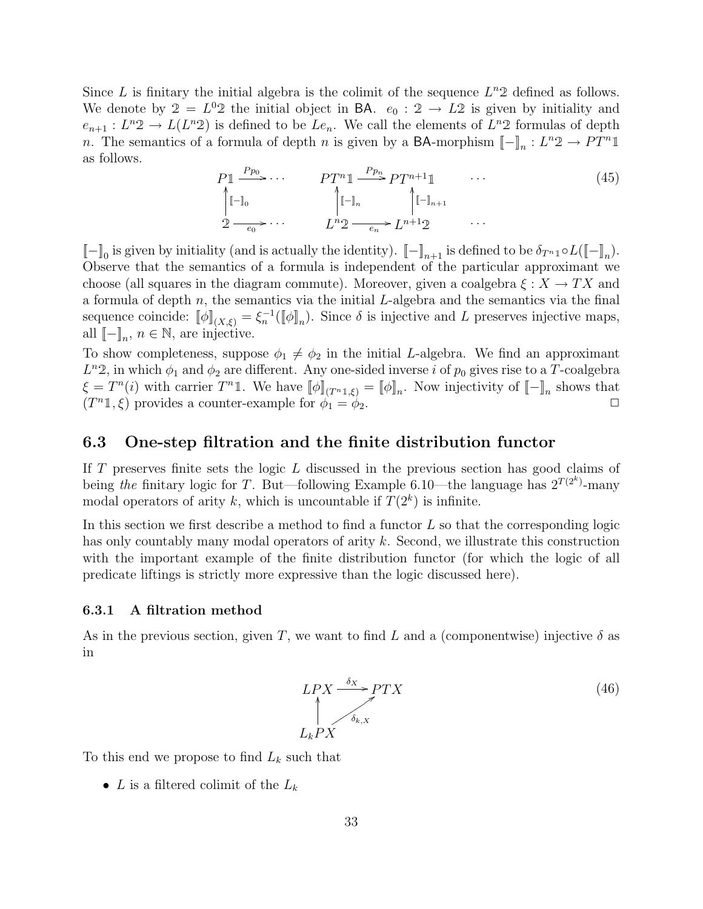Since $L$ is finitary the initial algebra is the colimit of the sequence $L^n\mathbb{2}$ defined as follows. We denote by $\mathbb{2} = L^0\mathbb{2}$ the initial object in $\mathsf{BA}$. $e_0 : \mathbb{2} \to L\mathbb{2}$ is given by initiality and $e_{n+1} : L^n\mathbb{2} \to L(L^n\mathbb{2})$ is defined to be $Le_n$. We call the elements of $L^n\mathbb{2}$ formulas of depth $n$. The semantics of a formula of depth $n$ is given by a $\mathsf{BA}$-morphism $[\![-]\!]_n : L^n\mathbb{2} \to PT^n\mathbb{1}$ as follows.

$$
\begin{array}{ccccccc}
P\mathbb{1} & \xrightarrow{Pp_0} \cdots & & PT^n\mathbb{1} & \xrightarrow{Pp_n} & PT^{n+1}\mathbb{1} & \cdots \\
\uparrow{\scriptstyle [\![-]\!]_0} & & & \uparrow{\scriptstyle [\![-]\!]_n} & & \uparrow{\scriptstyle [\![-]\!]_{n+1}} & \\
\mathbb{2} & \xrightarrow[e_0]{} \cdots & & L^n\mathbb{2} & \xrightarrow[e_n]{} & L^{n+1}\mathbb{2} & \cdots
\end{array}
\tag{45}
$$

$[\![-]\!]_0$ is given by initiality (and is actually the identity). $[\![-]\!]_{n+1}$ is defined to be $\delta_{T^n\mathbb{1}} \circ L([\![-]\!]_n)$. Observe that the semantics of a formula is independent of the particular approximant we choose (all squares in the diagram commute). Moreover, given a coalgebra $\xi : X \to TX$ and a formula of depth $n$, the semantics via the initial $L$-algebra and the semantics via the final sequence coincide: $[\![\phi]\!]_{(X,\xi)} = \xi_n^{-1}([\![\phi]\!]_n)$. Since $\delta$ is injective and $L$ preserves injective maps, all $[\![-]\!]_n$, $n \in \mathbb{N}$, are injective.

To show completeness, suppose $\phi_1 \neq \phi_2$ in the initial $L$-algebra. We find an approximant $L^n\mathbb{2}$, in which $\phi_1$ and $\phi_2$ are different. Any one-sided inverse $i$ of $p_0$ gives rise to a $T$-coalgebra $\xi = T^n(i)$ with carrier $T^n\mathbb{1}$. We have $[\![\phi]\!]_{(T^n\mathbb{1},\xi)} = [\![\phi]\!]_n$. Now injectivity of $[\![-]\!]_n$ shows that $(T^n\mathbb{1}, \xi)$ provides a counter-example for $\phi_1 = \phi_2$. □

## 6.3 One-step filtration and the finite distribution functor

If $T$ preserves finite sets the logic $L$ discussed in the previous section has good claims of being *the* finitary logic for $T$. But—following Example 6.10—the language has $2^{T(2^k)}$-many modal operators of arity $k$, which is uncountable if $T(2^k)$ is infinite.

In this section we first describe a method to find a functor $L$ so that the corresponding logic has only countably many modal operators of arity $k$. Second, we illustrate this construction with the important example of the finite distribution functor (for which the logic of all predicate liftings is strictly more expressive than the logic discussed here).

### 6.3.1 A filtration method

As in the previous section, given $T$, we want to find $L$ and a (componentwise) injective $\delta$ as in

$$
\begin{array}{ccc}
LPX & \xrightarrow{\delta_X} & PTX \\
\uparrow & \nearrow_{\delta_{k,X}} & \\
L_kPX & &
\end{array}
\tag{46}
$$

To this end we propose to find $L_k$ such that

- $L$ is a filtered colimit of the $L_k$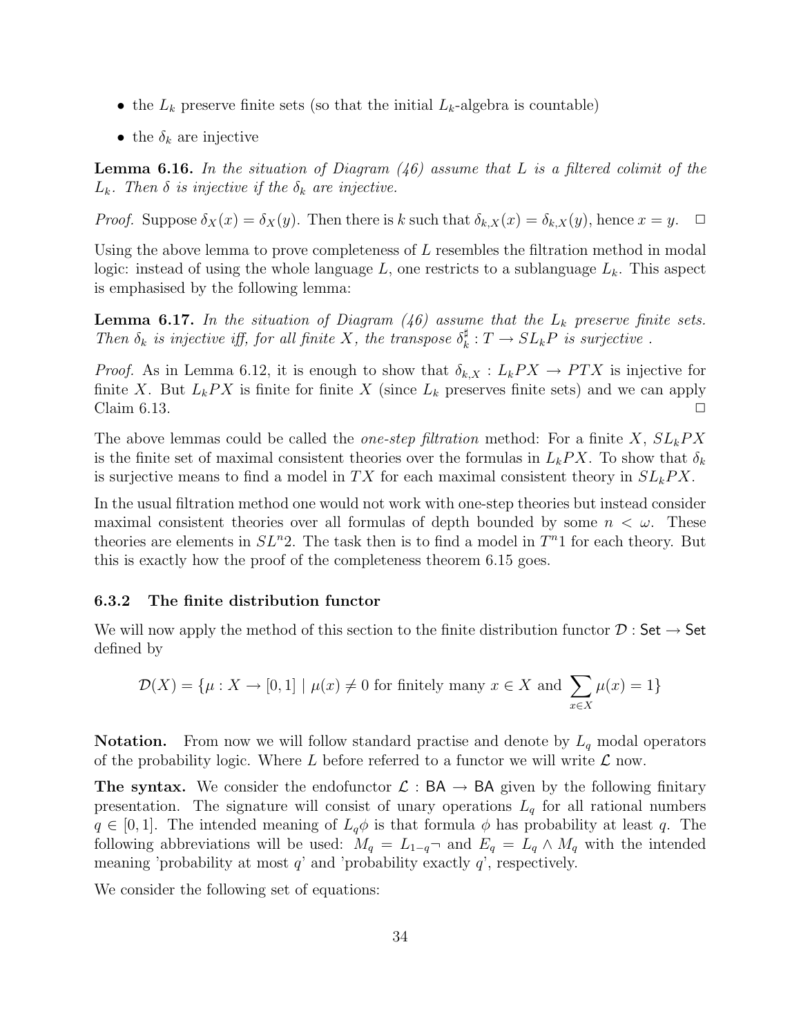- the $L_k$ preserve finite sets (so that the initial $L_k$-algebra is countable)
- the $\delta_k$ are injective

**Lemma 6.16.** *In the situation of Diagram (46) assume that $L$ is a filtered colimit of the $L_k$. Then $\delta$ is injective if the $\delta_k$ are injective.*

*Proof.* Suppose $\delta_X(x) = \delta_X(y)$. Then there is $k$ such that $\delta_{k,X}(x) = \delta_{k,X}(y)$, hence $x = y$. $\square$

Using the above lemma to prove completeness of $L$ resembles the filtration method in modal logic: instead of using the whole language $L$, one restricts to a sublanguage $L_k$. This aspect is emphasised by the following lemma:

**Lemma 6.17.** *In the situation of Diagram (46) assume that the $L_k$ preserve finite sets. Then $\delta_k$ is injective iff, for all finite $X$, the transpose $\delta_k^\sharp : T \to SL_kP$ is surjective .*

*Proof.* As in Lemma 6.12, it is enough to show that $\delta_{k,X} : L_kPX \to PTX$ is injective for finite $X$. But $L_kPX$ is finite for finite $X$ (since $L_k$ preserves finite sets) and we can apply Claim 6.13. $\square$

The above lemmas could be called the *one-step filtration* method: For a finite $X$, $SL_kPX$ is the finite set of maximal consistent theories over the formulas in $L_kPX$. To show that $\delta_k$ is surjective means to find a model in $TX$ for each maximal consistent theory in $SL_kPX$.

In the usual filtration method one would not work with one-step theories but instead consider maximal consistent theories over all formulas of depth bounded by some $n < \omega$. These theories are elements in $SL^n2$. The task then is to find a model in $T^n1$ for each theory. But this is exactly how the proof of the completeness theorem 6.15 goes.

### 6.3.2 The finite distribution functor

We will now apply the method of this section to the finite distribution functor $\mathcal{D} : \mathsf{Set} \to \mathsf{Set}$ defined by

$$\mathcal{D}(X) = \{\mu : X \to [0,1] \mid \mu(x) \neq 0 \text{ for finitely many } x \in X \text{ and } \sum_{x \in X} \mu(x) = 1\}$$

**Notation.** From now we will follow standard practise and denote by $L_q$ modal operators of the probability logic. Where $L$ before referred to a functor we will write $\mathcal{L}$ now.

**The syntax.** We consider the endofunctor $\mathcal{L} : \mathsf{BA} \to \mathsf{BA}$ given by the following finitary presentation. The signature will consist of unary operations $L_q$ for all rational numbers $q \in [0,1]$. The intended meaning of $L_q\phi$ is that formula $\phi$ has probability at least $q$. The following abbreviations will be used: $M_q = L_{1-q}\neg$ and $E_q = L_q \wedge M_q$ with the intended meaning 'probability at most $q$' and 'probability exactly $q$', respectively.

We consider the following set of equations: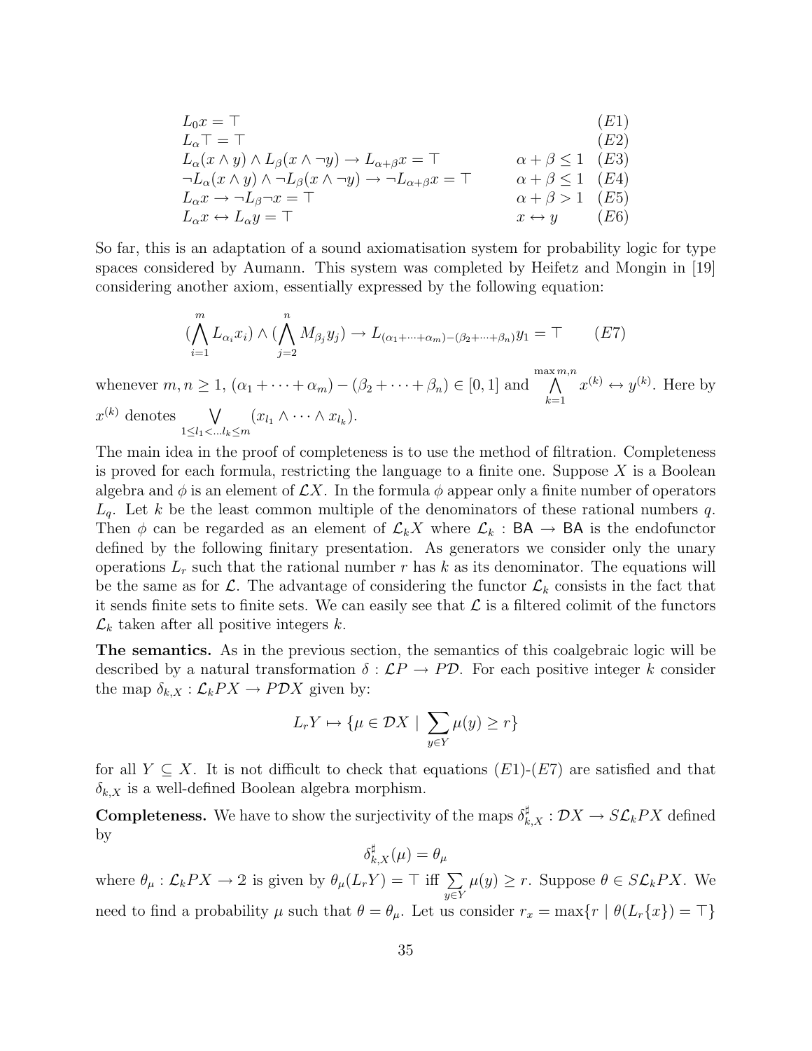$$
\begin{array}{lll}
L_0 x = \top & & (E1)\\
L_\alpha \top = \top & & (E2)\\
L_\alpha(x \wedge y) \wedge L_\beta(x \wedge \neg y) \to L_{\alpha+\beta} x = \top & \alpha+\beta \leq 1 & (E3)\\
\neg L_\alpha(x \wedge y) \wedge \neg L_\beta(x \wedge \neg y) \to \neg L_{\alpha+\beta} x = \top & \alpha+\beta \leq 1 & (E4)\\
L_\alpha x \to \neg L_\beta \neg x = \top & \alpha+\beta > 1 & (E5)\\
L_\alpha x \leftrightarrow L_\alpha y = \top & x \leftrightarrow y & (E6)
\end{array}
$$

So far, this is an adaptation of a sound axiomatisation system for probability logic for type spaces considered by Aumann. This system was completed by Heifetz and Mongin in [19] considering another axiom, essentially expressed by the following equation:

$$
(\bigwedge_{i=1}^{m} L_{\alpha_i} x_i) \wedge (\bigwedge_{j=2}^{n} M_{\beta_j} y_j) \to L_{(\alpha_1+\cdots+\alpha_m)-(\beta_2+\cdots+\beta_n)} y_1 = \top \qquad (E7)
$$

whenever $m, n \geq 1$, $(\alpha_1+\cdots+\alpha_m)-(\beta_2+\cdots+\beta_n) \in [0,1]$ and $\bigwedge_{k=1}^{\max m,n} x^{(k)} \leftrightarrow y^{(k)}$. Here by $x^{(k)}$ denotes $\bigvee_{1 \leq l_1 < \ldots l_k \leq m} (x_{l_1} \wedge \cdots \wedge x_{l_k})$.

The main idea in the proof of completeness is to use the method of filtration. Completeness is proved for each formula, restricting the language to a finite one. Suppose $X$ is a Boolean algebra and $\phi$ is an element of $\mathcal{L}X$. In the formula $\phi$ appear only a finite number of operators $L_q$. Let $k$ be the least common multiple of the denominators of these rational numbers $q$. Then $\phi$ can be regarded as an element of $\mathcal{L}_k X$ where $\mathcal{L}_k : \mathsf{BA} \to \mathsf{BA}$ is the endofunctor defined by the following finitary presentation. As generators we consider only the unary operations $L_r$ such that the rational number $r$ has $k$ as its denominator. The equations will be the same as for $\mathcal{L}$. The advantage of considering the functor $\mathcal{L}_k$ consists in the fact that it sends finite sets to finite sets. We can easily see that $\mathcal{L}$ is a filtered colimit of the functors $\mathcal{L}_k$ taken after all positive integers $k$.

**The semantics.** As in the previous section, the semantics of this coalgebraic logic will be described by a natural transformation $\delta : \mathcal{L}P \to P\mathcal{D}$. For each positive integer $k$ consider the map $\delta_{k,X} : \mathcal{L}_k PX \to P\mathcal{D}X$ given by:

$$
L_r Y \mapsto \{\mu \in \mathcal{D}X \mid \sum_{y \in Y} \mu(y) \geq r\}
$$

for all $Y \subseteq X$. It is not difficult to check that equations $(E1)$-$(E7)$ are satisfied and that $\delta_{k,X}$ is a well-defined Boolean algebra morphism.

**Completeness.** We have to show the surjectivity of the maps $\delta^\sharp_{k,X} : \mathcal{D}X \to S\mathcal{L}_k PX$ defined by

$$
\delta^\sharp_{k,X}(\mu) = \theta_\mu
$$

where $\theta_\mu : \mathcal{L}_k PX \to 2$ is given by $\theta_\mu(L_r Y) = \top$ iff $\sum_{y \in Y} \mu(y) \geq r$. Suppose $\theta \in S\mathcal{L}_k PX$. We need to find a probability $\mu$ such that $\theta = \theta_\mu$. Let us consider $r_x = \max\{r \mid \theta(L_r\{x\}) = \top\}$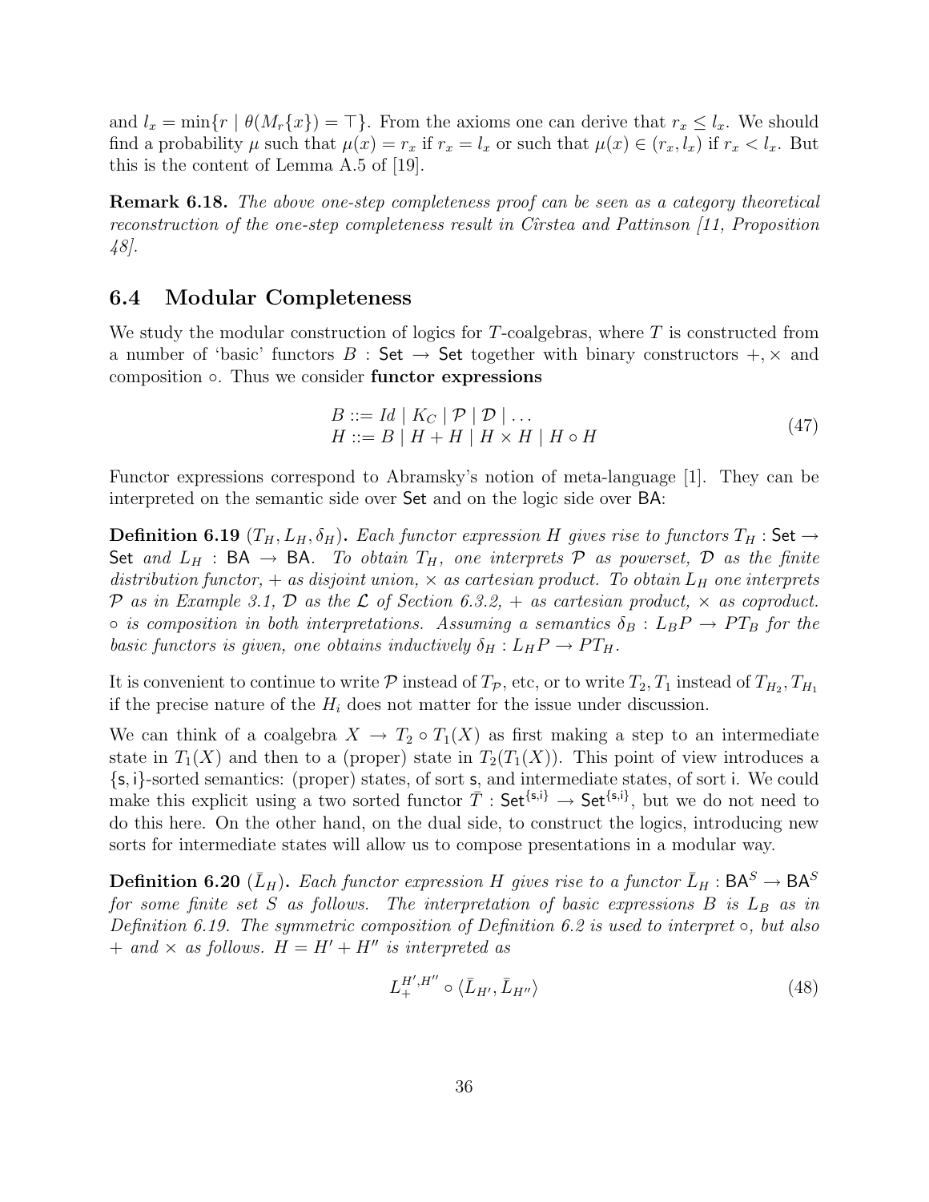and $l_x = \min\{r \mid \theta(M_r\{x\}) = \top\}$. From the axioms one can derive that $r_x \leq l_x$. We should find a probability $\mu$ such that $\mu(x) = r_x$ if $r_x = l_x$ or such that $\mu(x) \in (r_x, l_x)$ if $r_x < l_x$. But this is the content of Lemma A.5 of [19].

**Remark 6.18.** *The above one-step completeness proof can be seen as a category theoretical reconstruction of the one-step completeness result in Cîrstea and Pattinson [11, Proposition 48].*

## 6.4 Modular Completeness

We study the modular construction of logics for $T$-coalgebras, where $T$ is constructed from a number of 'basic' functors $B : \mathsf{Set} \to \mathsf{Set}$ together with binary constructors $+, \times$ and composition $\circ$. Thus we consider **functor expressions**

$$
\begin{aligned}
B &::= Id \mid K_C \mid \mathcal{P} \mid \mathcal{D} \mid \ldots \\
H &::= B \mid H + H \mid H \times H \mid H \circ H
\end{aligned}
\tag{47}
$$

Functor expressions correspond to Abramsky's notion of meta-language [1]. They can be interpreted on the semantic side over $\mathsf{Set}$ and on the logic side over $\mathsf{BA}$:

**Definition 6.19** ($T_H, L_H, \delta_H$)**.** *Each functor expression $H$ gives rise to functors $T_H : \mathsf{Set} \to \mathsf{Set}$ and $L_H : \mathsf{BA} \to \mathsf{BA}$. To obtain $T_H$, one interprets $\mathcal{P}$ as powerset, $\mathcal{D}$ as the finite distribution functor, $+$ as disjoint union, $\times$ as cartesian product. To obtain $L_H$ one interprets $\mathcal{P}$ as in Example 3.1, $\mathcal{D}$ as the $\mathcal{L}$ of Section 6.3.2, $+$ as cartesian product, $\times$ as coproduct. $\circ$ is composition in both interpretations. Assuming a semantics $\delta_B : L_B P \to P T_B$ for the basic functors is given, one obtains inductively $\delta_H : L_H P \to P T_H$.*

It is convenient to continue to write $\mathcal{P}$ instead of $T_{\mathcal{P}}$, etc, or to write $T_2, T_1$ instead of $T_{H_2}, T_{H_1}$ if the precise nature of the $H_i$ does not matter for the issue under discussion.

We can think of a coalgebra $X \to T_2 \circ T_1(X)$ as first making a step to an intermediate state in $T_1(X)$ and then to a (proper) state in $T_2(T_1(X))$. This point of view introduces a $\{\mathsf{s}, \mathsf{i}\}$-sorted semantics: (proper) states, of sort $\mathsf{s}$, and intermediate states, of sort $\mathsf{i}$. We could make this explicit using a two sorted functor $\bar{T} : \mathsf{Set}^{\{\mathsf{s},\mathsf{i}\}} \to \mathsf{Set}^{\{\mathsf{s},\mathsf{i}\}}$, but we do not need to do this here. On the other hand, on the dual side, to construct the logics, introducing new sorts for intermediate states will allow us to compose presentations in a modular way.

**Definition 6.20** ($\bar{L}_H$)**.** *Each functor expression $H$ gives rise to a functor $\bar{L}_H : \mathsf{BA}^S \to \mathsf{BA}^S$ for some finite set $S$ as follows. The interpretation of basic expressions $B$ is $L_B$ as in Definition 6.19. The symmetric composition of Definition 6.2 is used to interpret $\circ$, but also $+$ and $\times$ as follows. $H = H' + H''$ is interpreted as*

$$
L_+^{H',H''} \circ \langle \bar{L}_{H'}, \bar{L}_{H''} \rangle
\tag{48}
$$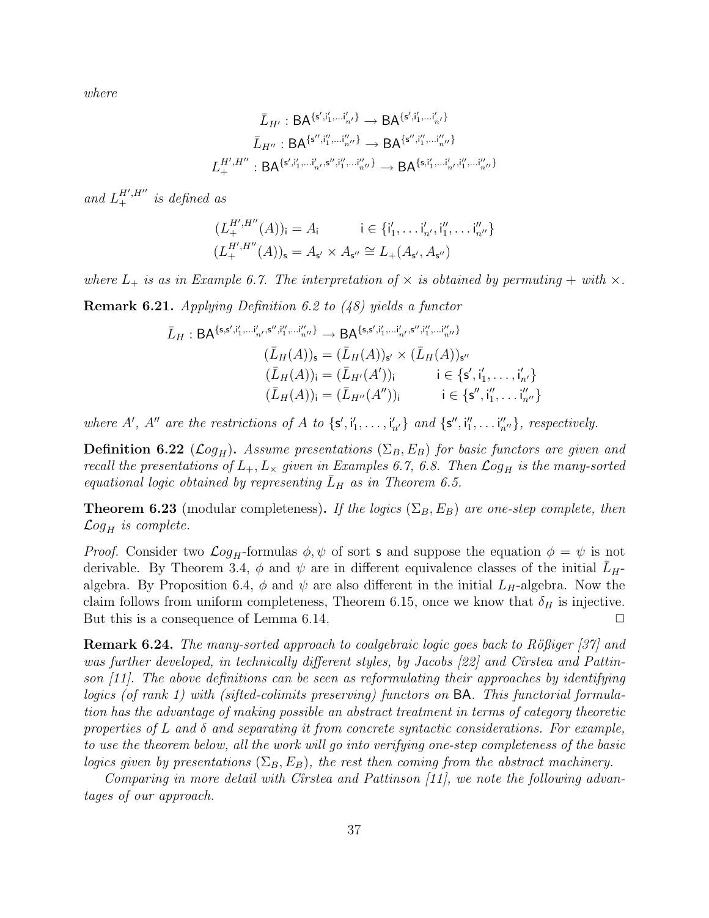*where*

$$\bar{L}_{H'} : \mathsf{BA}^{\{\mathsf{s}',\mathsf{i}'_1,\ldots\mathsf{i}'_{n'}\}} \to \mathsf{BA}^{\{\mathsf{s}',\mathsf{i}'_1,\ldots\mathsf{i}'_{n'}\}}$$
$$\bar{L}_{H''} : \mathsf{BA}^{\{\mathsf{s}'',\mathsf{i}''_1,\ldots\mathsf{i}''_{n''}\}} \to \mathsf{BA}^{\{\mathsf{s}'',\mathsf{i}''_1,\ldots\mathsf{i}''_{n''}\}}$$
$$L_+^{H',H''} : \mathsf{BA}^{\{\mathsf{s}',\mathsf{i}'_1,\ldots\mathsf{i}'_{n'},\mathsf{s}'',\mathsf{i}''_1,\ldots\mathsf{i}''_{n''}\}} \to \mathsf{BA}^{\{\mathsf{s},\mathsf{i}'_1,\ldots\mathsf{i}'_{n'},\mathsf{i}''_1,\ldots\mathsf{i}''_{n''}\}}$$

*and* $L_+^{H',H''}$ *is defined as*

$$(L_+^{H',H''}(A))_{\mathsf{i}} = A_{\mathsf{i}} \qquad \mathsf{i} \in \{\mathsf{i}'_1,\ldots\mathsf{i}'_{n'},\mathsf{i}''_1,\ldots\mathsf{i}''_{n''}\}$$
$$(L_+^{H',H''}(A))_{\mathsf{s}} = A_{\mathsf{s}'} \times A_{\mathsf{s}''} \cong L_+(A_{\mathsf{s}'}, A_{\mathsf{s}''})$$

*where $L_+$ is as in Example 6.7. The interpretation of $\times$ is obtained by permuting $+$ with $\times$.*

**Remark 6.21.** *Applying Definition 6.2 to (48) yields a functor*

$$\begin{aligned}\bar{L}_H : \mathsf{BA}^{\{\mathsf{s},\mathsf{s}',\mathsf{i}'_1,\ldots\mathsf{i}'_{n'},\mathsf{s}'',\mathsf{i}''_1,\ldots\mathsf{i}''_{n''}\}} &\to \mathsf{BA}^{\{\mathsf{s},\mathsf{s}',\mathsf{i}'_1,\ldots\mathsf{i}'_{n'},\mathsf{s}'',\mathsf{i}''_1,\ldots\mathsf{i}''_{n''}\}}\\ (\bar{L}_H(A))_{\mathsf{s}} &= (\bar{L}_H(A))_{\mathsf{s}'} \times (\bar{L}_H(A))_{\mathsf{s}''}\\ (\bar{L}_H(A))_{\mathsf{i}} &= (\bar{L}_{H'}(A'))_{\mathsf{i}} \qquad \mathsf{i} \in \{\mathsf{s}',\mathsf{i}'_1,\ldots,\mathsf{i}'_{n'}\}\\ (\bar{L}_H(A))_{\mathsf{i}} &= (\bar{L}_{H''}(A''))_{\mathsf{i}} \qquad \mathsf{i} \in \{\mathsf{s}'',\mathsf{i}''_1,\ldots\mathsf{i}''_{n''}\}\end{aligned}$$

*where $A'$, $A''$ are the restrictions of $A$ to $\{\mathsf{s}',\mathsf{i}'_1,\ldots,\mathsf{i}'_{n'}\}$ and $\{\mathsf{s}'',\mathsf{i}''_1,\ldots\mathsf{i}''_{n''}\}$, respectively.*

**Definition 6.22** ($\mathcal{L}og_H$)**.** *Assume presentations $(\Sigma_B, E_B)$ for basic functors are given and recall the presentations of $L_+, L_\times$ given in Examples 6.7, 6.8. Then $\mathcal{L}og_H$ is the many-sorted equational logic obtained by representing $\bar{L}_H$ as in Theorem 6.5.*

**Theorem 6.23** (modular completeness)**.** *If the logics $(\Sigma_B, E_B)$ are one-step complete, then $\mathcal{L}og_H$ is complete.*

*Proof.* Consider two $\mathcal{L}og_H$-formulas $\phi, \psi$ of sort $\mathsf{s}$ and suppose the equation $\phi = \psi$ is not derivable. By Theorem 3.4, $\phi$ and $\psi$ are in different equivalence classes of the initial $\bar{L}_H$-algebra. By Proposition 6.4, $\phi$ and $\psi$ are also different in the initial $L_H$-algebra. Now the claim follows from uniform completeness, Theorem 6.15, once we know that $\delta_H$ is injective. But this is a consequence of Lemma 6.14. □

**Remark 6.24.** *The many-sorted approach to coalgebraic logic goes back to Rößiger [37] and was further developed, in technically different styles, by Jacobs [22] and Cîrstea and Pattinson [11]. The above definitions can be seen as reformulating their approaches by identifying logics (of rank 1) with (sifted-colimits preserving) functors on* BA*. This functorial formulation has the advantage of making possible an abstract treatment in terms of category theoretic properties of $L$ and $\delta$ and separating it from concrete syntactic considerations. For example, to use the theorem below, all the work will go into verifying one-step completeness of the basic logics given by presentations $(\Sigma_B, E_B)$, the rest then coming from the abstract machinery.*

*Comparing in more detail with Cîrstea and Pattinson [11], we note the following advantages of our approach.*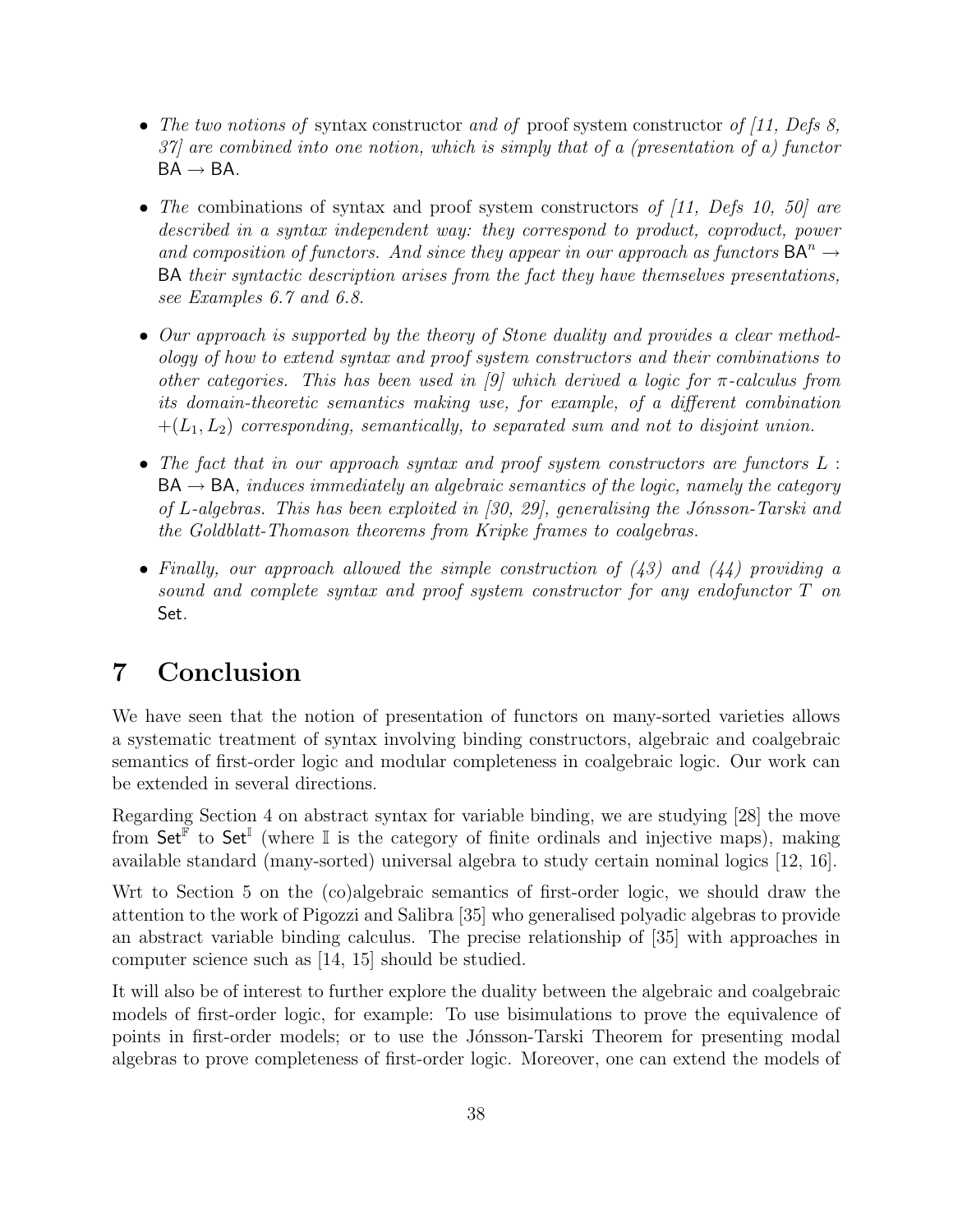- *The two notions of* syntax constructor *and of* proof system constructor *of [11, Defs 8, 37] are combined into one notion, which is simply that of a (presentation of a) functor* $\mathsf{BA} \to \mathsf{BA}$.

- *The* combinations of syntax and proof system constructors *of [11, Defs 10, 50] are described in a syntax independent way: they correspond to product, coproduct, power and composition of functors. And since they appear in our approach as functors* $\mathsf{BA}^n \to \mathsf{BA}$ *their syntactic description arises from the fact they have themselves presentations, see Examples 6.7 and 6.8.*

- *Our approach is supported by the theory of Stone duality and provides a clear methodology of how to extend syntax and proof system constructors and their combinations to other categories. This has been used in [9] which derived a logic for $\pi$-calculus from its domain-theoretic semantics making use, for example, of a different combination $+(L_1, L_2)$ corresponding, semantically, to separated sum and not to disjoint union.*

- *The fact that in our approach syntax and proof system constructors are functors $L : \mathsf{BA} \to \mathsf{BA}$, induces immediately an algebraic semantics of the logic, namely the category of $L$-algebras. This has been exploited in [30, 29], generalising the Jónsson-Tarski and the Goldblatt-Thomason theorems from Kripke frames to coalgebras.*

- *Finally, our approach allowed the simple construction of (43) and (44) providing a sound and complete syntax and proof system constructor for any endofunctor $T$ on* $\mathsf{Set}$.

# 7 Conclusion

We have seen that the notion of presentation of functors on many-sorted varieties allows a systematic treatment of syntax involving binding constructors, algebraic and coalgebraic semantics of first-order logic and modular completeness in coalgebraic logic. Our work can be extended in several directions.

Regarding Section 4 on abstract syntax for variable binding, we are studying [28] the move from $\mathsf{Set}^{\mathbb{F}}$ to $\mathsf{Set}^{\mathbb{I}}$ (where $\mathbb{I}$ is the category of finite ordinals and injective maps), making available standard (many-sorted) universal algebra to study certain nominal logics [12, 16].

Wrt to Section 5 on the (co)algebraic semantics of first-order logic, we should draw the attention to the work of Pigozzi and Salibra [35] who generalised polyadic algebras to provide an abstract variable binding calculus. The precise relationship of [35] with approaches in computer science such as [14, 15] should be studied.

It will also be of interest to further explore the duality between the algebraic and coalgebraic models of first-order logic, for example: To use bisimulations to prove the equivalence of points in first-order models; or to use the Jónsson-Tarski Theorem for presenting modal algebras to prove completeness of first-order logic. Moreover, one can extend the models of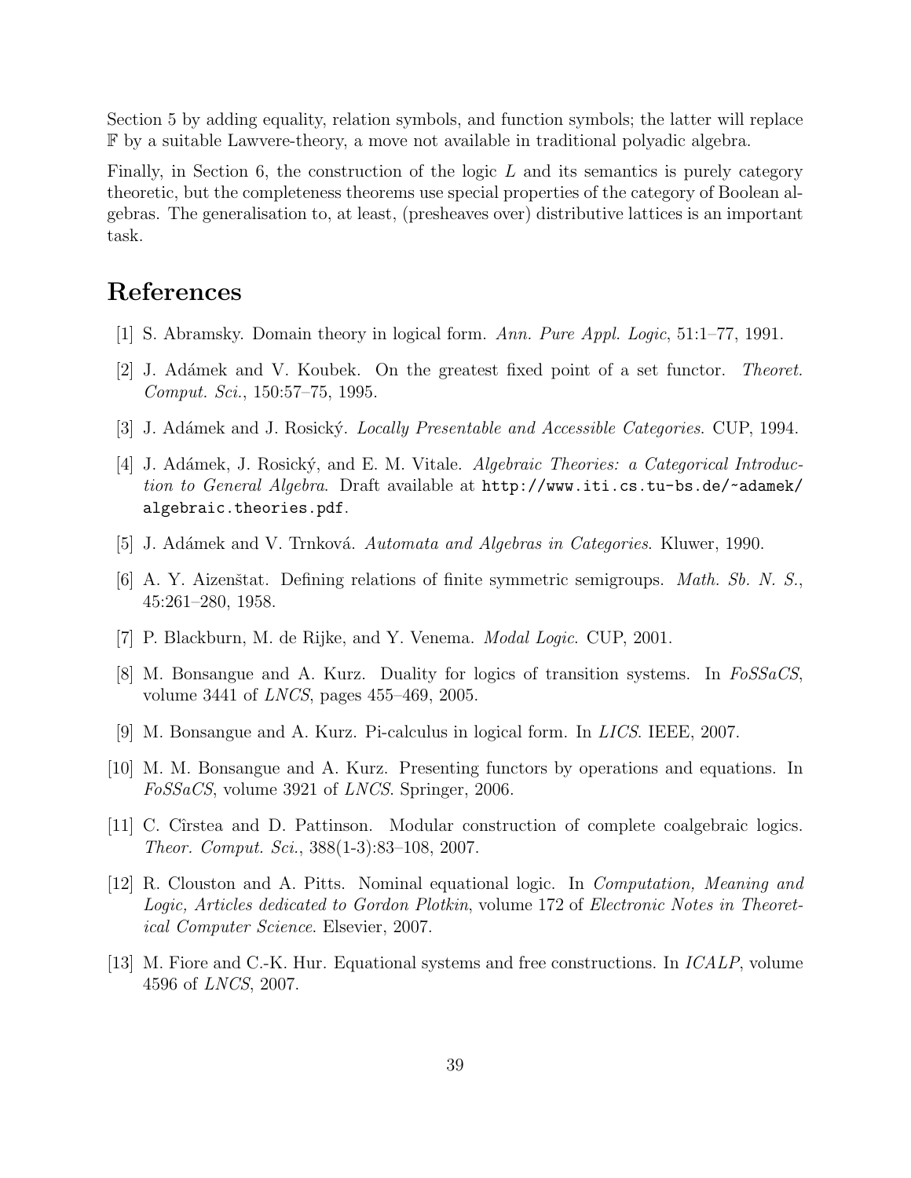Section 5 by adding equality, relation symbols, and function symbols; the latter will replace $\mathbb{F}$ by a suitable Lawvere-theory, a move not available in traditional polyadic algebra.

Finally, in Section 6, the construction of the logic $L$ and its semantics is purely category theoretic, but the completeness theorems use special properties of the category of Boolean algebras. The generalisation to, at least, (presheaves over) distributive lattices is an important task.

# References

[1] S. Abramsky. Domain theory in logical form. *Ann. Pure Appl. Logic*, 51:1–77, 1991.

[2] J. Adámek and V. Koubek. On the greatest fixed point of a set functor. *Theoret. Comput. Sci.*, 150:57–75, 1995.

[3] J. Adámek and J. Rosický. *Locally Presentable and Accessible Categories*. CUP, 1994.

[4] J. Adámek, J. Rosický, and E. M. Vitale. *Algebraic Theories: a Categorical Introduction to General Algebra*. Draft available at `http://www.iti.cs.tu-bs.de/~adamek/algebraic.theories.pdf`.

[5] J. Adámek and V. Trnková. *Automata and Algebras in Categories*. Kluwer, 1990.

[6] A. Y. Aizenštat. Defining relations of finite symmetric semigroups. *Math. Sb. N. S.*, 45:261–280, 1958.

[7] P. Blackburn, M. de Rijke, and Y. Venema. *Modal Logic*. CUP, 2001.

[8] M. Bonsangue and A. Kurz. Duality for logics of transition systems. In *FoSSaCS*, volume 3441 of *LNCS*, pages 455–469, 2005.

[9] M. Bonsangue and A. Kurz. Pi-calculus in logical form. In *LICS*. IEEE, 2007.

[10] M. M. Bonsangue and A. Kurz. Presenting functors by operations and equations. In *FoSSaCS*, volume 3921 of *LNCS*. Springer, 2006.

[11] C. Cîrstea and D. Pattinson. Modular construction of complete coalgebraic logics. *Theor. Comput. Sci.*, 388(1-3):83–108, 2007.

[12] R. Clouston and A. Pitts. Nominal equational logic. In *Computation, Meaning and Logic, Articles dedicated to Gordon Plotkin*, volume 172 of *Electronic Notes in Theoretical Computer Science*. Elsevier, 2007.

[13] M. Fiore and C.-K. Hur. Equational systems and free constructions. In *ICALP*, volume 4596 of *LNCS*, 2007.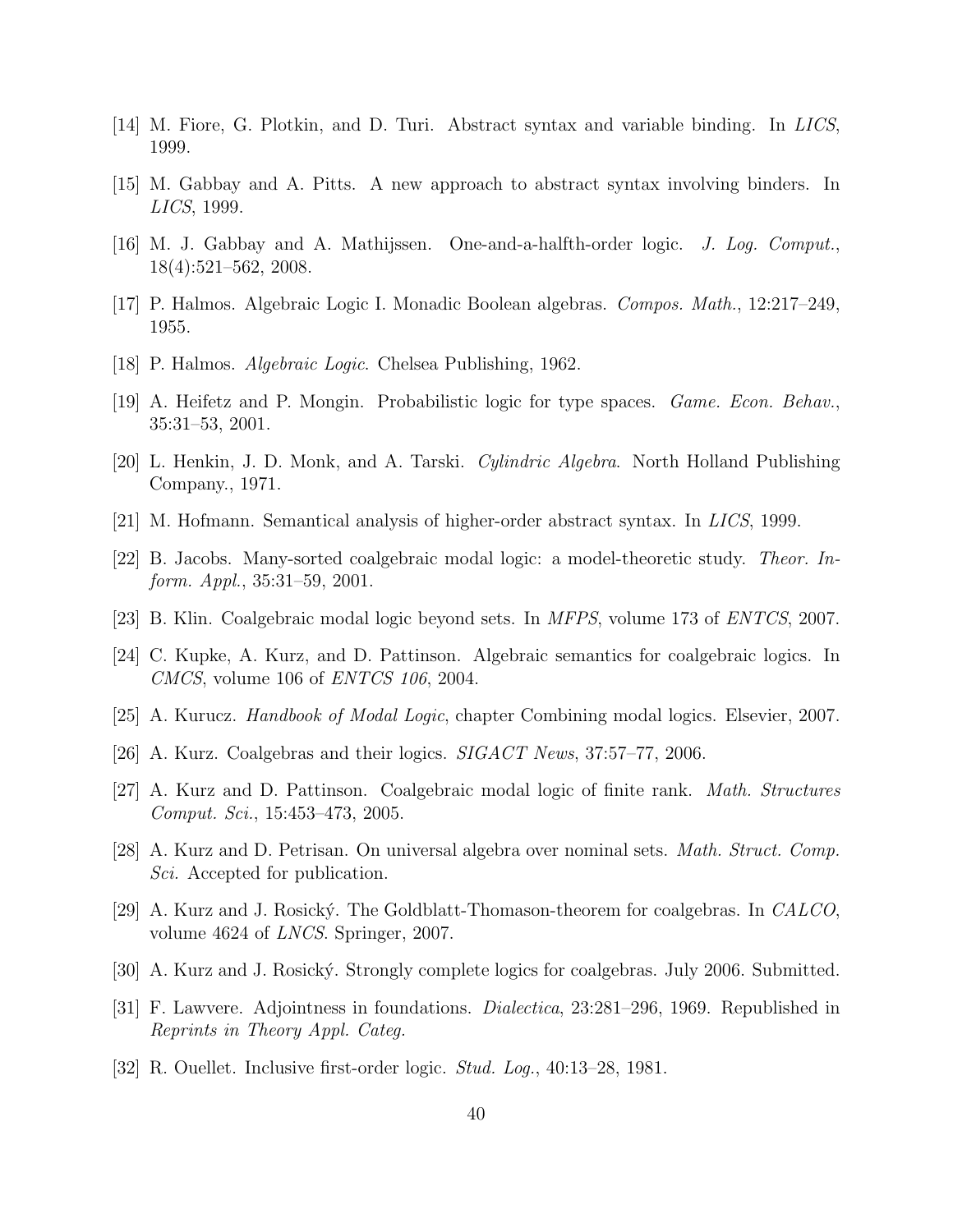[14] M. Fiore, G. Plotkin, and D. Turi. Abstract syntax and variable binding. In *LICS*, 1999.

[15] M. Gabbay and A. Pitts. A new approach to abstract syntax involving binders. In *LICS*, 1999.

[16] M. J. Gabbay and A. Mathijssen. One-and-a-halfth-order logic. *J. Log. Comput.*, 18(4):521–562, 2008.

[17] P. Halmos. Algebraic Logic I. Monadic Boolean algebras. *Compos. Math.*, 12:217–249, 1955.

[18] P. Halmos. *Algebraic Logic*. Chelsea Publishing, 1962.

[19] A. Heifetz and P. Mongin. Probabilistic logic for type spaces. *Game. Econ. Behav.*, 35:31–53, 2001.

[20] L. Henkin, J. D. Monk, and A. Tarski. *Cylindric Algebra*. North Holland Publishing Company., 1971.

[21] M. Hofmann. Semantical analysis of higher-order abstract syntax. In *LICS*, 1999.

[22] B. Jacobs. Many-sorted coalgebraic modal logic: a model-theoretic study. *Theor. Inform. Appl.*, 35:31–59, 2001.

[23] B. Klin. Coalgebraic modal logic beyond sets. In *MFPS*, volume 173 of *ENTCS*, 2007.

[24] C. Kupke, A. Kurz, and D. Pattinson. Algebraic semantics for coalgebraic logics. In *CMCS*, volume 106 of *ENTCS 106*, 2004.

[25] A. Kurucz. *Handbook of Modal Logic*, chapter Combining modal logics. Elsevier, 2007.

[26] A. Kurz. Coalgebras and their logics. *SIGACT News*, 37:57–77, 2006.

[27] A. Kurz and D. Pattinson. Coalgebraic modal logic of finite rank. *Math. Structures Comput. Sci.*, 15:453–473, 2005.

[28] A. Kurz and D. Petrisan. On universal algebra over nominal sets. *Math. Struct. Comp. Sci.* Accepted for publication.

[29] A. Kurz and J. Rosický. The Goldblatt-Thomason-theorem for coalgebras. In *CALCO*, volume 4624 of *LNCS*. Springer, 2007.

[30] A. Kurz and J. Rosický. Strongly complete logics for coalgebras. July 2006. Submitted.

[31] F. Lawvere. Adjointness in foundations. *Dialectica*, 23:281–296, 1969. Republished in *Reprints in Theory Appl. Categ.*

[32] R. Ouellet. Inclusive first-order logic. *Stud. Log.*, 40:13–28, 1981.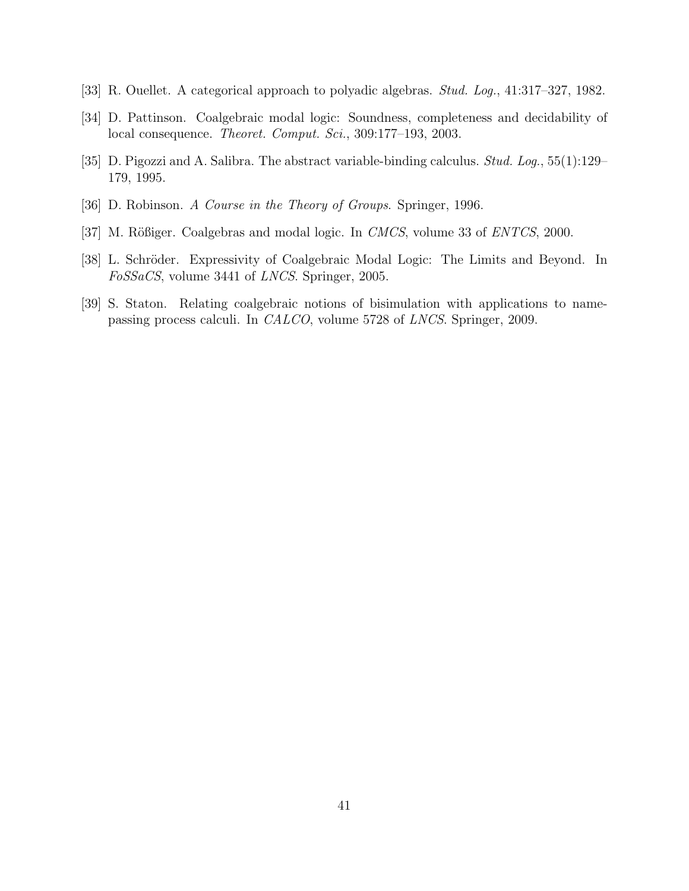[33] R. Ouellet. A categorical approach to polyadic algebras. *Stud. Log.*, 41:317–327, 1982.

[34] D. Pattinson. Coalgebraic modal logic: Soundness, completeness and decidability of local consequence. *Theoret. Comput. Sci.*, 309:177–193, 2003.

[35] D. Pigozzi and A. Salibra. The abstract variable-binding calculus. *Stud. Log.*, 55(1):129–179, 1995.

[36] D. Robinson. *A Course in the Theory of Groups*. Springer, 1996.

[37] M. Rößiger. Coalgebras and modal logic. In *CMCS*, volume 33 of *ENTCS*, 2000.

[38] L. Schröder. Expressivity of Coalgebraic Modal Logic: The Limits and Beyond. In *FoSSaCS*, volume 3441 of *LNCS*. Springer, 2005.

[39] S. Staton. Relating coalgebraic notions of bisimulation with applications to name-passing process calculi. In *CALCO*, volume 5728 of *LNCS*. Springer, 2009.